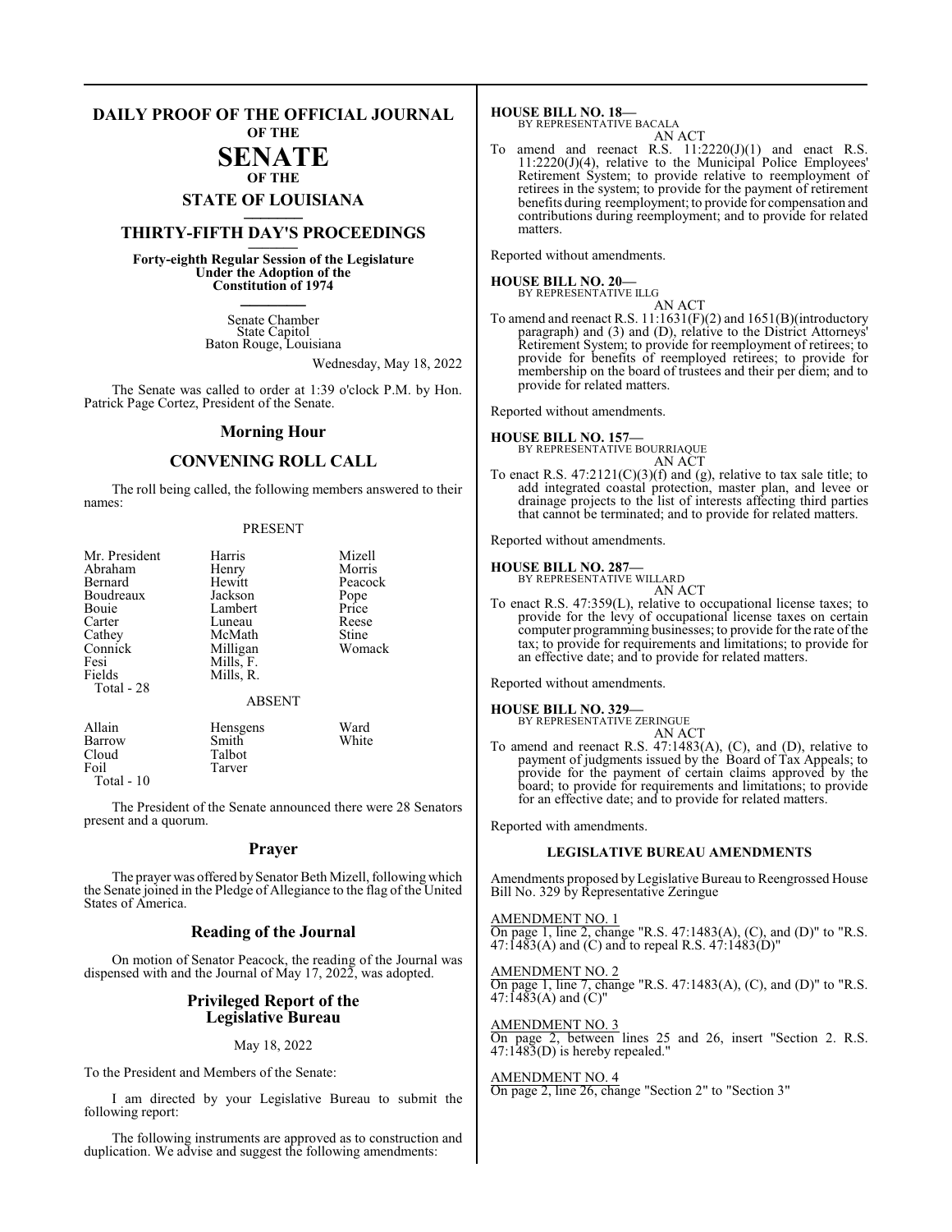# DAILY PROOF OF THE OFFICIAL JOURNAL

**OF THE**

# SENATE

**OF THE**

## STATE OF LOUISIANA

## THIRTY-FIFTH DAY'S PROCEEDINGS

**Forty-eighth Regular Session of the Legislature Under the Adoption of the Constitution of 1974**

Senate Chamber
State Capitol
Baton Rouge, Louisiana

Wednesday, May 18, 2022

The Senate was called to order at 1:39 o'clock P.M. by Hon. Patrick Page Cortez, President of the Senate.

## Morning Hour

## CONVENING ROLL CALL

The roll being called, the following members answered to their names:

PRESENT

| | | |
|---|---|---|
| Mr. President | Harris | Mizell |
| Abraham | Henry | Morris |
| Bernard | Hewitt | Peacock |
| Boudreaux | Jackson | Pope |
| Bouie | Lambert | Price |
| Carter | Luneau | Reese |
| Cathey | McMath | Stine |
| Connick | Milligan | Womack |
| Fesi | Mills, F. | |
| Fields | Mills, R. | |
| Total - 28 | | |

ABSENT

| | | |
|---|---|---|
| Allain | Hensgens | Ward |
| Barrow | Smith | White |
| Cloud | Talbot | |
| Foil | Tarver | |
| Total - 10 | | |

The President of the Senate announced there were 28 Senators present and a quorum.

## Prayer

The prayer was offered by Senator Beth Mizell, following which the Senate joined in the Pledge of Allegiance to the flag of the United States of America.

## Reading of the Journal

On motion of Senator Peacock, the reading of the Journal was dispensed with and the Journal of May 17, 2022, was adopted.

## Privileged Report of the Legislative Bureau

May 18, 2022

To the President and Members of the Senate:

I am directed by your Legislative Bureau to submit the following report:

The following instruments are approved as to construction and duplication. We advise and suggest the following amendments:

**HOUSE BILL NO. 18—**
BY REPRESENTATIVE BACALA
AN ACT

To amend and reenact R.S. 11:2220(J)(1) and enact R.S. 11:2220(J)(4), relative to the Municipal Police Employees' Retirement System; to provide relative to reemployment of retirees in the system; to provide for the payment of retirement benefits during reemployment; to provide for compensation and contributions during reemployment; and to provide for related matters.

Reported without amendments.

**HOUSE BILL NO. 20—**
BY REPRESENTATIVE ILLG
AN ACT

To amend and reenact R.S. 11:1631(F)(2) and 1651(B)(introductory paragraph) and (3) and (D), relative to the District Attorneys' Retirement System; to provide for reemployment of retirees; to provide for benefits of reemployed retirees; to provide for membership on the board of trustees and their per diem; and to provide for related matters.

Reported without amendments.

**HOUSE BILL NO. 157—**
BY REPRESENTATIVE BOURRIAQUE
AN ACT

To enact R.S. 47:2121(C)(3)(f) and (g), relative to tax sale title; to add integrated coastal protection, master plan, and levee or drainage projects to the list of interests affecting third parties that cannot be terminated; and to provide for related matters.

Reported without amendments.

**HOUSE BILL NO. 287—**
BY REPRESENTATIVE WILLARD
AN ACT

To enact R.S. 47:359(L), relative to occupational license taxes; to provide for the levy of occupational license taxes on certain computer programming businesses; to provide for the rate of the tax; to provide for requirements and limitations; to provide for an effective date; and to provide for related matters.

Reported without amendments.

**HOUSE BILL NO. 329—**
BY REPRESENTATIVE ZERINGUE
AN ACT

To amend and reenact R.S. 47:1483(A), (C), and (D), relative to payment of judgments issued by the Board of Tax Appeals; to provide for the payment of certain claims approved by the board; to provide for requirements and limitations; to provide for an effective date; and to provide for related matters.

Reported with amendments.

### LEGISLATIVE BUREAU AMENDMENTS

Amendments proposed by Legislative Bureau to Reengrossed House Bill No. 329 by Representative Zeringue

AMENDMENT NO. 1
On page 1, line 2, change "R.S. 47:1483(A), (C), and (D)" to "R.S. 47:1483(A) and (C) and to repeal R.S. 47:1483(D)"

AMENDMENT NO. 2
On page 1, line 7, change "R.S. 47:1483(A), (C), and (D)" to "R.S. 47:1483(A) and (C)"

AMENDMENT NO. 3
On page 2, between lines 25 and 26, insert "Section 2. R.S. 47:1483(D) is hereby repealed."

AMENDMENT NO. 4
On page 2, line 26, change "Section 2" to "Section 3"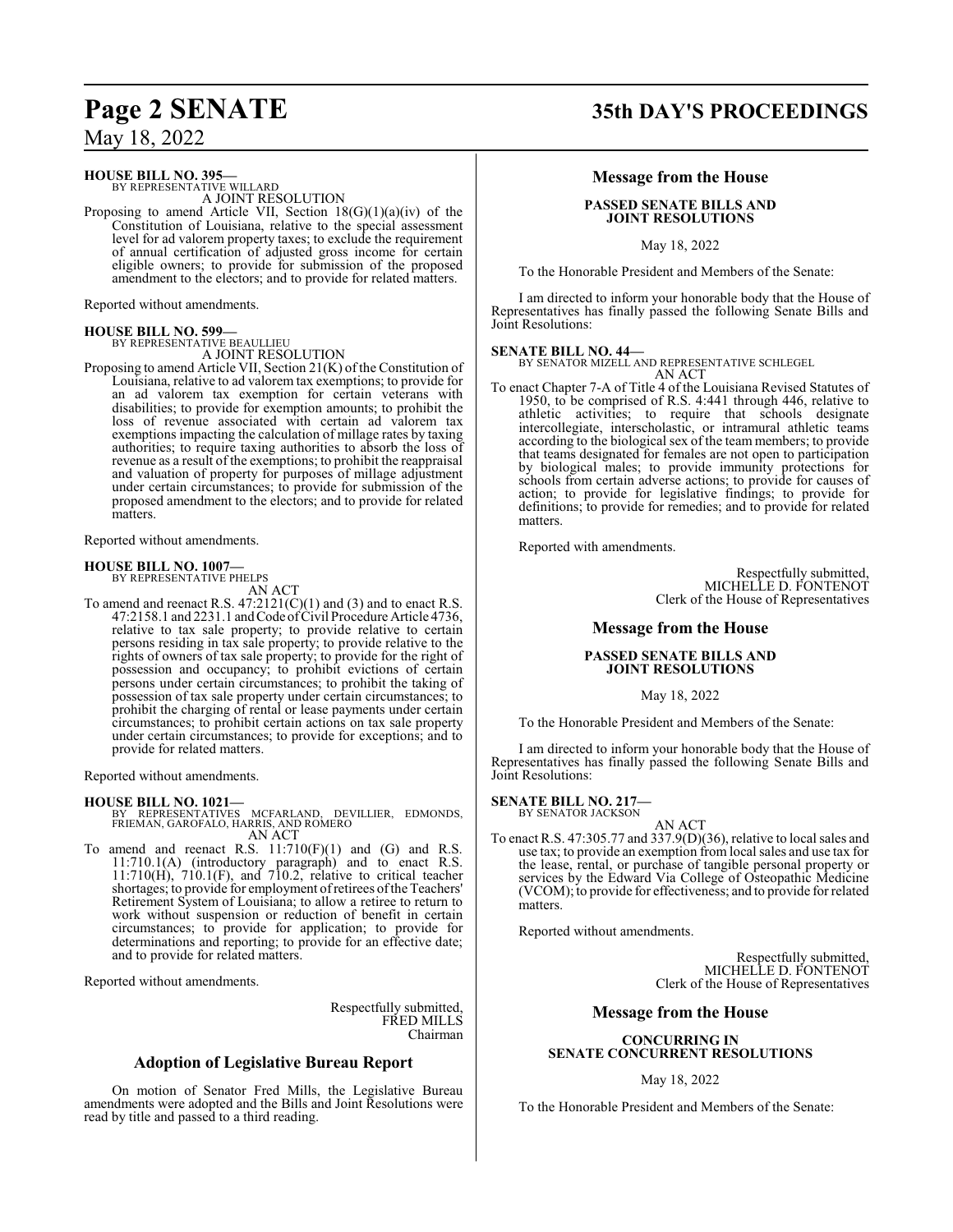**HOUSE BILL NO. 395—**
BY REPRESENTATIVE WILLARD
A JOINT RESOLUTION

Proposing to amend Article VII, Section 18(G)(1)(a)(iv) of the Constitution of Louisiana, relative to the special assessment level for ad valorem property taxes; to exclude the requirement of annual certification of adjusted gross income for certain eligible owners; to provide for submission of the proposed amendment to the electors; and to provide for related matters.

Reported without amendments.

**HOUSE BILL NO. 599—**
BY REPRESENTATIVE BEAULLIEU
A JOINT RESOLUTION

Proposing to amend Article VII, Section 21(K) of the Constitution of Louisiana, relative to ad valorem tax exemptions; to provide for an ad valorem tax exemption for certain veterans with disabilities; to provide for exemption amounts; to prohibit the loss of revenue associated with certain ad valorem tax exemptions impacting the calculation of millage rates by taxing authorities; to require taxing authorities to absorb the loss of revenue as a result of the exemptions; to prohibit the reappraisal and valuation of property for purposes of millage adjustment under certain circumstances; to provide for submission of the proposed amendment to the electors; and to provide for related matters.

Reported without amendments.

**HOUSE BILL NO. 1007—**
BY REPRESENTATIVE PHELPS
AN ACT

To amend and reenact R.S. 47:2121(C)(1) and (3) and to enact R.S. 47:2158.1 and 2231.1 and Code of Civil Procedure Article 4736, relative to tax sale property; to provide relative to certain persons residing in tax sale property; to provide relative to the rights of owners of tax sale property; to provide for the right of possession and occupancy; to prohibit evictions of certain persons under certain circumstances; to prohibit the taking of possession of tax sale property under certain circumstances; to prohibit the charging of rental or lease payments under certain circumstances; to prohibit certain actions on tax sale property under certain circumstances; to provide for exceptions; and to provide for related matters.

Reported without amendments.

**HOUSE BILL NO. 1021—**
BY REPRESENTATIVES MCFARLAND, DEVILLIER, EDMONDS, FRIEMAN, GAROFALO, HARRIS, AND ROMERO
AN ACT

To amend and reenact R.S. 11:710(F)(1) and (G) and R.S. 11:710.1(A) (introductory paragraph) and to enact R.S. 11:710(H), 710.1(F), and 710.2, relative to critical teacher shortages; to provide for employment of retirees of the Teachers' Retirement System of Louisiana; to allow a retiree to return to work without suspension or reduction of benefit in certain circumstances; to provide for application; to provide for determinations and reporting; to provide for an effective date; and to provide for related matters.

Reported without amendments.

Respectfully submitted,
FRED MILLS
Chairman

## Adoption of Legislative Bureau Report

On motion of Senator Fred Mills, the Legislative Bureau amendments were adopted and the Bills and Joint Resolutions were read by title and passed to a third reading.

## Message from the House

**PASSED SENATE BILLS AND JOINT RESOLUTIONS**

May 18, 2022

To the Honorable President and Members of the Senate:

I am directed to inform your honorable body that the House of Representatives has finally passed the following Senate Bills and Joint Resolutions:

**SENATE BILL NO. 44—**
BY SENATOR MIZELL AND REPRESENTATIVE SCHLEGEL
AN ACT

To enact Chapter 7-A of Title 4 of the Louisiana Revised Statutes of 1950, to be comprised of R.S. 4:441 through 446, relative to athletic activities; to require that schools designate intercollegiate, interscholastic, or intramural athletic teams according to the biological sex of the team members; to provide that teams designated for females are not open to participation by biological males; to provide immunity protections for schools from certain adverse actions; to provide for causes of action; to provide for legislative findings; to provide for definitions; to provide for remedies; and to provide for related matters.

Reported with amendments.

Respectfully submitted,
MICHELLE D. FONTENOT
Clerk of the House of Representatives

## Message from the House

**PASSED SENATE BILLS AND JOINT RESOLUTIONS**

May 18, 2022

To the Honorable President and Members of the Senate:

I am directed to inform your honorable body that the House of Representatives has finally passed the following Senate Bills and Joint Resolutions:

**SENATE BILL NO. 217—**
BY SENATOR JACKSON
AN ACT

To enact R.S. 47:305.77 and 337.9(D)(36), relative to local sales and use tax; to provide an exemption from local sales and use tax for the lease, rental, or purchase of tangible personal property or services by the Edward Via College of Osteopathic Medicine (VCOM); to provide for effectiveness; and to provide for related matters.

Reported without amendments.

Respectfully submitted,
MICHELLE D. FONTENOT
Clerk of the House of Representatives

## Message from the House

**CONCURRING IN SENATE CONCURRENT RESOLUTIONS**

May 18, 2022

To the Honorable President and Members of the Senate: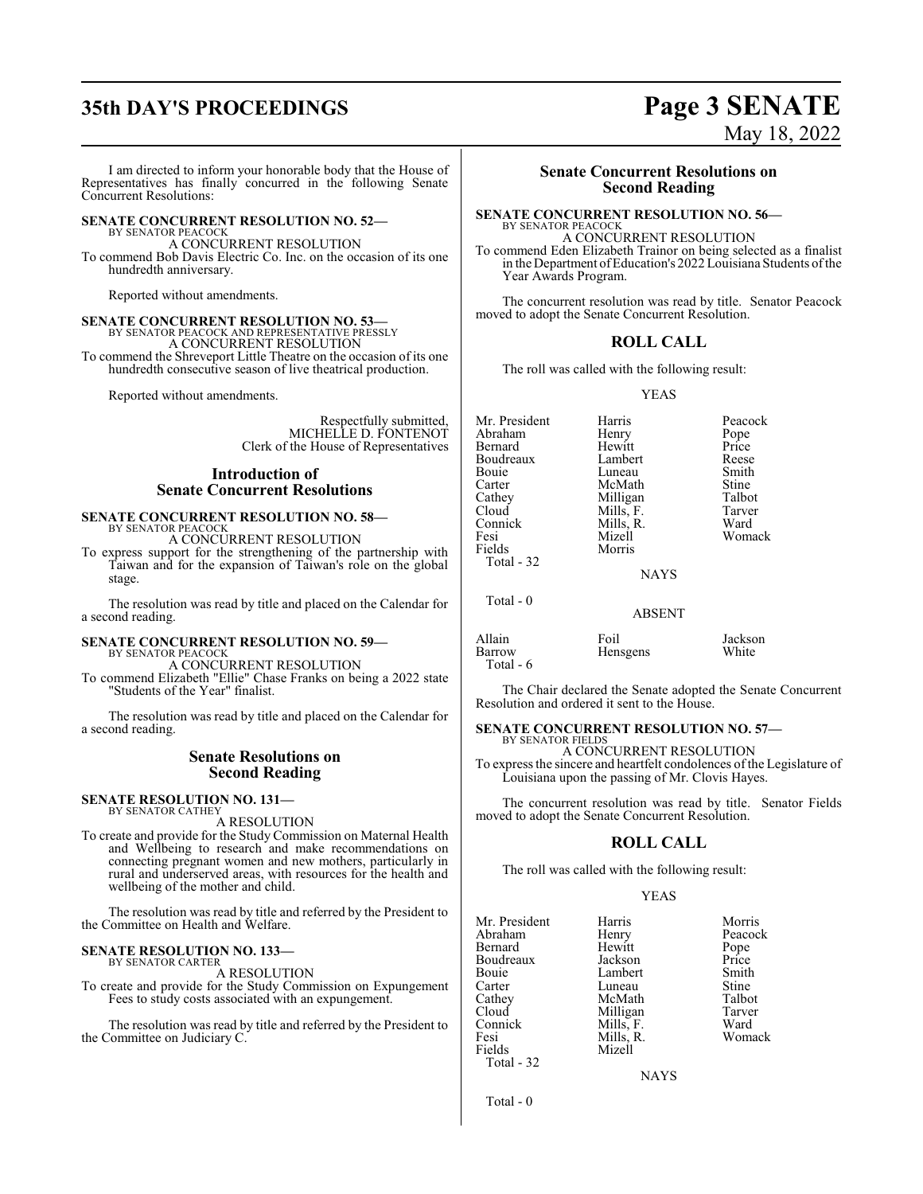I am directed to inform your honorable body that the House of Representatives has finally concurred in the following Senate Concurrent Resolutions:

**SENATE CONCURRENT RESOLUTION NO. 52—**
BY SENATOR PEACOCK

A CONCURRENT RESOLUTION

To commend Bob Davis Electric Co. Inc. on the occasion of its one hundredth anniversary.

Reported without amendments.

**SENATE CONCURRENT RESOLUTION NO. 53—**
BY SENATOR PEACOCK AND REPRESENTATIVE PRESSLY

A CONCURRENT RESOLUTION

To commend the Shreveport Little Theatre on the occasion of its one hundredth consecutive season of live theatrical production.

Reported without amendments.

Respectfully submitted,
MICHELLE D. FONTENOT
Clerk of the House of Representatives

## Introduction of Senate Concurrent Resolutions

**SENATE CONCURRENT RESOLUTION NO. 58—**
BY SENATOR PEACOCK

A CONCURRENT RESOLUTION

To express support for the strengthening of the partnership with Taiwan and for the expansion of Taiwan's role on the global stage.

The resolution was read by title and placed on the Calendar for a second reading.

**SENATE CONCURRENT RESOLUTION NO. 59—**
BY SENATOR PEACOCK

A CONCURRENT RESOLUTION

To commend Elizabeth "Ellie" Chase Franks on being a 2022 state "Students of the Year" finalist.

The resolution was read by title and placed on the Calendar for a second reading.

## Senate Resolutions on Second Reading

**SENATE RESOLUTION NO. 131—**
BY SENATOR CATHEY

A RESOLUTION

To create and provide for the Study Commission on Maternal Health and Wellbeing to research and make recommendations on connecting pregnant women and new mothers, particularly in rural and underserved areas, with resources for the health and wellbeing of the mother and child.

The resolution was read by title and referred by the President to the Committee on Health and Welfare.

**SENATE RESOLUTION NO. 133—**
BY SENATOR CARTER

A RESOLUTION

To create and provide for the Study Commission on Expungement Fees to study costs associated with an expungement.

The resolution was read by title and referred by the President to the Committee on Judiciary C.

## Senate Concurrent Resolutions on Second Reading

**SENATE CONCURRENT RESOLUTION NO. 56—**
BY SENATOR PEACOCK

A CONCURRENT RESOLUTION

To commend Eden Elizabeth Trainor on being selected as a finalist in the Department of Education's 2022 Louisiana Students of the Year Awards Program.

The concurrent resolution was read by title. Senator Peacock moved to adopt the Senate Concurrent Resolution.

### ROLL CALL

The roll was called with the following result:

YEAS

| | | |
|---|---|---|
| Mr. President | Harris | Peacock |
| Abraham | Henry | Pope |
| Bernard | Hewitt | Price |
| Boudreaux | Lambert | Reese |
| Bouie | Luneau | Smith |
| Carter | McMath | Stine |
| Cathey | Milligan | Talbot |
| Cloud | Mills, F. | Tarver |
| Connick | Mills, R. | Ward |
| Fesi | Mizell | Womack |
| Fields | Morris | |

Total - 32

NAYS

Total - 0

ABSENT

| | | |
|---|---|---|
| Allain | Foil | Jackson |
| Barrow | Hensgens | White |

Total - 6

The Chair declared the Senate adopted the Senate Concurrent Resolution and ordered it sent to the House.

**SENATE CONCURRENT RESOLUTION NO. 57—**
BY SENATOR FIELDS

A CONCURRENT RESOLUTION

To express the sincere and heartfelt condolences of the Legislature of Louisiana upon the passing of Mr. Clovis Hayes.

The concurrent resolution was read by title. Senator Fields moved to adopt the Senate Concurrent Resolution.

### ROLL CALL

The roll was called with the following result:

YEAS

| | | |
|---|---|---|
| Mr. President | Harris | Morris |
| Abraham | Henry | Peacock |
| Bernard | Hewitt | Pope |
| Boudreaux | Jackson | Price |
| Bouie | Lambert | Smith |
| Carter | Luneau | Stine |
| Cathey | McMath | Talbot |
| Cloud | Milligan | Tarver |
| Connick | Mills, F. | Ward |
| Fesi | Mills, R. | Womack |
| Fields | Mizell | |

Total - 32

NAYS

Total - 0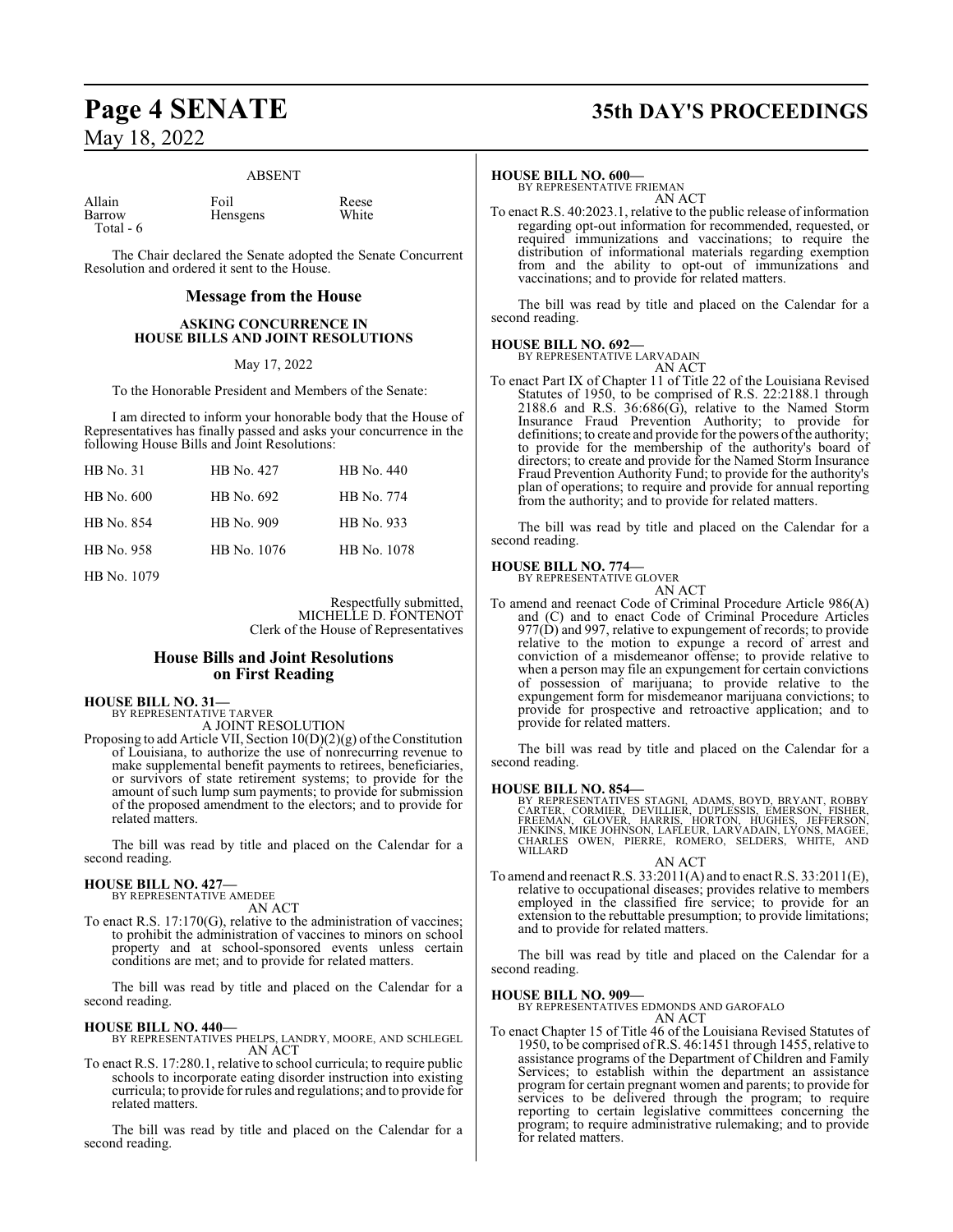ABSENT

| Allain | Foil | Reese |
|---|---|---|
| Barrow | Hensgens | White |
| Total - 6 | | |

The Chair declared the Senate adopted the Senate Concurrent Resolution and ordered it sent to the House.

## Message from the House

### ASKING CONCURRENCE IN HOUSE BILLS AND JOINT RESOLUTIONS

May 17, 2022

To the Honorable President and Members of the Senate:

I am directed to inform your honorable body that the House of Representatives has finally passed and asks your concurrence in the following House Bills and Joint Resolutions:

| HB No. 31 | HB No. 427 | HB No. 440 |
|---|---|---|
| HB No. 600 | HB No. 692 | HB No. 774 |
| HB No. 854 | HB No. 909 | HB No. 933 |
| HB No. 958 | HB No. 1076 | HB No. 1078 |
| HB No. 1079 | | |

Respectfully submitted,
MICHELLE D. FONTENOT
Clerk of the House of Representatives

## House Bills and Joint Resolutions on First Reading

**HOUSE BILL NO. 31—**
BY REPRESENTATIVE TARVER
A JOINT RESOLUTION

Proposing to add Article VII, Section 10(D)(2)(g) of the Constitution of Louisiana, to authorize the use of nonrecurring revenue to make supplemental benefit payments to retirees, beneficiaries, or survivors of state retirement systems; to provide for the amount of such lump sum payments; to provide for submission of the proposed amendment to the electors; and to provide for related matters.

The bill was read by title and placed on the Calendar for a second reading.

**HOUSE BILL NO. 427—**
BY REPRESENTATIVE AMEDEE
AN ACT

To enact R.S. 17:170(G), relative to the administration of vaccines; to prohibit the administration of vaccines to minors on school property and at school-sponsored events unless certain conditions are met; and to provide for related matters.

The bill was read by title and placed on the Calendar for a second reading.

**HOUSE BILL NO. 440—**
BY REPRESENTATIVES PHELPS, LANDRY, MOORE, AND SCHLEGEL
AN ACT

To enact R.S. 17:280.1, relative to school curricula; to require public schools to incorporate eating disorder instruction into existing curricula; to provide for rules and regulations; and to provide for related matters.

The bill was read by title and placed on the Calendar for a second reading.

**HOUSE BILL NO. 600—**
BY REPRESENTATIVE FRIEMAN
AN ACT

To enact R.S. 40:2023.1, relative to the public release of information regarding opt-out information for recommended, requested, or required immunizations and vaccinations; to require the distribution of informational materials regarding exemption from and the ability to opt-out of immunizations and vaccinations; and to provide for related matters.

The bill was read by title and placed on the Calendar for a second reading.

**HOUSE BILL NO. 692—**
BY REPRESENTATIVE LARVADAIN
AN ACT

To enact Part IX of Chapter 11 of Title 22 of the Louisiana Revised Statutes of 1950, to be comprised of R.S. 22:2188.1 through 2188.6 and R.S. 36:686(G), relative to the Named Storm Insurance Fraud Prevention Authority; to provide for definitions; to create and provide for the powers of the authority; to provide for the membership of the authority's board of directors; to create and provide for the Named Storm Insurance Fraud Prevention Authority Fund; to provide for the authority's plan of operations; to require and provide for annual reporting from the authority; and to provide for related matters.

The bill was read by title and placed on the Calendar for a second reading.

**HOUSE BILL NO. 774—**
BY REPRESENTATIVE GLOVER
AN ACT

To amend and reenact Code of Criminal Procedure Article 986(A) and (C) and to enact Code of Criminal Procedure Articles 977(D) and 997, relative to expungement of records; to provide relative to the motion to expunge a record of arrest and conviction of a misdemeanor offense; to provide relative to when a person may file an expungement for certain convictions of possession of marijuana; to provide relative to the expungement form for misdemeanor marijuana convictions; to provide for prospective and retroactive application; and to provide for related matters.

The bill was read by title and placed on the Calendar for a second reading.

**HOUSE BILL NO. 854—**
BY REPRESENTATIVES STAGNI, ADAMS, BOYD, BRYANT, ROBBY CARTER, CORMIER, DEVILLIER, DUPLESSIS, EMERSON, FISHER, FREEMAN, GLOVER, HARRIS, HORTON, HUGHES, JEFFERSON, JENKINS, MIKE JOHNSON, LAFLEUR, LARVADAIN, LYONS, MAGEE, CHARLES OWEN, PIERRE, ROMERO, SELDERS, WHITE, AND WILLARD
AN ACT

To amend and reenact R.S. 33:2011(A) and to enact R.S. 33:2011(E), relative to occupational diseases; provides relative to members employed in the classified fire service; to provide for an extension to the rebuttable presumption; to provide limitations; and to provide for related matters.

The bill was read by title and placed on the Calendar for a second reading.

**HOUSE BILL NO. 909—**
BY REPRESENTATIVES EDMONDS AND GAROFALO
AN ACT

To enact Chapter 15 of Title 46 of the Louisiana Revised Statutes of 1950, to be comprised of R.S. 46:1451 through 1455, relative to assistance programs of the Department of Children and Family Services; to establish within the department an assistance program for certain pregnant women and parents; to provide for services to be delivered through the program; to require reporting to certain legislative committees concerning the program; to require administrative rulemaking; and to provide for related matters.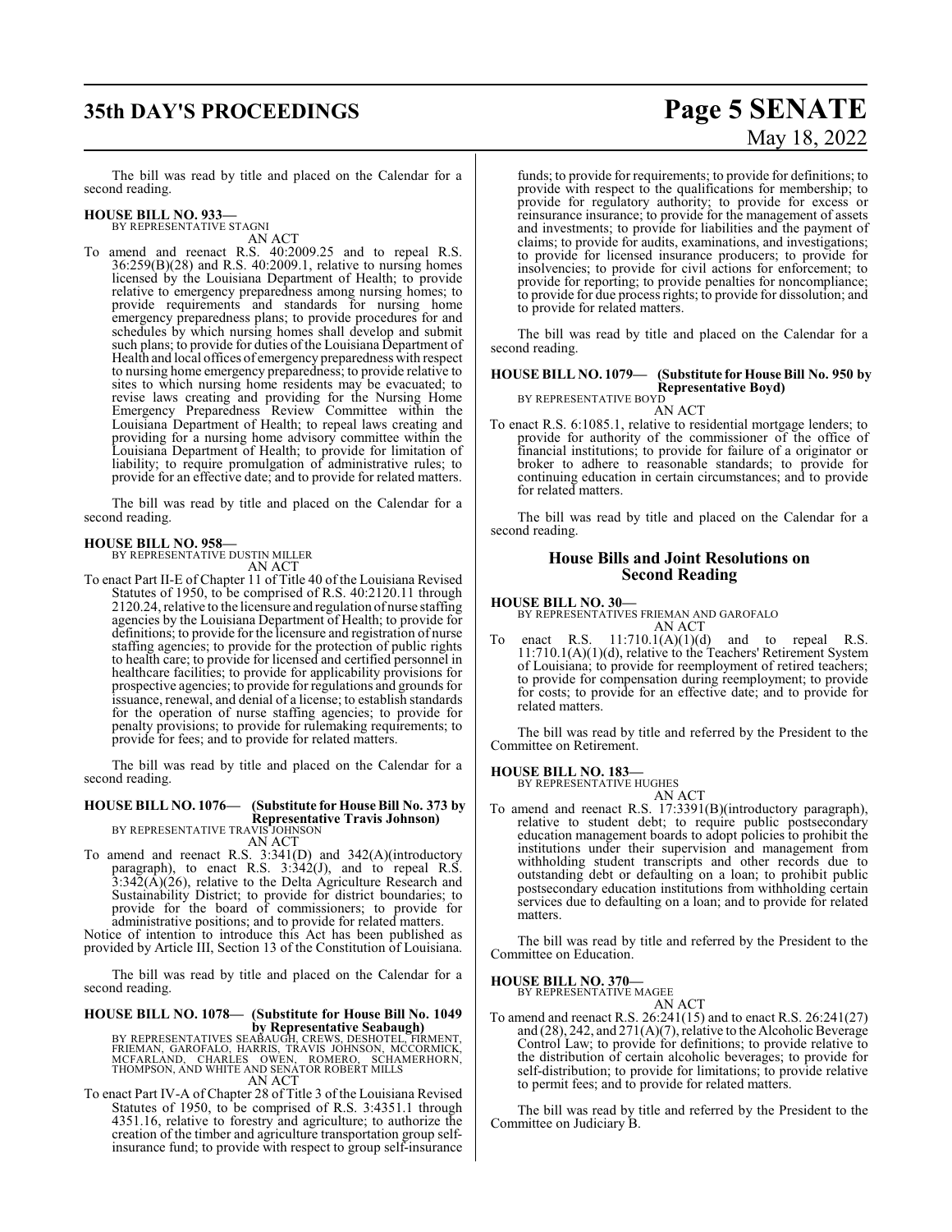The bill was read by title and placed on the Calendar for a second reading.

**HOUSE BILL NO. 933—**
BY REPRESENTATIVE STAGNI

AN ACT

To amend and reenact R.S. 40:2009.25 and to repeal R.S. 36:259(B)(28) and R.S. 40:2009.1, relative to nursing homes licensed by the Louisiana Department of Health; to provide relative to emergency preparedness among nursing homes; to provide requirements and standards for nursing home emergency preparedness plans; to provide procedures for and schedules by which nursing homes shall develop and submit such plans; to provide for duties of the Louisiana Department of Health and local offices of emergency preparedness with respect to nursing home emergency preparedness; to provide relative to sites to which nursing home residents may be evacuated; to revise laws creating and providing for the Nursing Home Emergency Preparedness Review Committee within the Louisiana Department of Health; to repeal laws creating and providing for a nursing home advisory committee within the Louisiana Department of Health; to provide for limitation of liability; to require promulgation of administrative rules; to provide for an effective date; and to provide for related matters.

The bill was read by title and placed on the Calendar for a second reading.

**HOUSE BILL NO. 958—**
BY REPRESENTATIVE DUSTIN MILLER

AN ACT

To enact Part II-E of Chapter 11 of Title 40 of the Louisiana Revised Statutes of 1950, to be comprised of R.S. 40:2120.11 through 2120.24, relative to the licensure and regulation of nurse staffing agencies by the Louisiana Department of Health; to provide for definitions; to provide for the licensure and registration of nurse staffing agencies; to provide for the protection of public rights to health care; to provide for licensed and certified personnel in healthcare facilities; to provide for applicability provisions for prospective agencies; to provide for regulations and grounds for issuance, renewal, and denial of a license; to establish standards for the operation of nurse staffing agencies; to provide for penalty provisions; to provide for rulemaking requirements; to provide for fees; and to provide for related matters.

The bill was read by title and placed on the Calendar for a second reading.

**HOUSE BILL NO. 1076— (Substitute for House Bill No. 373 by Representative Travis Johnson)**
BY REPRESENTATIVE TRAVIS JOHNSON

AN ACT

To amend and reenact R.S. 3:341(D) and 342(A)(introductory paragraph), to enact R.S. 3:342(J), and to repeal R.S. 3:342(A)(26), relative to the Delta Agriculture Research and Sustainability District; to provide for district boundaries; to provide for the board of commissioners; to provide for administrative positions; and to provide for related matters.

Notice of intention to introduce this Act has been published as provided by Article III, Section 13 of the Constitution of Louisiana.

The bill was read by title and placed on the Calendar for a second reading.

**HOUSE BILL NO. 1078— (Substitute for House Bill No. 1049 by Representative Seabaugh)**
BY REPRESENTATIVES SEABAUGH, CREWS, DESHOTEL, FIRMENT, FRIEMAN, GAROFALO, HARRIS, TRAVIS JOHNSON, MCCORMICK, MCFARLAND, CHARLES OWEN, ROMERO, SCHAMERHORN, THOMPSON, AND WHITE AND SENATOR ROBERT MILLS

AN ACT

To enact Part IV-A of Chapter 28 of Title 3 of the Louisiana Revised Statutes of 1950, to be comprised of R.S. 3:4351.1 through 4351.16, relative to forestry and agriculture; to authorize the creation of the timber and agriculture transportation group self-insurance fund; to provide with respect to group self-insurance funds; to provide for requirements; to provide for definitions; to provide with respect to the qualifications for membership; to provide for regulatory authority; to provide for excess or reinsurance insurance; to provide for the management of assets and investments; to provide for liabilities and the payment of claims; to provide for audits, examinations, and investigations; to provide for licensed insurance producers; to provide for insolvencies; to provide for civil actions for enforcement; to provide for reporting; to provide penalties for noncompliance; to provide for due process rights; to provide for dissolution; and to provide for related matters.

The bill was read by title and placed on the Calendar for a second reading.

**HOUSE BILL NO. 1079— (Substitute for House Bill No. 950 by Representative Boyd)**
BY REPRESENTATIVE BOYD

AN ACT

To enact R.S. 6:1085.1, relative to residential mortgage lenders; to provide for authority of the commissioner of the office of financial institutions; to provide for failure of a originator or broker to adhere to reasonable standards; to provide for continuing education in certain circumstances; and to provide for related matters.

The bill was read by title and placed on the Calendar for a second reading.

## House Bills and Joint Resolutions on Second Reading

**HOUSE BILL NO. 30—**
BY REPRESENTATIVES FRIEMAN AND GAROFALO

AN ACT

To enact R.S. 11:710.1(A)(1)(d) and to repeal R.S. 11:710.1(A)(1)(d), relative to the Teachers' Retirement System of Louisiana; to provide for reemployment of retired teachers; to provide for compensation during reemployment; to provide for costs; to provide for an effective date; and to provide for related matters.

The bill was read by title and referred by the President to the Committee on Retirement.

**HOUSE BILL NO. 183—**
BY REPRESENTATIVE HUGHES

AN ACT

To amend and reenact R.S. 17:3391(B)(introductory paragraph), relative to student debt; to require public postsecondary education management boards to adopt policies to prohibit the institutions under their supervision and management from withholding student transcripts and other records due to outstanding debt or defaulting on a loan; to prohibit public postsecondary education institutions from withholding certain services due to defaulting on a loan; and to provide for related matters.

The bill was read by title and referred by the President to the Committee on Education.

**HOUSE BILL NO. 370—**
BY REPRESENTATIVE MAGEE

AN ACT

To amend and reenact R.S. 26:241(15) and to enact R.S. 26:241(27) and (28), 242, and 271(A)(7), relative to the Alcoholic Beverage Control Law; to provide for definitions; to provide relative to the distribution of certain alcoholic beverages; to provide for self-distribution; to provide for limitations; to provide relative to permit fees; and to provide for related matters.

The bill was read by title and referred by the President to the Committee on Judiciary B.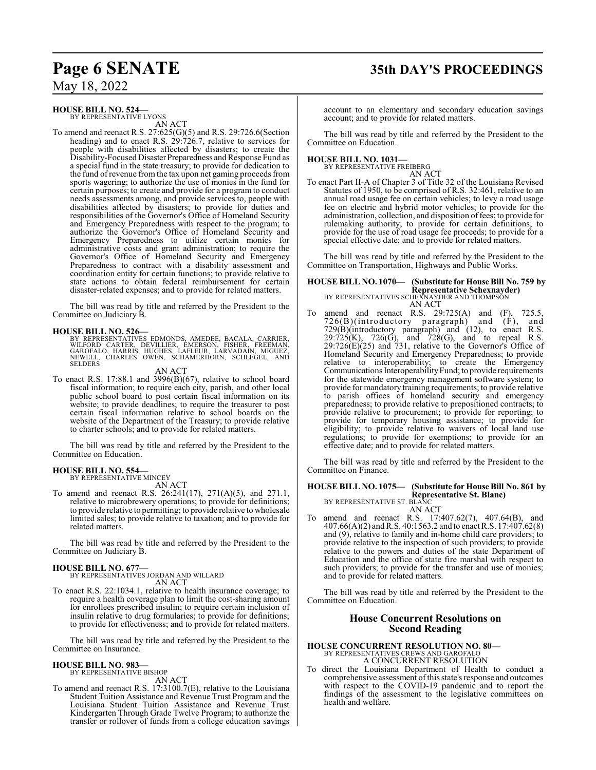**HOUSE BILL NO. 524—**
BY REPRESENTATIVE LYONS

AN ACT

To amend and reenact R.S. 27:625(G)(5) and R.S. 29:726.6(Section heading) and to enact R.S. 29:726.7, relative to services for people with disabilities affected by disasters; to create the Disability-Focused Disaster Preparedness and Response Fund as a special fund in the state treasury; to provide for dedication to the fund of revenue from the tax upon net gaming proceeds from sports wagering; to authorize the use of monies in the fund for certain purposes; to create and provide for a program to conduct needs assessments among, and provide services to, people with disabilities affected by disasters; to provide for duties and responsibilities of the Governor's Office of Homeland Security and Emergency Preparedness with respect to the program; to authorize the Governor's Office of Homeland Security and Emergency Preparedness to utilize certain monies for administrative costs and grant administration; to require the Governor's Office of Homeland Security and Emergency Preparedness to contract with a disability assessment and coordination entity for certain functions; to provide relative to state actions to obtain federal reimbursement for certain disaster-related expenses; and to provide for related matters.

The bill was read by title and referred by the President to the Committee on Judiciary B.

**HOUSE BILL NO. 526—**
BY REPRESENTATIVES EDMONDS, AMEDEE, BACALA, CARRIER, WILFORD CARTER, DEVILLIER, EMERSON, FISHER, FREEMAN, GAROFALO, HARRIS, HUGHES, LAFLEUR, LARVADAIN, MIGUEZ, NEWELL, CHARLES OWEN, SCHAMERHORN, SCHLEGEL, AND SELDERS

AN ACT

To enact R.S. 17:88.1 and 3996(B)(67), relative to school board fiscal information; to require each city, parish, and other local public school board to post certain fiscal information on its website; to provide deadlines; to require the treasurer to post certain fiscal information relative to school boards on the website of the Department of the Treasury; to provide relative to charter schools; and to provide for related matters.

The bill was read by title and referred by the President to the Committee on Education.

**HOUSE BILL NO. 554—**
BY REPRESENTATIVE MINCEY

AN ACT

To amend and reenact R.S. 26:241(17), 271(A)(5), and 271.1, relative to microbrewery operations; to provide for definitions; to provide relative to permitting; to provide relative to wholesale limited sales; to provide relative to taxation; and to provide for related matters.

The bill was read by title and referred by the President to the Committee on Judiciary B.

**HOUSE BILL NO. 677—**
BY REPRESENTATIVES JORDAN AND WILLARD

AN ACT

To enact R.S. 22:1034.1, relative to health insurance coverage; to require a health coverage plan to limit the cost-sharing amount for enrollees prescribed insulin; to require certain inclusion of insulin relative to drug formularies; to provide for definitions; to provide for effectiveness; and to provide for related matters.

The bill was read by title and referred by the President to the Committee on Insurance.

**HOUSE BILL NO. 983—**
BY REPRESENTATIVE BISHOP

AN ACT

To amend and reenact R.S. 17:3100.7(E), relative to the Louisiana Student Tuition Assistance and Revenue Trust Program and the Louisiana Student Tuition Assistance and Revenue Trust Kindergarten Through Grade Twelve Program; to authorize the transfer or rollover of funds from a college education savings account to an elementary and secondary education savings account; and to provide for related matters.

The bill was read by title and referred by the President to the Committee on Education.

**HOUSE BILL NO. 1031—**
BY REPRESENTATIVE FREIBERG

AN ACT

To enact Part II-A of Chapter 3 of Title 32 of the Louisiana Revised Statutes of 1950, to be comprised of R.S. 32:461, relative to an annual road usage fee on certain vehicles; to levy a road usage fee on electric and hybrid motor vehicles; to provide for the administration, collection, and disposition of fees; to provide for rulemaking authority; to provide for certain definitions; to provide for the use of road usage fee proceeds; to provide for a special effective date; and to provide for related matters.

The bill was read by title and referred by the President to the Committee on Transportation, Highways and Public Works.

**HOUSE BILL NO. 1070— (Substitute for House Bill No. 759 by Representative Schexnayder)**
BY REPRESENTATIVES SCHEXNAYDER AND THOMPSON

AN ACT

To amend and reenact R.S. 29:725(A) and (F), 725.5, 726(B)(introductory paragraph) and (F), and 729(B)(introductory paragraph) and (12), to enact R.S. 29:725(K), 726(G), and 728(G), and to repeal R.S. 29:726(E)(25) and 731, relative to the Governor's Office of Homeland Security and Emergency Preparedness; to provide relative to interoperability; to create the Emergency Communications Interoperability Fund; to provide requirements for the statewide emergency management software system; to provide for mandatory training requirements; to provide relative to parish offices of homeland security and emergency preparedness; to provide relative to prepositioned contracts; to provide relative to procurement; to provide for reporting; to provide for temporary housing assistance; to provide for eligibility; to provide relative to waivers of local land use regulations; to provide for exemptions; to provide for an effective date; and to provide for related matters.

The bill was read by title and referred by the President to the Committee on Finance.

**HOUSE BILL NO. 1075— (Substitute for House Bill No. 861 by Representative St. Blanc)**
BY REPRESENTATIVE ST. BLANC

AN ACT

To amend and reenact R.S. 17:407.62(7), 407.64(B), and 407.66(A)(2) and R.S. 40:1563.2 and to enact R.S. 17:407.62(8) and (9), relative to family and in-home child care providers; to provide relative to the inspection of such providers; to provide relative to the powers and duties of the state Department of Education and the office of state fire marshal with respect to such providers; to provide for the transfer and use of monies; and to provide for related matters.

The bill was read by title and referred by the President to the Committee on Education.

## House Concurrent Resolutions on Second Reading

**HOUSE CONCURRENT RESOLUTION NO. 80—**
BY REPRESENTATIVES CREWS AND GAROFALO

A CONCURRENT RESOLUTION

To direct the Louisiana Department of Health to conduct a comprehensive assessment of this state's response and outcomes with respect to the COVID-19 pandemic and to report the findings of the assessment to the legislative committees on health and welfare.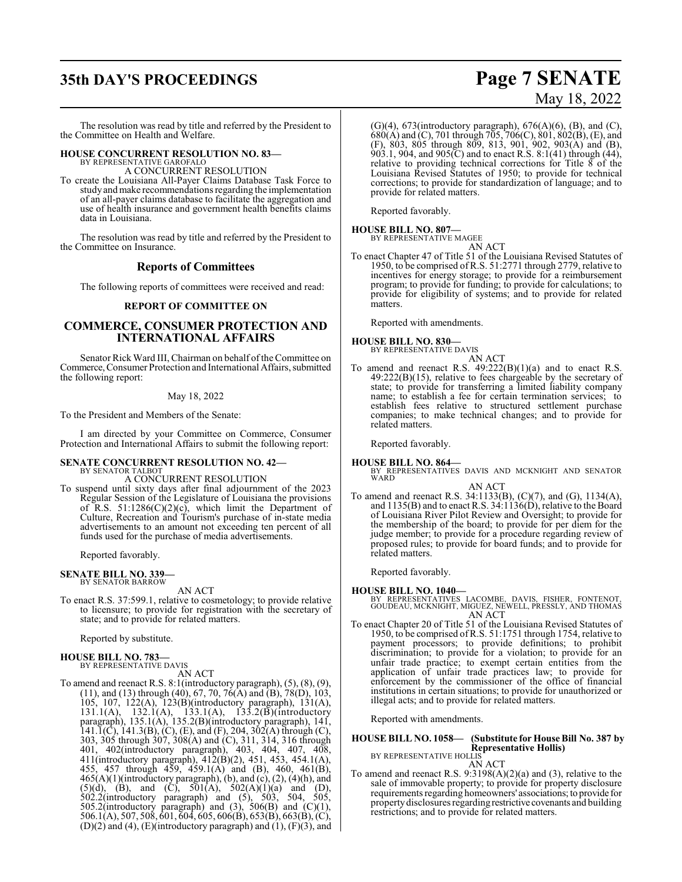The resolution was read by title and referred by the President to the Committee on Health and Welfare.

**HOUSE CONCURRENT RESOLUTION NO. 83—**
BY REPRESENTATIVE GAROFALO
A CONCURRENT RESOLUTION

To create the Louisiana All-Payer Claims Database Task Force to study and make recommendations regarding the implementation of an all-payer claims database to facilitate the aggregation and use of health insurance and government health benefits claims data in Louisiana.

The resolution was read by title and referred by the President to the Committee on Insurance.

## Reports of Committees

The following reports of committees were received and read:

### REPORT OF COMMITTEE ON

## COMMERCE, CONSUMER PROTECTION AND INTERNATIONAL AFFAIRS

Senator Rick Ward III, Chairman on behalf of the Committee on Commerce, Consumer Protection and International Affairs, submitted the following report:

May 18, 2022

To the President and Members of the Senate:

I am directed by your Committee on Commerce, Consumer Protection and International Affairs to submit the following report:

**SENATE CONCURRENT RESOLUTION NO. 42—**
BY SENATOR TALBOT
A CONCURRENT RESOLUTION

To suspend until sixty days after final adjournment of the 2023 Regular Session of the Legislature of Louisiana the provisions of R.S. 51:1286(C)(2)(c), which limit the Department of Culture, Recreation and Tourism's purchase of in-state media advertisements to an amount not exceeding ten percent of all funds used for the purchase of media advertisements.

Reported favorably.

**SENATE BILL NO. 339—**
BY SENATOR BARROW
AN ACT

To enact R.S. 37:599.1, relative to cosmetology; to provide relative to licensure; to provide for registration with the secretary of state; and to provide for related matters.

Reported by substitute.

**HOUSE BILL NO. 783—**
BY REPRESENTATIVE DAVIS
AN ACT

To amend and reenact R.S. 8:1(introductory paragraph), (5), (8), (9), (11), and (13) through (40), 67, 70, 76(A) and (B), 78(D), 103, 105, 107, 122(A), 123(B)(introductory paragraph), 131(A), 131.1(A), 132.1(A), 133.1(A), 133.2(B)(introductory paragraph), 135.1(A), 135.2(B)(introductory paragraph), 141, 141.1(C), 141.3(B), (C), (E), and (F), 204, 302(A) through (C), 303, 305 through 307, 308(A) and (C), 311, 314, 316 through 401, 402(introductory paragraph), 403, 404, 407, 408, 411(introductory paragraph), 412(B)(2), 451, 453, 454.1(A), 455, 457 through 459, 459.1(A) and (B), 460, 461(B), 465(A)(1)(introductory paragraph), (b), and (c), (2), (4)(h), and (5)(d), (B), and (C), 501(A), 502(A)(1)(a) and (D), 502.2(introductory paragraph) and (5), 503, 504, 505, 505.2(introductory paragraph) and (3), 506(B) and (C)(1), 506.1(A), 507, 508, 601, 604, 605, 606(B), 653(B), 663(B), (C), (D)(2) and (4), (E)(introductory paragraph) and (1), (F)(3), and (G)(4), 673(introductory paragraph), 676(A)(6), (B), and (C), 680(A) and (C), 701 through 705, 706(C), 801, 802(B), (E), and (F), 803, 805 through 809, 813, 901, 902, 903(A) and (B), 903.1, 904, and 905(C) and to enact R.S. 8:1(41) through (44), relative to providing technical corrections for Title 8 of the Louisiana Revised Statutes of 1950; to provide for technical corrections; to provide for standardization of language; and to provide for related matters.

Reported favorably.

**HOUSE BILL NO. 807—**
BY REPRESENTATIVE MAGEE
AN ACT

To enact Chapter 47 of Title 51 of the Louisiana Revised Statutes of 1950, to be comprised of R.S. 51:2771 through 2779, relative to incentives for energy storage; to provide for a reimbursement program; to provide for funding; to provide for calculations; to provide for eligibility of systems; and to provide for related matters.

Reported with amendments.

**HOUSE BILL NO. 830—**
BY REPRESENTATIVE DAVIS
AN ACT

To amend and reenact R.S. 49:222(B)(1)(a) and to enact R.S. 49:222(B)(15), relative to fees chargeable by the secretary of state; to provide for transferring a limited liability company name; to establish a fee for certain termination services; to establish fees relative to structured settlement purchase companies; to make technical changes; and to provide for related matters.

Reported favorably.

**HOUSE BILL NO. 864—**
BY REPRESENTATIVES DAVIS AND MCKNIGHT AND SENATOR WARD
AN ACT

To amend and reenact R.S. 34:1133(B), (C)(7), and (G), 1134(A), and 1135(B) and to enact R.S. 34:1136(D), relative to the Board of Louisiana River Pilot Review and Oversight; to provide for the membership of the board; to provide for per diem for the judge member; to provide for a procedure regarding review of proposed rules; to provide for board funds; and to provide for related matters.

Reported favorably.

**HOUSE BILL NO. 1040—**
BY REPRESENTATIVES LACOMBE, DAVIS, FISHER, FONTENOT, GOUDEAU, MCKNIGHT, MIGUEZ, NEWELL, PRESSLY, AND THOMAS
AN ACT

To enact Chapter 20 of Title 51 of the Louisiana Revised Statutes of 1950, to be comprised of R.S. 51:1751 through 1754, relative to payment processors; to provide definitions; to prohibit discrimination; to provide for a violation; to provide for an unfair trade practice; to exempt certain entities from the application of unfair trade practices law; to provide for enforcement by the commissioner of the office of financial institutions in certain situations; to provide for unauthorized or illegal acts; and to provide for related matters.

Reported with amendments.

**HOUSE BILL NO. 1058— (Substitute for House Bill No. 387 by Representative Hollis)**
BY REPRESENTATIVE HOLLIS
AN ACT

To amend and reenact R.S. 9:3198(A)(2)(a) and (3), relative to the sale of immovable property; to provide for property disclosure requirements regarding homeowners' associations; to provide for property disclosures regarding restrictive covenants and building restrictions; and to provide for related matters.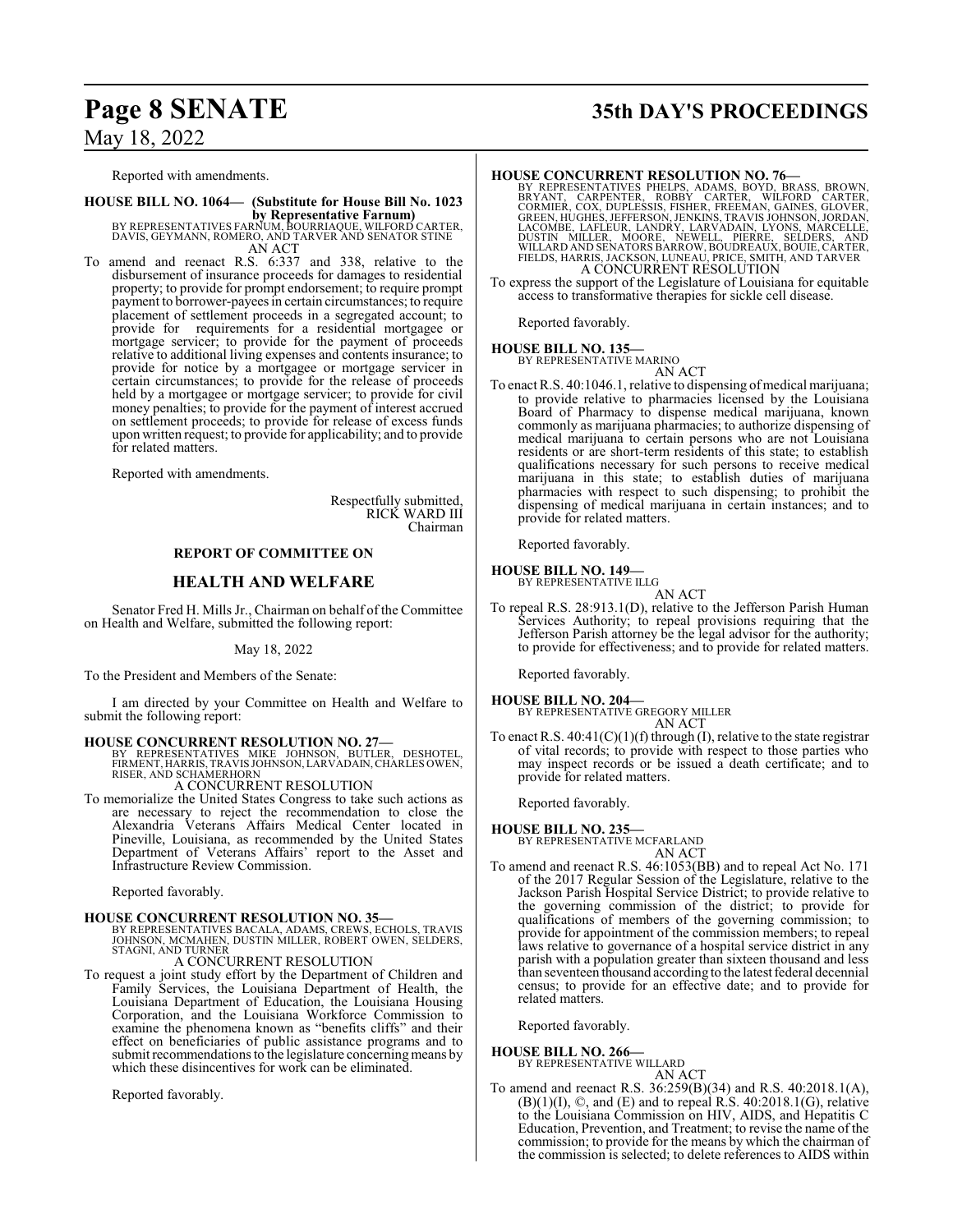Reported with amendments.

**HOUSE BILL NO. 1064— (Substitute for House Bill No. 1023 by Representative Farnum)**
BY REPRESENTATIVES FARNUM, BOURRIAQUE, WILFORD CARTER, DAVIS, GEYMANN, ROMERO, AND TARVER AND SENATOR STINE
AN ACT

To amend and reenact R.S. 6:337 and 338, relative to the disbursement of insurance proceeds for damages to residential property; to provide for prompt endorsement; to require prompt payment to borrower-payees in certain circumstances; to require placement of settlement proceeds in a segregated account; to provide for requirements for a residential mortgagee or mortgage servicer; to provide for the payment of proceeds relative to additional living expenses and contents insurance; to provide for notice by a mortgagee or mortgage servicer in certain circumstances; to provide for the release of proceeds held by a mortgagee or mortgage servicer; to provide for civil money penalties; to provide for the payment of interest accrued on settlement proceeds; to provide for release of excess funds upon written request; to provide for applicability; and to provide for related matters.

Reported with amendments.

Respectfully submitted,
RICK WARD III
Chairman

## REPORT OF COMMITTEE ON

## HEALTH AND WELFARE

Senator Fred H. Mills Jr., Chairman on behalf of the Committee on Health and Welfare, submitted the following report:

May 18, 2022

To the President and Members of the Senate:

I am directed by your Committee on Health and Welfare to submit the following report:

**HOUSE CONCURRENT RESOLUTION NO. 27—**
BY REPRESENTATIVES MIKE JOHNSON, BUTLER, DESHOTEL, FIRMENT, HARRIS, TRAVIS JOHNSON, LARVADAIN, CHARLES OWEN, RISER, AND SCHAMERHORN
A CONCURRENT RESOLUTION

To memorialize the United States Congress to take such actions as are necessary to reject the recommendation to close the Alexandria Veterans Affairs Medical Center located in Pineville, Louisiana, as recommended by the United States Department of Veterans Affairs' report to the Asset and Infrastructure Review Commission.

Reported favorably.

**HOUSE CONCURRENT RESOLUTION NO. 35—**
BY REPRESENTATIVES BACALA, ADAMS, CREWS, ECHOLS, TRAVIS JOHNSON, MCMAHEN, DUSTIN MILLER, ROBERT OWEN, SELDERS, STAGNI, AND TURNER
A CONCURRENT RESOLUTION

To request a joint study effort by the Department of Children and Family Services, the Louisiana Department of Health, the Louisiana Department of Education, the Louisiana Housing Corporation, and the Louisiana Workforce Commission to examine the phenomena known as "benefits cliffs" and their effect on beneficiaries of public assistance programs and to submit recommendations to the legislature concerning means by which these disincentives for work can be eliminated.

Reported favorably.

**HOUSE CONCURRENT RESOLUTION NO. 76—**
BY REPRESENTATIVES PHELPS, ADAMS, BOYD, BRASS, BROWN, BRYANT, CARPENTER, ROBBY CARTER, WILFORD CARTER, CORMIER, COX, DUPLESSIS, FISHER, FREEMAN, GAINES, GLOVER, GREEN, HUGHES, JEFFERSON, JENKINS, TRAVIS JOHNSON, JORDAN, LACOMBE, LAFLEUR, LANDRY, LARVADAIN, LYONS, MARCELLE, DUSTIN MILLER, MOORE, NEWELL, PIERRE, SELDERS, AND WILLARD AND SENATORS BARROW, BOUDREAUX, BOUIE, CARTER, FIELDS, HARRIS, JACKSON, LUNEAU, PRICE, SMITH, AND TARVER
A CONCURRENT RESOLUTION

To express the support of the Legislature of Louisiana for equitable access to transformative therapies for sickle cell disease.

Reported favorably.

**HOUSE BILL NO. 135—**
BY REPRESENTATIVE MARINO
AN ACT

To enact R.S. 40:1046.1, relative to dispensing of medical marijuana; to provide relative to pharmacies licensed by the Louisiana Board of Pharmacy to dispense medical marijuana, known commonly as marijuana pharmacies; to authorize dispensing of medical marijuana to certain persons who are not Louisiana residents or are short-term residents of this state; to establish qualifications necessary for such persons to receive medical marijuana in this state; to establish duties of marijuana pharmacies with respect to such dispensing; to prohibit the dispensing of medical marijuana in certain instances; and to provide for related matters.

Reported favorably.

**HOUSE BILL NO. 149—**
BY REPRESENTATIVE ILLG
AN ACT

To repeal R.S. 28:913.1(D), relative to the Jefferson Parish Human Services Authority; to repeal provisions requiring that the Jefferson Parish attorney be the legal advisor for the authority; to provide for effectiveness; and to provide for related matters.

Reported favorably.

**HOUSE BILL NO. 204—**
BY REPRESENTATIVE GREGORY MILLER
AN ACT

To enact R.S. 40:41(C)(1)(f) through (I), relative to the state registrar of vital records; to provide with respect to those parties who may inspect records or be issued a death certificate; and to provide for related matters.

Reported favorably.

**HOUSE BILL NO. 235—**
BY REPRESENTATIVE MCFARLAND
AN ACT

To amend and reenact R.S. 46:1053(BB) and to repeal Act No. 171 of the 2017 Regular Session of the Legislature, relative to the Jackson Parish Hospital Service District; to provide relative to the governing commission of the district; to provide for qualifications of members of the governing commission; to provide for appointment of the commission members; to repeal laws relative to governance of a hospital service district in any parish with a population greater than sixteen thousand and less than seventeen thousand according to the latest federal decennial census; to provide for an effective date; and to provide for related matters.

Reported favorably.

**HOUSE BILL NO. 266—**
BY REPRESENTATIVE WILLARD
AN ACT

To amend and reenact R.S. 36:259(B)(34) and R.S. 40:2018.1(A), (B)(1)(I), ©, and (E) and to repeal R.S. 40:2018.1(G), relative to the Louisiana Commission on HIV, AIDS, and Hepatitis C Education, Prevention, and Treatment; to revise the name of the commission; to provide for the means by which the chairman of the commission is selected; to delete references to AIDS within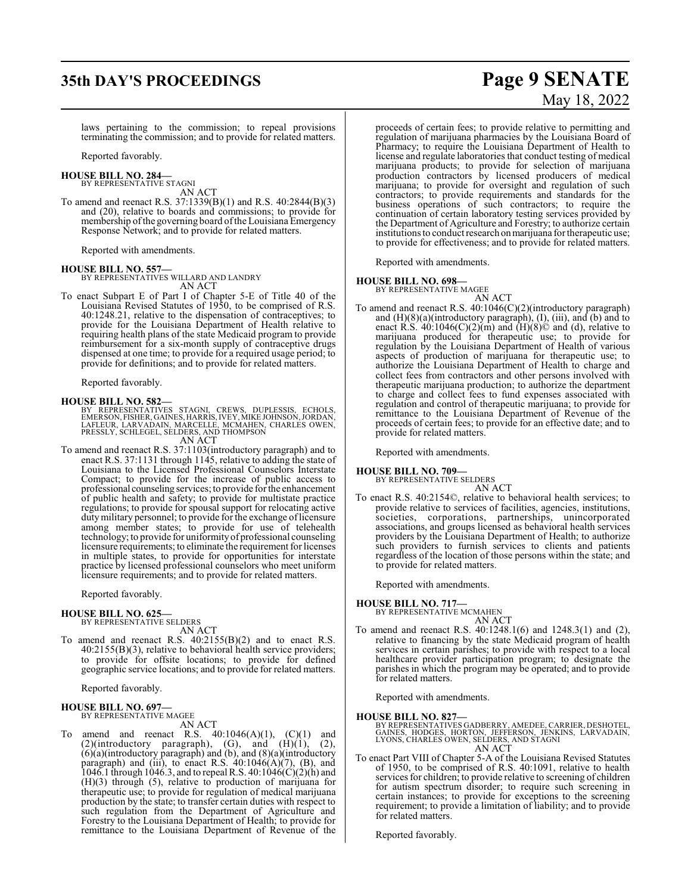laws pertaining to the commission; to repeal provisions terminating the commission; and to provide for related matters.

Reported favorably.

**HOUSE BILL NO. 284—**
BY REPRESENTATIVE STAGNI
AN ACT

To amend and reenact R.S. 37:1339(B)(1) and R.S. 40:2844(B)(3) and (20), relative to boards and commissions; to provide for membership of the governing board of the Louisiana Emergency Response Network; and to provide for related matters.

Reported with amendments.

**HOUSE BILL NO. 557—**
BY REPRESENTATIVES WILLARD AND LANDRY
AN ACT

To enact Subpart E of Part I of Chapter 5-E of Title 40 of the Louisiana Revised Statutes of 1950, to be comprised of R.S. 40:1248.21, relative to the dispensation of contraceptives; to provide for the Louisiana Department of Health relative to requiring health plans of the state Medicaid program to provide reimbursement for a six-month supply of contraceptive drugs dispensed at one time; to provide for a required usage period; to provide for definitions; and to provide for related matters.

Reported favorably.

**HOUSE BILL NO. 582—**
BY REPRESENTATIVES STAGNI, CREWS, DUPLESSIS, ECHOLS, EMERSON, FISHER, GAINES, HARRIS, IVEY, MIKE JOHNSON, JORDAN, LAFLEUR, LARVADAIN, MARCELLE, MCMAHEN, CHARLES OWEN, PRESSLY, SCHLEGEL, SELDERS, AND THOMPSON
AN ACT

To amend and reenact R.S. 37:1103(introductory paragraph) and to enact R.S. 37:1131 through 1145, relative to adding the state of Louisiana to the Licensed Professional Counselors Interstate Compact; to provide for the increase of public access to professional counseling services; to provide for the enhancement of public health and safety; to provide for multistate practice regulations; to provide for spousal support for relocating active duty military personnel; to provide for the exchange of licensure among member states; to provide for use of telehealth technology; to provide for uniformity of professional counseling licensure requirements; to eliminate the requirement for licenses in multiple states, to provide for opportunities for interstate practice by licensed professional counselors who meet uniform licensure requirements; and to provide for related matters.

Reported favorably.

**HOUSE BILL NO. 625—**
BY REPRESENTATIVE SELDERS
AN ACT

To amend and reenact R.S. 40:2155(B)(2) and to enact R.S. 40:2155(B)(3), relative to behavioral health service providers; to provide for offsite locations; to provide for defined geographic service locations; and to provide for related matters.

Reported favorably.

**HOUSE BILL NO. 697—**
BY REPRESENTATIVE MAGEE
AN ACT

To amend and reenact R.S. 40:1046(A)(1), (C)(1) and (2)(introductory paragraph), (G), and (H)(1), (2), (6)(a)(introductory paragraph) and (b), and (8)(a)(introductory paragraph) and (iii), to enact R.S. 40:1046(A)(7), (B), and 1046.1 through 1046.3, and to repeal R.S. 40:1046(C)(2)(h) and (H)(3) through (5), relative to production of marijuana for therapeutic use; to provide for regulation of medical marijuana production by the state; to transfer certain duties with respect to such regulation from the Department of Agriculture and Forestry to the Louisiana Department of Health; to provide for remittance to the Louisiana Department of Revenue of the proceeds of certain fees; to provide relative to permitting and regulation of marijuana pharmacies by the Louisiana Board of Pharmacy; to require the Louisiana Department of Health to license and regulate laboratories that conduct testing of medical marijuana products; to provide for selection of marijuana production contractors by licensed producers of medical marijuana; to provide for oversight and regulation of such contractors; to provide requirements and standards for the business operations of such contractors; to require the continuation of certain laboratory testing services provided by the Department of Agriculture and Forestry; to authorize certain institutions to conduct research on marijuana for therapeutic use; to provide for effectiveness; and to provide for related matters.

Reported with amendments.

**HOUSE BILL NO. 698—**
BY REPRESENTATIVE MAGEE
AN ACT

To amend and reenact R.S. 40:1046(C)(2)(introductory paragraph) and (H)(8)(a)(introductory paragraph), (I), (iii), and (b) and to enact R.S. 40:1046(C)(2)(m) and (H)(8)© and (d), relative to marijuana produced for therapeutic use; to provide for regulation by the Louisiana Department of Health of various aspects of production of marijuana for therapeutic use; to authorize the Louisiana Department of Health to charge and collect fees from contractors and other persons involved with therapeutic marijuana production; to authorize the department to charge and collect fees to fund expenses associated with regulation and control of therapeutic marijuana; to provide for remittance to the Louisiana Department of Revenue of the proceeds of certain fees; to provide for an effective date; and to provide for related matters.

Reported with amendments.

**HOUSE BILL NO. 709—**
BY REPRESENTATIVE SELDERS
AN ACT

To enact R.S. 40:2154©, relative to behavioral health services; to provide relative to services of facilities, agencies, institutions, societies, corporations, partnerships, unincorporated associations, and groups licensed as behavioral health services providers by the Louisiana Department of Health; to authorize such providers to furnish services to clients and patients regardless of the location of those persons within the state; and to provide for related matters.

Reported with amendments.

**HOUSE BILL NO. 717—**
BY REPRESENTATIVE MCMAHEN
AN ACT

To amend and reenact R.S. 40:1248.1(6) and 1248.3(1) and (2), relative to financing by the state Medicaid program of health services in certain parishes; to provide with respect to a local healthcare provider participation program; to designate the parishes in which the program may be operated; and to provide for related matters.

Reported with amendments.

**HOUSE BILL NO. 827—**
BY REPRESENTATIVES GADBERRY, AMEDEE, CARRIER, DESHOTEL, GAINES, HODGES, HORTON, JEFFERSON, JENKINS, LARVADAIN, LYONS, CHARLES OWEN, SELDERS, AND STAGNI
AN ACT

To enact Part VIII of Chapter 5-A of the Louisiana Revised Statutes of 1950, to be comprised of R.S. 40:1091, relative to health services for children; to provide relative to screening of children for autism spectrum disorder; to require such screening in certain instances; to provide for exceptions to the screening requirement; to provide a limitation of liability; and to provide for related matters.

Reported favorably.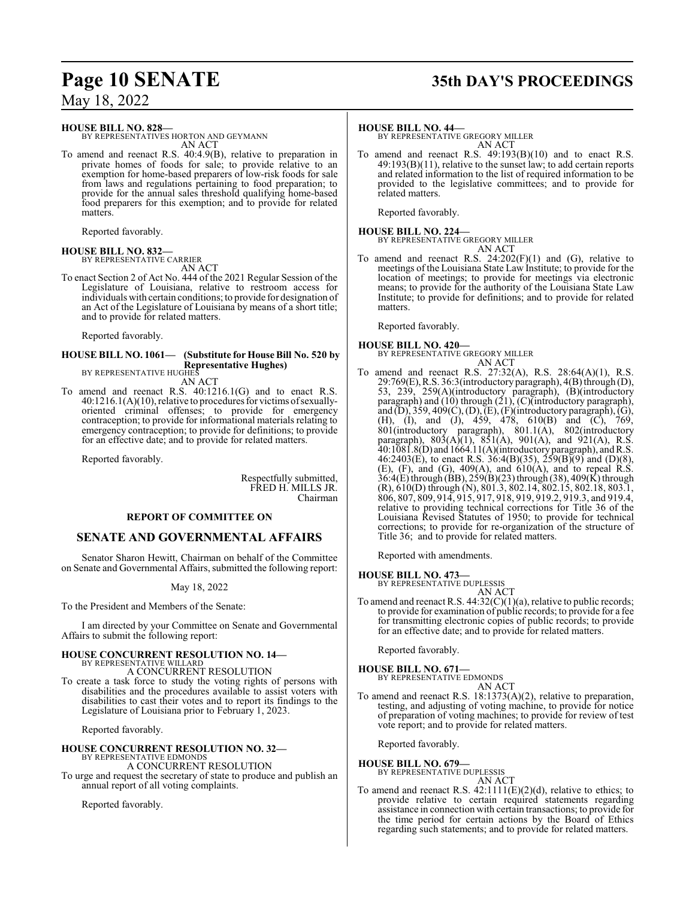**HOUSE BILL NO. 828—**
BY REPRESENTATIVES HORTON AND GEYMANN
AN ACT

To amend and reenact R.S. 40:4.9(B), relative to preparation in private homes of foods for sale; to provide relative to an exemption for home-based preparers of low-risk foods for sale from laws and regulations pertaining to food preparation; to provide for the annual sales threshold qualifying home-based food preparers for this exemption; and to provide for related matters.

Reported favorably.

**HOUSE BILL NO. 832—**
BY REPRESENTATIVE CARRIER
AN ACT

To enact Section 2 of Act No. 444 of the 2021 Regular Session of the Legislature of Louisiana, relative to restroom access for individuals with certain conditions; to provide for designation of an Act of the Legislature of Louisiana by means of a short title; and to provide for related matters.

Reported favorably.

**HOUSE BILL NO. 1061— (Substitute for House Bill No. 520 by Representative Hughes)**
BY REPRESENTATIVE HUGHES
AN ACT

To amend and reenact R.S. 40:1216.1(G) and to enact R.S. 40:1216.1(A)(10), relative to procedures for victims of sexually-oriented criminal offenses; to provide for emergency contraception; to provide for informational materials relating to emergency contraception; to provide for definitions; to provide for an effective date; and to provide for related matters.

Reported favorably.

Respectfully submitted,
FRED H. MILLS JR.
Chairman

## REPORT OF COMMITTEE ON

## SENATE AND GOVERNMENTAL AFFAIRS

Senator Sharon Hewitt, Chairman on behalf of the Committee on Senate and Governmental Affairs, submitted the following report:

May 18, 2022

To the President and Members of the Senate:

I am directed by your Committee on Senate and Governmental Affairs to submit the following report:

**HOUSE CONCURRENT RESOLUTION NO. 14—**
BY REPRESENTATIVE WILLARD
A CONCURRENT RESOLUTION

To create a task force to study the voting rights of persons with disabilities and the procedures available to assist voters with disabilities to cast their votes and to report its findings to the Legislature of Louisiana prior to February 1, 2023.

Reported favorably.

**HOUSE CONCURRENT RESOLUTION NO. 32—**
BY REPRESENTATIVE EDMONDS
A CONCURRENT RESOLUTION

To urge and request the secretary of state to produce and publish an annual report of all voting complaints.

Reported favorably.

**HOUSE BILL NO. 44—**
BY REPRESENTATIVE GREGORY MILLER
AN ACT

To amend and reenact R.S. 49:193(B)(10) and to enact R.S. 49:193(B)(11), relative to the sunset law; to add certain reports and related information to the list of required information to be provided to the legislative committees; and to provide for related matters.

Reported favorably.

**HOUSE BILL NO. 224—**
BY REPRESENTATIVE GREGORY MILLER
AN ACT

To amend and reenact R.S. 24:202(F)(1) and (G), relative to meetings of the Louisiana State Law Institute; to provide for the location of meetings; to provide for meetings via electronic means; to provide for the authority of the Louisiana State Law Institute; to provide for definitions; and to provide for related matters.

Reported favorably.

**HOUSE BILL NO. 420—**
BY REPRESENTATIVE GREGORY MILLER
AN ACT

To amend and reenact R.S. 27:32(A), R.S. 28:64(A)(1), R.S. 29:769(E), R.S. 36:3(introductory paragraph), 4(B) through (D), 53, 239, 259(A)(introductory paragraph), (B)(introductory paragraph) and (10) through (21), (C)(introductory paragraph), and (D), 359, 409(C), (D), (E), (F)(introductory paragraph), (G), (H), (I), and (J), 459, 478, 610(B) and (C), 769, 801(introductory paragraph), 801.1(A), 802(introductory paragraph), 803(A)(1), 851(A), 901(A), and 921(A), R.S. 40:1081.8(D) and 1664.11(A)(introductory paragraph), and R.S. 46:2403(E), to enact R.S. 36:4(B)(35), 259(B)(9) and (D)(8), (E), (F), and (G), 409(A), and 610(A), and to repeal R.S. 36:4(E) through (BB), 259(B)(23) through (38), 409(K) through (R), 610(D) through (N), 801.3, 802.14, 802.15, 802.18, 803.1, 806, 807, 809, 914, 915, 917, 918, 919, 919.2, 919.3, and 919.4, relative to providing technical corrections for Title 36 of the Louisiana Revised Statutes of 1950; to provide for technical corrections; to provide for re-organization of the structure of Title 36; and to provide for related matters.

Reported with amendments.

**HOUSE BILL NO. 473—**
BY REPRESENTATIVE DUPLESSIS
AN ACT

To amend and reenact R.S. 44:32(C)(1)(a), relative to public records; to provide for examination of public records; to provide for a fee for transmitting electronic copies of public records; to provide for an effective date; and to provide for related matters.

Reported favorably.

**HOUSE BILL NO. 671—**
BY REPRESENTATIVE EDMONDS
AN ACT

To amend and reenact R.S. 18:1373(A)(2), relative to preparation, testing, and adjusting of voting machine, to provide for notice of preparation of voting machines; to provide for review of test vote report; and to provide for related matters.

Reported favorably.

**HOUSE BILL NO. 679—**
BY REPRESENTATIVE DUPLESSIS
AN ACT

To amend and reenact R.S. 42:1111(E)(2)(d), relative to ethics; to provide relative to certain required statements regarding assistance in connection with certain transactions; to provide for the time period for certain actions by the Board of Ethics regarding such statements; and to provide for related matters.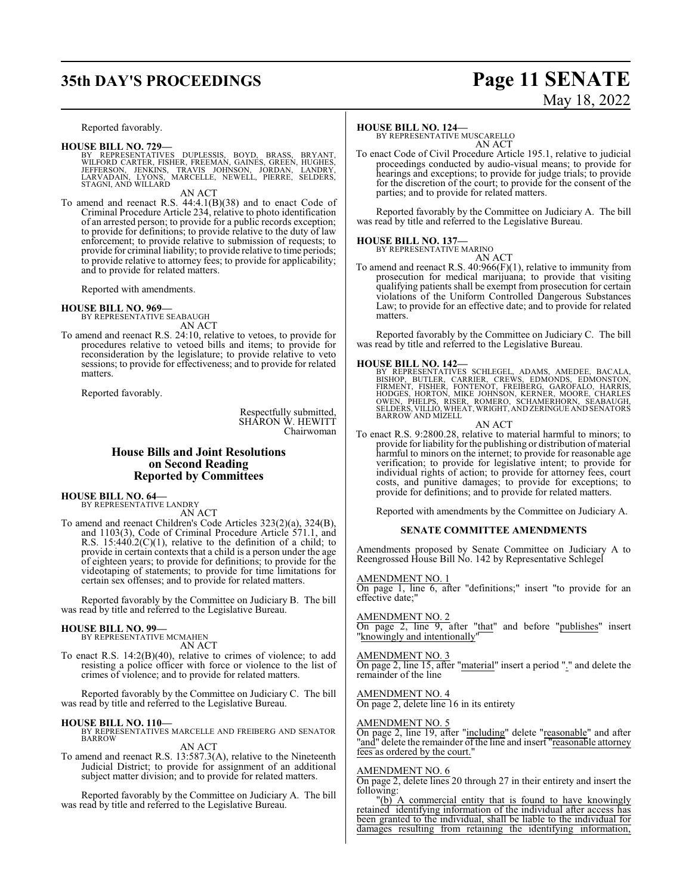Reported favorably.

**HOUSE BILL NO. 729—**
BY REPRESENTATIVES DUPLESSIS, BOYD, BRASS, BRYANT, WILFORD CARTER, FISHER, FREEMAN, GAINES, GREEN, HUGHES, JEFFERSON, JENKINS, TRAVIS JOHNSON, JORDAN, LANDRY, LARVADAIN, LYONS, MARCELLE, NEWELL, PIERRE, SELDERS, STAGNI, AND WILLARD

AN ACT

To amend and reenact R.S. 44:4.1(B)(38) and to enact Code of Criminal Procedure Article 234, relative to photo identification of an arrested person; to provide for a public records exception; to provide for definitions; to provide relative to the duty of law enforcement; to provide relative to submission of requests; to provide for criminal liability; to provide relative to time periods; to provide relative to attorney fees; to provide for applicability; and to provide for related matters.

Reported with amendments.

**HOUSE BILL NO. 969—**
BY REPRESENTATIVE SEABAUGH

AN ACT

To amend and reenact R.S. 24:10, relative to vetoes, to provide for procedures relative to vetoed bills and items; to provide for reconsideration by the legislature; to provide relative to veto sessions; to provide for effectiveness; and to provide for related matters.

Reported favorably.

Respectfully submitted,
SHARON W. HEWITT
Chairwoman

## House Bills and Joint Resolutions on Second Reading Reported by Committees

**HOUSE BILL NO. 64—**
BY REPRESENTATIVE LANDRY

AN ACT

To amend and reenact Children's Code Articles 323(2)(a), 324(B), and 1103(3), Code of Criminal Procedure Article 571.1, and R.S. 15:440.2(C)(1), relative to the definition of a child; to provide in certain contexts that a child is a person under the age of eighteen years; to provide for definitions; to provide for the videotaping of statements; to provide for time limitations for certain sex offenses; and to provide for related matters.

Reported favorably by the Committee on Judiciary B. The bill was read by title and referred to the Legislative Bureau.

**HOUSE BILL NO. 99—**
BY REPRESENTATIVE MCMAHEN

AN ACT

To enact R.S. 14:2(B)(40), relative to crimes of violence; to add resisting a police officer with force or violence to the list of crimes of violence; and to provide for related matters.

Reported favorably by the Committee on Judiciary C. The bill was read by title and referred to the Legislative Bureau.

**HOUSE BILL NO. 110—**
BY REPRESENTATIVES MARCELLE AND FREIBERG AND SENATOR BARROW

AN ACT

To amend and reenact R.S. 13:587.3(A), relative to the Nineteenth Judicial District; to provide for assignment of an additional subject matter division; and to provide for related matters.

Reported favorably by the Committee on Judiciary A. The bill was read by title and referred to the Legislative Bureau.

**HOUSE BILL NO. 124—**
BY REPRESENTATIVE MUSCARELLO

AN ACT

To enact Code of Civil Procedure Article 195.1, relative to judicial proceedings conducted by audio-visual means; to provide for hearings and exceptions; to provide for judge trials; to provide for the discretion of the court; to provide for the consent of the parties; and to provide for related matters.

Reported favorably by the Committee on Judiciary A. The bill was read by title and referred to the Legislative Bureau.

**HOUSE BILL NO. 137—**
BY REPRESENTATIVE MARINO

AN ACT

To amend and reenact R.S. 40:966(F)(1), relative to immunity from prosecution for medical marijuana; to provide that visiting qualifying patients shall be exempt from prosecution for certain violations of the Uniform Controlled Dangerous Substances Law; to provide for an effective date; and to provide for related matters.

Reported favorably by the Committee on Judiciary C. The bill was read by title and referred to the Legislative Bureau.

**HOUSE BILL NO. 142—**
BY REPRESENTATIVES SCHLEGEL, ADAMS, AMEDEE, BACALA, BISHOP, BUTLER, CARRIER, CREWS, EDMONDS, EDMONSTON, FIRMENT, FISHER, FONTENOT, FREIBERG, GAROFALO, HARRIS, HODGES, HORTON, MIKE JOHNSON, KERNER, MOORE, CHARLES OWEN, PHELPS, RISER, ROMERO, SCHAMERHORN, SEABAUGH, SELDERS, VILLIO, WHEAT, WRIGHT, AND ZERINGUE AND SENATORS BARROW AND MIZELL

AN ACT

To enact R.S. 9:2800.28, relative to material harmful to minors; to provide for liability for the publishing or distribution of material harmful to minors on the internet; to provide for reasonable age verification; to provide for legislative intent; to provide for individual rights of action; to provide for attorney fees, court costs, and punitive damages; to provide for exceptions; to provide for definitions; and to provide for related matters.

Reported with amendments by the Committee on Judiciary A.

### SENATE COMMITTEE AMENDMENTS

Amendments proposed by Senate Committee on Judiciary A to Reengrossed House Bill No. 142 by Representative Schlegel

AMENDMENT NO. 1
On page 1, line 6, after "definitions;" insert "to provide for an effective date;"

AMENDMENT NO. 2
On page 2, line 9, after "that" and before "publishes" insert "knowingly and intentionally"

AMENDMENT NO. 3
On page 2, line 15, after "material" insert a period "." and delete the remainder of the line

AMENDMENT NO. 4
On page 2, delete line 16 in its entirety

AMENDMENT NO. 5
On page 2, line 19, after "including" delete "reasonable" and after "and" delete the remainder of the line and insert "reasonable attorney fees as ordered by the court."

AMENDMENT NO. 6
On page 2, delete lines 20 through 27 in their entirety and insert the following:

"(b) A commercial entity that is found to have knowingly retained identifying information of the individual after access has been granted to the individual, shall be liable to the individual for damages resulting from retaining the identifying information,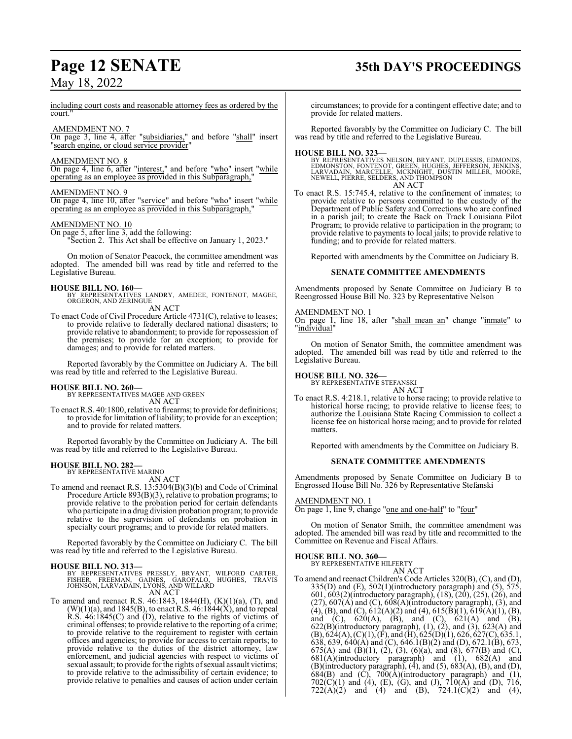including court costs and reasonable attorney fees as ordered by the court."

AMENDMENT NO. 7

On page 3, line 4, after "subsidiaries," and before "shall" insert "search engine, or cloud service provider"

AMENDMENT NO. 8

On page 4, line 6, after "interest," and before "who" insert "while operating as an employee as provided in this Subparagraph,"

AMENDMENT NO. 9

On page 4, line 10, after "service" and before "who" insert "while operating as an employee as provided in this Subparagraph,"

AMENDMENT NO. 10

On page 5, after line 3, add the following:

"Section 2. This Act shall be effective on January 1, 2023."

On motion of Senator Peacock, the committee amendment was adopted. The amended bill was read by title and referred to the Legislative Bureau.

**HOUSE BILL NO. 160—**

BY REPRESENTATIVES LANDRY, AMEDEE, FONTENOT, MAGEE, ORGERON, AND ZERINGUE

AN ACT

To enact Code of Civil Procedure Article 4731(C), relative to leases; to provide relative to federally declared national disasters; to provide relative to abandonment; to provide for repossession of the premises; to provide for an exception; to provide for damages; and to provide for related matters.

Reported favorably by the Committee on Judiciary A. The bill was read by title and referred to the Legislative Bureau.

**HOUSE BILL NO. 260—**

BY REPRESENTATIVES MAGEE AND GREEN

AN ACT

To enact R.S. 40:1800, relative to firearms; to provide for definitions; to provide for limitation of liability; to provide for an exception; and to provide for related matters.

Reported favorably by the Committee on Judiciary A. The bill was read by title and referred to the Legislative Bureau.

**HOUSE BILL NO. 282—**

BY REPRESENTATIVE MARINO

AN ACT

To amend and reenact R.S. 13:5304(B)(3)(b) and Code of Criminal Procedure Article 893(B)(3), relative to probation programs; to provide relative to the probation period for certain defendants who participate in a drug division probation program; to provide relative to the supervision of defendants on probation in specialty court programs; and to provide for related matters.

Reported favorably by the Committee on Judiciary C. The bill was read by title and referred to the Legislative Bureau.

**HOUSE BILL NO. 313—**

BY REPRESENTATIVES PRESSLY, BRYANT, WILFORD CARTER, FISHER, FREEMAN, GAINES, GAROFALO, HUGHES, TRAVIS JOHNSON, LARVADAIN, LYONS, AND WILLARD

AN ACT

To amend and reenact R.S. 46:1843, 1844(H), (K)(1)(a), (T), and (W)(1)(a), and 1845(B), to enact R.S. 46:1844(X), and to repeal R.S. 46:1845(C) and (D), relative to the rights of victims of criminal offenses; to provide relative to the reporting of a crime; to provide relative to the requirement to register with certain offices and agencies; to provide for access to certain reports; to provide relative to the duties of the district attorney, law enforcement, and judicial agencies with respect to victims of sexual assault; to provide for the rights of sexual assault victims; to provide relative to the admissibility of certain evidence; to provide relative to penalties and causes of action under certain circumstances; to provide for a contingent effective date; and to provide for related matters.

Reported favorably by the Committee on Judiciary C. The bill was read by title and referred to the Legislative Bureau.

**HOUSE BILL NO. 323—**

BY REPRESENTATIVES NELSON, BRYANT, DUPLESSIS, EDMONDS, EDMONSTON, FONTENOT, GREEN, HUGHES, JEFFERSON, JENKINS, LARVADAIN, MARCELLE, MCKNIGHT, DUSTIN MILLER, MOORE, NEWELL, PIERRE, SELDERS, AND THOMPSON

AN ACT

To enact R.S. 15:745.4, relative to the confinement of inmates; to provide relative to persons committed to the custody of the Department of Public Safety and Corrections who are confined in a parish jail; to create the Back on Track Louisiana Pilot Program; to provide relative to participation in the program; to provide relative to payments to local jails; to provide relative to funding; and to provide for related matters.

Reported with amendments by the Committee on Judiciary B.

**SENATE COMMITTEE AMENDMENTS**

Amendments proposed by Senate Committee on Judiciary B to Reengrossed House Bill No. 323 by Representative Nelson

AMENDMENT NO. 1

On page 1, line 18, after "shall mean an" change "inmate" to "individual"

On motion of Senator Smith, the committee amendment was adopted. The amended bill was read by title and referred to the Legislative Bureau.

**HOUSE BILL NO. 326—**

BY REPRESENTATIVE STEFANSKI

AN ACT

To enact R.S. 4:218.1, relative to horse racing; to provide relative to historical horse racing; to provide relative to license fees; to authorize the Louisiana State Racing Commission to collect a license fee on historical horse racing; and to provide for related matters.

Reported with amendments by the Committee on Judiciary B.

**SENATE COMMITTEE AMENDMENTS**

Amendments proposed by Senate Committee on Judiciary B to Engrossed House Bill No. 326 by Representative Stefanski

AMENDMENT NO. 1

On page 1, line 9, change "one and one-half" to "four"

On motion of Senator Smith, the committee amendment was adopted. The amended bill was read by title and recommitted to the Committee on Revenue and Fiscal Affairs.

**HOUSE BILL NO. 360—**

BY REPRESENTATIVE HILFERTY

AN ACT

To amend and reenact Children's Code Articles 320(B), (C), and (D), 335(D) and (E), 502(1)(introductory paragraph) and (5), 575, 601, 603(2)(introductory paragraph), (18), (20), (25), (26), and (27), 607(A) and (C), 608(A)(introductory paragraph), (3), and (4), (B), and (C), 612(A)(2) and (4), 615(B)(1), 619(A)(1), (B), and (C), 620(A), (B), and (C), 621(A) and (B), 622(B)(introductory paragraph), (1), (2), and (3), 623(A) and (B), 624(A), (C)(1), (F), and (H), 625(D)(1), 626, 627(C), 635.1, 638, 639, 640(A) and (C), 646.1(B)(2) and (D), 672.1(B), 673, 675(A) and (B)(1), (2), (3), (6)(a), and (8), 677(B) and (C), 681(A)(introductory paragraph) and (1), 682(A) and (B)(introductory paragraph), (4), and (5), 683(A), (B), and (D), 684(B) and (C), 700(A)(introductory paragraph) and (1), 702(C)(1) and (4), (E), (G), and (J), 710(A) and (D), 716, 722(A)(2) and (4) and (B), 724.1(C)(2) and (4),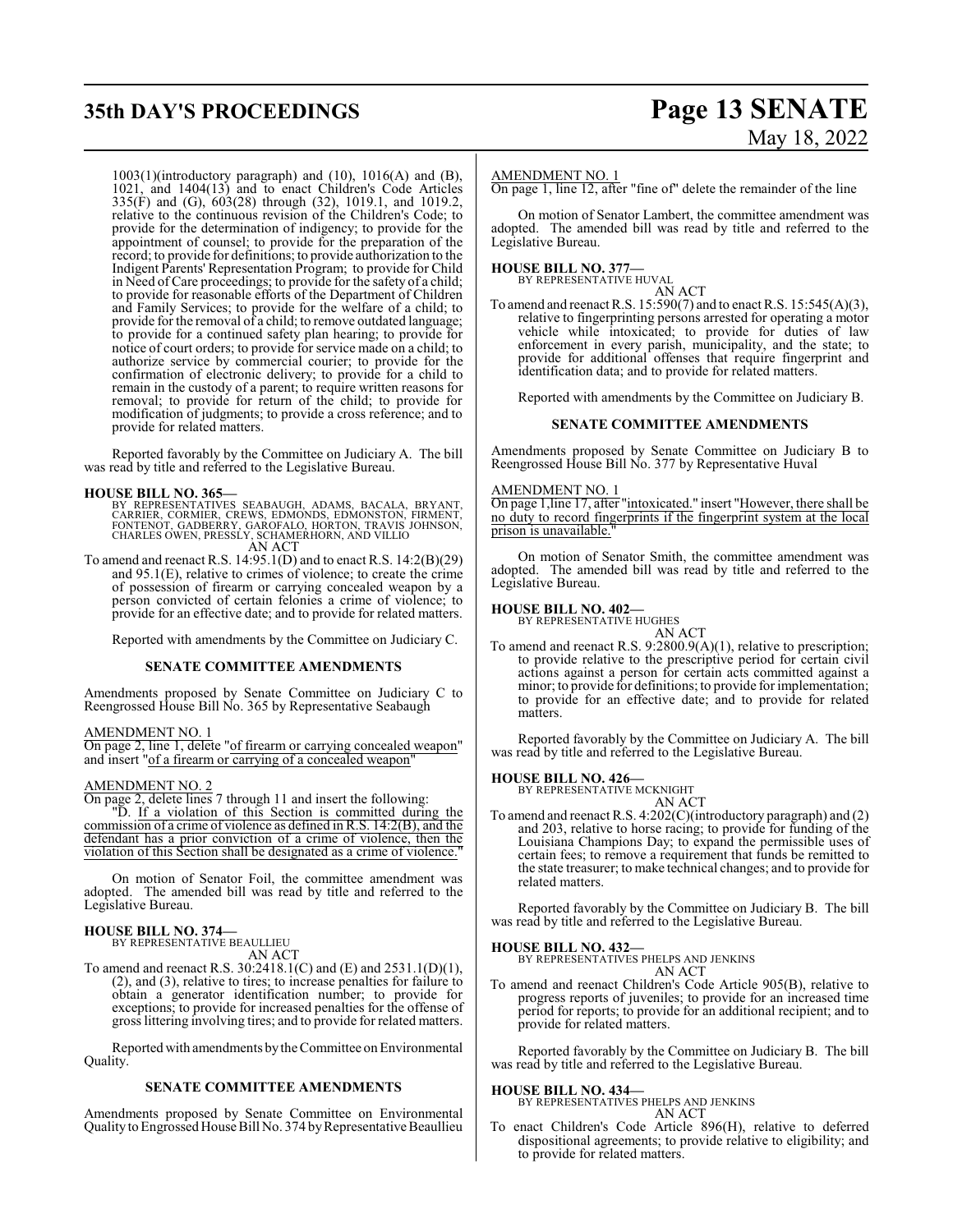1003(1)(introductory paragraph) and (10), 1016(A) and (B), 1021, and 1404(13) and to enact Children's Code Articles 335(F) and (G), 603(28) through (32), 1019.1, and 1019.2, relative to the continuous revision of the Children's Code; to provide for the determination of indigency; to provide for the appointment of counsel; to provide for the preparation of the record; to provide for definitions; to provide authorization to the Indigent Parents' Representation Program; to provide for Child in Need of Care proceedings; to provide for the safety of a child; to provide for reasonable efforts of the Department of Children and Family Services; to provide for the welfare of a child; to provide for the removal of a child; to remove outdated language; to provide for a continued safety plan hearing; to provide for notice of court orders; to provide for service made on a child; to authorize service by commercial courier; to provide for the confirmation of electronic delivery; to provide for a child to remain in the custody of a parent; to require written reasons for removal; to provide for return of the child; to provide for modification of judgments; to provide a cross reference; and to provide for related matters.

Reported favorably by the Committee on Judiciary A. The bill was read by title and referred to the Legislative Bureau.

**HOUSE BILL NO. 365—**
BY REPRESENTATIVES SEABAUGH, ADAMS, BACALA, BRYANT, CARRIER, CORMIER, CREWS, EDMONDS, EDMONSTON, FIRMENT, FONTENOT, GADBERRY, GAROFALO, HORTON, TRAVIS JOHNSON, CHARLES OWEN, PRESSLY, SCHAMERHORN, AND VILLIO
AN ACT

To amend and reenact R.S. 14:95.1(D) and to enact R.S. 14:2(B)(29) and 95.1(E), relative to crimes of violence; to create the crime of possession of firearm or carrying concealed weapon by a person convicted of certain felonies a crime of violence; to provide for an effective date; and to provide for related matters.

Reported with amendments by the Committee on Judiciary C.

**SENATE COMMITTEE AMENDMENTS**

Amendments proposed by Senate Committee on Judiciary C to Reengrossed House Bill No. 365 by Representative Seabaugh

AMENDMENT NO. 1
On page 2, line 1, delete "of firearm or carrying concealed weapon" and insert "of a firearm or carrying of a concealed weapon"

AMENDMENT NO. 2
On page 2, delete lines 7 through 11 and insert the following:
"D. If a violation of this Section is committed during the commission of a crime of violence as defined in R.S. 14:2(B), and the defendant has a prior conviction of a crime of violence, then the violation of this Section shall be designated as a crime of violence."

On motion of Senator Foil, the committee amendment was adopted. The amended bill was read by title and referred to the Legislative Bureau.

**HOUSE BILL NO. 374—**
BY REPRESENTATIVE BEAULLIEU
AN ACT

To amend and reenact R.S. 30:2418.1(C) and (E) and 2531.1(D)(1), (2), and (3), relative to tires; to increase penalties for failure to obtain a generator identification number; to provide for exceptions; to provide for increased penalties for the offense of gross littering involving tires; and to provide for related matters.

Reported with amendments by the Committee on Environmental Quality.

**SENATE COMMITTEE AMENDMENTS**

Amendments proposed by Senate Committee on Environmental Quality to Engrossed House Bill No. 374 by Representative Beaullieu

AMENDMENT NO. 1
On page 1, line 12, after "fine of" delete the remainder of the line

On motion of Senator Lambert, the committee amendment was adopted. The amended bill was read by title and referred to the Legislative Bureau.

**HOUSE BILL NO. 377—**
BY REPRESENTATIVE HUVAL
AN ACT

To amend and reenact R.S. 15:590(7) and to enact R.S. 15:545(A)(3), relative to fingerprinting persons arrested for operating a motor vehicle while intoxicated; to provide for duties of law enforcement in every parish, municipality, and the state; to provide for additional offenses that require fingerprint and identification data; and to provide for related matters.

Reported with amendments by the Committee on Judiciary B.

**SENATE COMMITTEE AMENDMENTS**

Amendments proposed by Senate Committee on Judiciary B to Reengrossed House Bill No. 377 by Representative Huval

AMENDMENT NO. 1
On page 1,line 17, after "intoxicated." insert "However, there shall be no duty to record fingerprints if the fingerprint system at the local prison is unavailable."

On motion of Senator Smith, the committee amendment was adopted. The amended bill was read by title and referred to the Legislative Bureau.

**HOUSE BILL NO. 402—**
BY REPRESENTATIVE HUGHES
AN ACT

To amend and reenact R.S. 9:2800.9(A)(1), relative to prescription; to provide relative to the prescriptive period for certain civil actions against a person for certain acts committed against a minor; to provide for definitions; to provide for implementation; to provide for an effective date; and to provide for related matters.

Reported favorably by the Committee on Judiciary A. The bill was read by title and referred to the Legislative Bureau.

**HOUSE BILL NO. 426—**
BY REPRESENTATIVE MCKNIGHT
AN ACT

To amend and reenact R.S. 4:202(C)(introductory paragraph) and (2) and 203, relative to horse racing; to provide for funding of the Louisiana Champions Day; to expand the permissible uses of certain fees; to remove a requirement that funds be remitted to the state treasurer; to make technical changes; and to provide for related matters.

Reported favorably by the Committee on Judiciary B. The bill was read by title and referred to the Legislative Bureau.

**HOUSE BILL NO. 432—**
BY REPRESENTATIVES PHELPS AND JENKINS
AN ACT

To amend and reenact Children's Code Article 905(B), relative to progress reports of juveniles; to provide for an increased time period for reports; to provide for an additional recipient; and to provide for related matters.

Reported favorably by the Committee on Judiciary B. The bill was read by title and referred to the Legislative Bureau.

**HOUSE BILL NO. 434—**
BY REPRESENTATIVES PHELPS AND JENKINS
AN ACT

To enact Children's Code Article 896(H), relative to deferred dispositional agreements; to provide relative to eligibility; and to provide for related matters.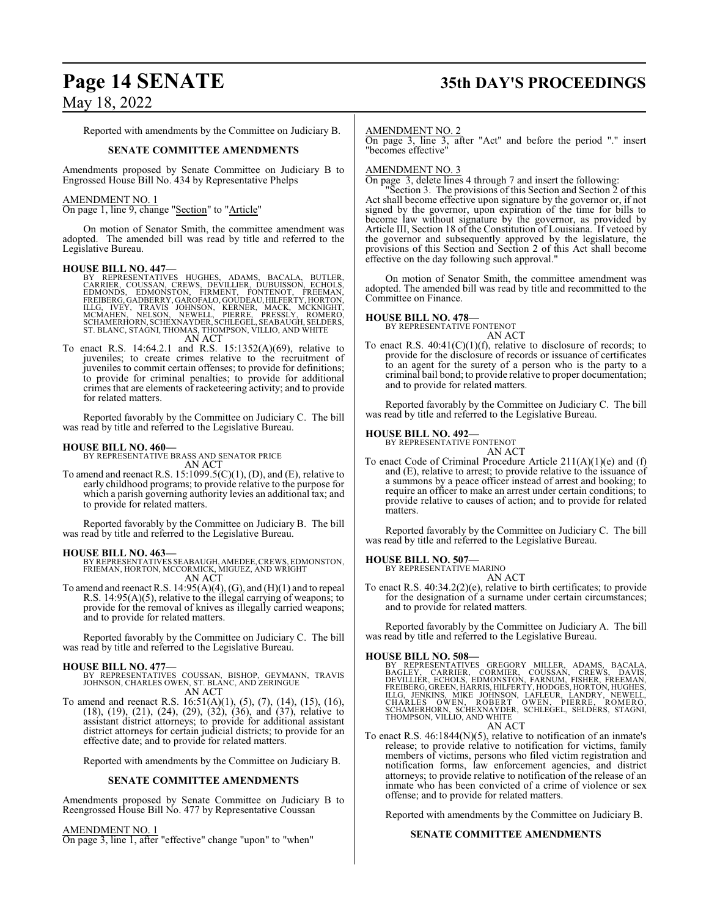Reported with amendments by the Committee on Judiciary B.

**SENATE COMMITTEE AMENDMENTS**

Amendments proposed by Senate Committee on Judiciary B to Engrossed House Bill No. 434 by Representative Phelps

AMENDMENT NO. 1
On page 1, line 9, change "Section" to "Article"

On motion of Senator Smith, the committee amendment was adopted. The amended bill was read by title and referred to the Legislative Bureau.

**HOUSE BILL NO. 447—**
BY REPRESENTATIVES HUGHES, ADAMS, BACALA, BUTLER, CARRIER, COUSSAN, CREWS, DEVILLIER, DUBUISSON, ECHOLS, EDMONDS, EDMONSTON, FIRMENT, FONTENOT, FREEMAN, FREIBERG, GADBERRY, GAROFALO, GOUDEAU, HILFERTY, HORTON, ILLG, IVEY, TRAVIS JOHNSON, KERNER, MACK, MCKNIGHT, MCMAHEN, NELSON, NEWELL, PIERRE, PRESSLY, ROMERO, SCHAMERHORN, SCHEXNAYDER, SCHLEGEL, SEABAUGH, SELDERS, ST. BLANC, STAGNI, THOMAS, THOMPSON, VILLIO, AND WHITE
AN ACT
To enact R.S. 14:64.2.1 and R.S. 15:1352(A)(69), relative to juveniles; to create crimes relative to the recruitment of juveniles to commit certain offenses; to provide for definitions; to provide for criminal penalties; to provide for additional crimes that are elements of racketeering activity; and to provide for related matters.

Reported favorably by the Committee on Judiciary C. The bill was read by title and referred to the Legislative Bureau.

**HOUSE BILL NO. 460—**
BY REPRESENTATIVE BRASS AND SENATOR PRICE
AN ACT
To amend and reenact R.S. 15:1099.5(C)(1), (D), and (E), relative to early childhood programs; to provide relative to the purpose for which a parish governing authority levies an additional tax; and to provide for related matters.

Reported favorably by the Committee on Judiciary B. The bill was read by title and referred to the Legislative Bureau.

**HOUSE BILL NO. 463—**
BY REPRESENTATIVES SEABAUGH, AMEDEE, CREWS, EDMONSTON, FRIEMAN, HORTON, MCCORMICK, MIGUEZ, AND WRIGHT
AN ACT
To amend and reenact R.S. 14:95(A)(4), (G), and (H)(1) and to repeal R.S. 14:95(A)(5), relative to the illegal carrying of weapons; to provide for the removal of knives as illegally carried weapons; and to provide for related matters.

Reported favorably by the Committee on Judiciary C. The bill was read by title and referred to the Legislative Bureau.

**HOUSE BILL NO. 477—**
BY REPRESENTATIVES COUSSAN, BISHOP, GEYMANN, TRAVIS JOHNSON, CHARLES OWEN, ST. BLANC, AND ZERINGUE
AN ACT
To amend and reenact R.S. 16:51(A)(1), (5), (7), (14), (15), (16), (18), (19), (21), (24), (29), (32), (36), and (37), relative to assistant district attorneys; to provide for additional assistant district attorneys for certain judicial districts; to provide for an effective date; and to provide for related matters.

Reported with amendments by the Committee on Judiciary B.

**SENATE COMMITTEE AMENDMENTS**

Amendments proposed by Senate Committee on Judiciary B to Reengrossed House Bill No. 477 by Representative Coussan

AMENDMENT NO. 1
On page 3, line 1, after "effective" change "upon" to "when"

AMENDMENT NO. 2
On page 3, line 3, after "Act" and before the period "." insert "becomes effective"

AMENDMENT NO. 3
On page 3, delete lines 4 through 7 and insert the following:
"Section 3. The provisions of this Section and Section 2 of this Act shall become effective upon signature by the governor or, if not signed by the governor, upon expiration of the time for bills to become law without signature by the governor, as provided by Article III, Section 18 of the Constitution of Louisiana. If vetoed by the governor and subsequently approved by the legislature, the provisions of this Section and Section 2 of this Act shall become effective on the day following such approval."

On motion of Senator Smith, the committee amendment was adopted. The amended bill was read by title and recommitted to the Committee on Finance.

**HOUSE BILL NO. 478—**
BY REPRESENTATIVE FONTENOT
AN ACT
To enact R.S. 40:41(C)(1)(f), relative to disclosure of records; to provide for the disclosure of records or issuance of certificates to an agent for the surety of a person who is the party to a criminal bail bond; to provide relative to proper documentation; and to provide for related matters.

Reported favorably by the Committee on Judiciary C. The bill was read by title and referred to the Legislative Bureau.

**HOUSE BILL NO. 492—**
BY REPRESENTATIVE FONTENOT
AN ACT
To enact Code of Criminal Procedure Article 211(A)(1)(e) and (f) and (E), relative to arrest; to provide relative to the issuance of a summons by a peace officer instead of arrest and booking; to require an officer to make an arrest under certain conditions; to provide relative to causes of action; and to provide for related matters.

Reported favorably by the Committee on Judiciary C. The bill was read by title and referred to the Legislative Bureau.

**HOUSE BILL NO. 507—**
BY REPRESENTATIVE MARINO
AN ACT
To enact R.S. 40:34.2(2)(e), relative to birth certificates; to provide for the designation of a surname under certain circumstances; and to provide for related matters.

Reported favorably by the Committee on Judiciary A. The bill was read by title and referred to the Legislative Bureau.

**HOUSE BILL NO. 508—**
BY REPRESENTATIVES GREGORY MILLER, ADAMS, BACALA, BAGLEY, CARRIER, CORMIER, COUSSAN, CREWS, DAVIS, DEVILLIER, ECHOLS, EDMONSTON, FARNUM, FISHER, FREEMAN, FREIBERG, GREEN, HARRIS, HILFERTY, HODGES, HORTON, HUGHES, ILLG, JENKINS, MIKE JOHNSON, LAFLEUR, LANDRY, NEWELL, CHARLES OWEN, ROBERT OWEN, PIERRE, ROMERO, SCHAMERHORN, SCHEXNAYDER, SCHLEGEL, SELDERS, STAGNI, THOMPSON, VILLIO, AND WHITE
AN ACT
To enact R.S. 46:1844(N)(5), relative to notification of an inmate's release; to provide relative to notification for victims, family members of victims, persons who filed victim registration and notification forms, law enforcement agencies, and district attorneys; to provide relative to notification of the release of an inmate who has been convicted of a crime of violence or sex offense; and to provide for related matters.

Reported with amendments by the Committee on Judiciary B.

**SENATE COMMITTEE AMENDMENTS**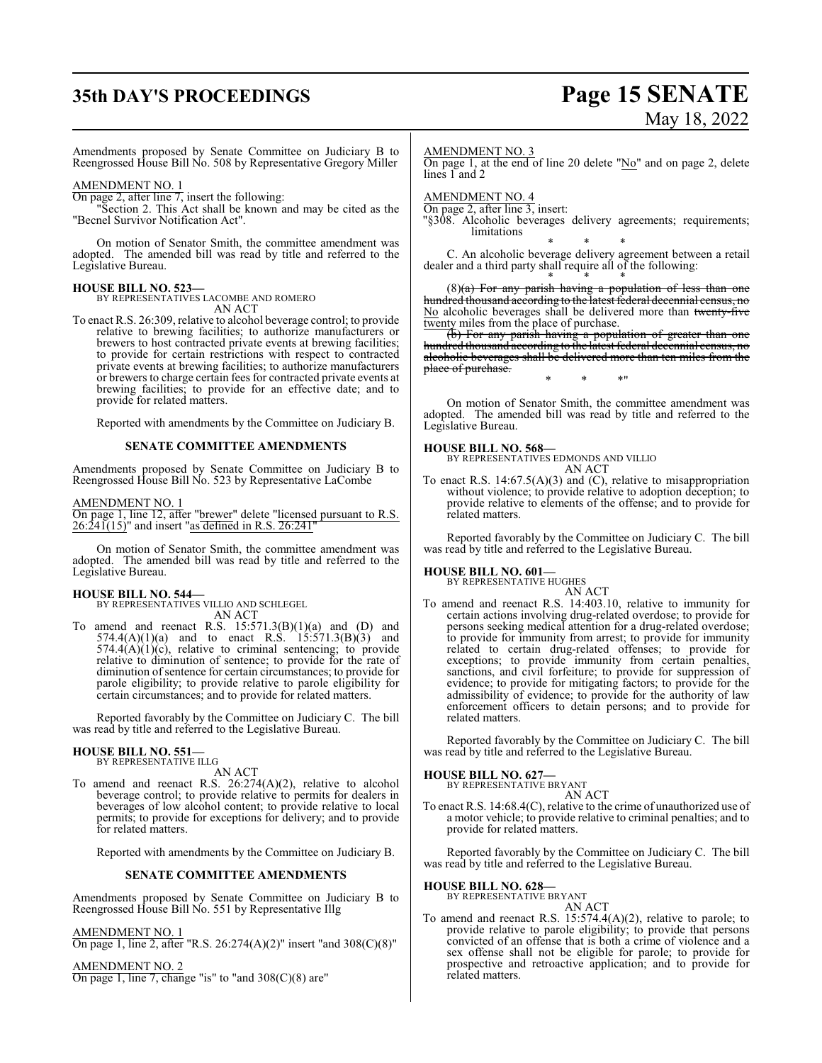Amendments proposed by Senate Committee on Judiciary B to Reengrossed House Bill No. 508 by Representative Gregory Miller

AMENDMENT NO. 1

On page 2, after line 7, insert the following:

"Section 2. This Act shall be known and may be cited as the "Becnel Survivor Notification Act".

On motion of Senator Smith, the committee amendment was adopted. The amended bill was read by title and referred to the Legislative Bureau.

**HOUSE BILL NO. 523—**
BY REPRESENTATIVES LACOMBE AND ROMERO
AN ACT

To enact R.S. 26:309, relative to alcohol beverage control; to provide relative to brewing facilities; to authorize manufacturers or brewers to host contracted private events at brewing facilities; to provide for certain restrictions with respect to contracted private events at brewing facilities; to authorize manufacturers or brewers to charge certain fees for contracted private events at brewing facilities; to provide for an effective date; and to provide for related matters.

Reported with amendments by the Committee on Judiciary B.

**SENATE COMMITTEE AMENDMENTS**

Amendments proposed by Senate Committee on Judiciary B to Reengrossed House Bill No. 523 by Representative LaCombe

AMENDMENT NO. 1

On page 1, line 12, after "brewer" delete "licensed pursuant to R.S. 26:241(15)" and insert "as defined in R.S. 26:241"

On motion of Senator Smith, the committee amendment was adopted. The amended bill was read by title and referred to the Legislative Bureau.

**HOUSE BILL NO. 544—**
BY REPRESENTATIVES VILLIO AND SCHLEGEL
AN ACT

To amend and reenact R.S. 15:571.3(B)(1)(a) and (D) and 574.4(A)(1)(a) and to enact R.S. 15:571.3(B)(3) and 574.4(A)(1)(c), relative to criminal sentencing; to provide relative to diminution of sentence; to provide for the rate of diminution of sentence for certain circumstances; to provide for parole eligibility; to provide relative to parole eligibility for certain circumstances; and to provide for related matters.

Reported favorably by the Committee on Judiciary C. The bill was read by title and referred to the Legislative Bureau.

**HOUSE BILL NO. 551—**
BY REPRESENTATIVE ILLG
AN ACT

To amend and reenact R.S. 26:274(A)(2), relative to alcohol beverage control; to provide relative to permits for dealers in beverages of low alcohol content; to provide relative to local permits; to provide for exceptions for delivery; and to provide for related matters.

Reported with amendments by the Committee on Judiciary B.

**SENATE COMMITTEE AMENDMENTS**

Amendments proposed by Senate Committee on Judiciary B to Reengrossed House Bill No. 551 by Representative Illg

AMENDMENT NO. 1

On page 1, line 2, after "R.S. 26:274(A)(2)" insert "and 308(C)(8)"

AMENDMENT NO. 2

On page 1, line 7, change "is" to "and 308(C)(8) are"

AMENDMENT NO. 3

On page 1, at the end of line 20 delete "No" and on page 2, delete lines 1 and 2

AMENDMENT NO. 4

On page 2, after line 3, insert:

"§308. Alcoholic beverages delivery agreements; requirements; limitations

\* \* \*

C. An alcoholic beverage delivery agreement between a retail dealer and a third party shall require all of the following:

\* \* \*

(8)~~(a) For any parish having a population of less than one hundred thousand according to the latest federal decennial census, no~~ No alcoholic beverages shall be delivered more than ~~twenty-five~~ twenty miles from the place of purchase.

~~(b) For any parish having a population of greater than one hundred thousand according to the latest federal decennial census, no alcoholic beverages shall be delivered more than ten miles from the place of purchase.~~

\* \* \*"

On motion of Senator Smith, the committee amendment was adopted. The amended bill was read by title and referred to the Legislative Bureau.

**HOUSE BILL NO. 568—**
BY REPRESENTATIVES EDMONDS AND VILLIO
AN ACT

To enact R.S. 14:67.5(A)(3) and (C), relative to misappropriation without violence; to provide relative to adoption deception; to provide relative to elements of the offense; and to provide for related matters.

Reported favorably by the Committee on Judiciary C. The bill was read by title and referred to the Legislative Bureau.

**HOUSE BILL NO. 601—**
BY REPRESENTATIVE HUGHES
AN ACT

To amend and reenact R.S. 14:403.10, relative to immunity for certain actions involving drug-related overdose; to provide for persons seeking medical attention for a drug-related overdose; to provide for immunity from arrest; to provide for immunity related to certain drug-related offenses; to provide for exceptions; to provide immunity from certain penalties, sanctions, and civil forfeiture; to provide for suppression of evidence; to provide for mitigating factors; to provide for the admissibility of evidence; to provide for the authority of law enforcement officers to detain persons; and to provide for related matters.

Reported favorably by the Committee on Judiciary C. The bill was read by title and referred to the Legislative Bureau.

**HOUSE BILL NO. 627—**
BY REPRESENTATIVE BRYANT
AN ACT

To enact R.S. 14:68.4(C), relative to the crime of unauthorized use of a motor vehicle; to provide relative to criminal penalties; and to provide for related matters.

Reported favorably by the Committee on Judiciary C. The bill was read by title and referred to the Legislative Bureau.

**HOUSE BILL NO. 628—**
BY REPRESENTATIVE BRYANT
AN ACT

To amend and reenact R.S. 15:574.4(A)(2), relative to parole; to provide relative to parole eligibility; to provide that persons convicted of an offense that is both a crime of violence and a sex offense shall not be eligible for parole; to provide for prospective and retroactive application; and to provide for related matters.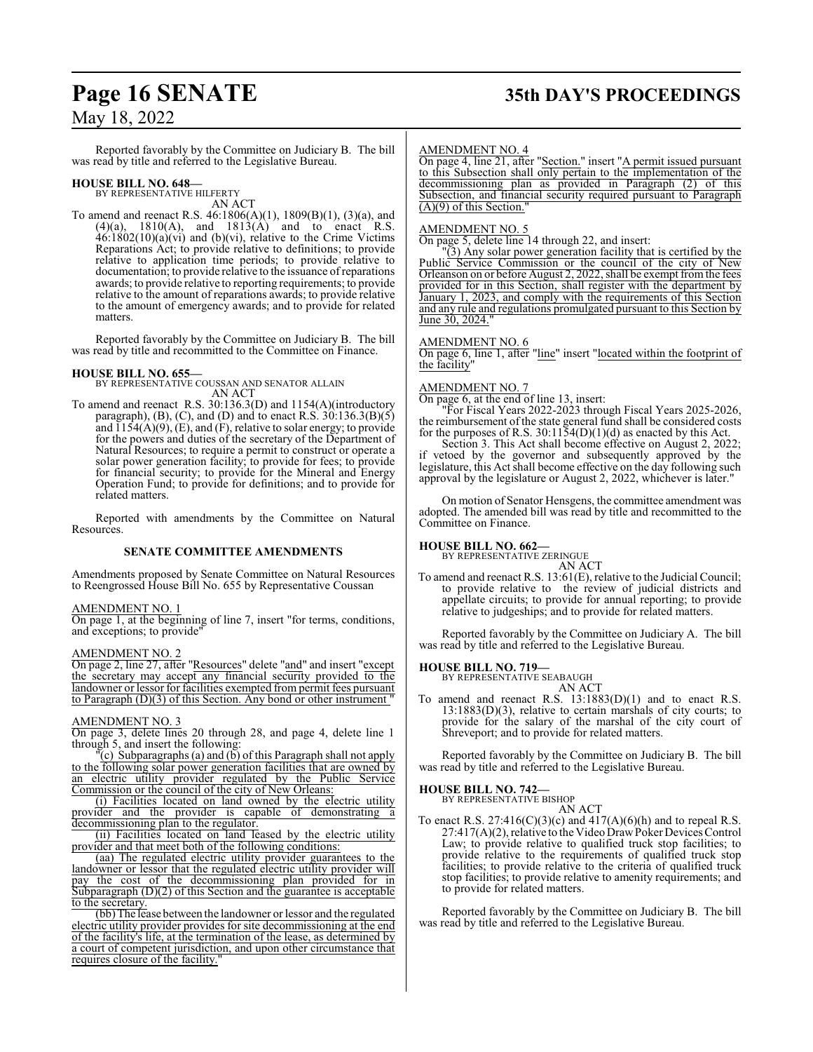Reported favorably by the Committee on Judiciary B. The bill was read by title and referred to the Legislative Bureau.

**HOUSE BILL NO. 648—**
BY REPRESENTATIVE HILFERTY
AN ACT

To amend and reenact R.S. 46:1806(A)(1), 1809(B)(1), (3)(a), and (4)(a), 1810(A), and 1813(A) and to enact R.S. 46:1802(10)(a)(vi) and (b)(vi), relative to the Crime Victims Reparations Act; to provide relative to definitions; to provide relative to application time periods; to provide relative to documentation; to provide relative to the issuance of reparations awards; to provide relative to reporting requirements; to provide relative to the amount of reparations awards; to provide relative to the amount of emergency awards; and to provide for related matters.

Reported favorably by the Committee on Judiciary B. The bill was read by title and recommitted to the Committee on Finance.

**HOUSE BILL NO. 655—**
BY REPRESENTATIVE COUSSAN AND SENATOR ALLAIN
AN ACT

To amend and reenact R.S. 30:136.3(D) and 1154(A)(introductory paragraph), (B), (C), and (D) and to enact R.S. 30:136.3(B)(5) and 1154(A)(9), (E), and (F), relative to solar energy; to provide for the powers and duties of the secretary of the Department of Natural Resources; to require a permit to construct or operate a solar power generation facility; to provide for fees; to provide for financial security; to provide for the Mineral and Energy Operation Fund; to provide for definitions; and to provide for related matters.

Reported with amendments by the Committee on Natural Resources.

**SENATE COMMITTEE AMENDMENTS**

Amendments proposed by Senate Committee on Natural Resources to Reengrossed House Bill No. 655 by Representative Coussan

AMENDMENT NO. 1
On page 1, at the beginning of line 7, insert "for terms, conditions, and exceptions; to provide"

AMENDMENT NO. 2
On page 2, line 27, after "Resources" delete "and" and insert "except the secretary may accept any financial security provided to the landowner or lessor for facilities exempted from permit fees pursuant to Paragraph (D)(3) of this Section. Any bond or other instrument "

AMENDMENT NO. 3
On page 3, delete lines 20 through 28, and page 4, delete line 1 through 5, and insert the following:

"(c) Subparagraphs (a) and (b) of this Paragraph shall not apply to the following solar power generation facilities that are owned by an electric utility provider regulated by the Public Service Commission or the council of the city of New Orleans:

(i) Facilities located on land owned by the electric utility provider and the provider is capable of demonstrating a decommissioning plan to the regulator.

(ii) Facilities located on land leased by the electric utility provider and that meet both of the following conditions:

(aa) The regulated electric utility provider guarantees to the landowner or lessor that the regulated electric utility provider will pay the cost of the decommissioning plan provided for in Subparagraph (D)(2) of this Section and the guarantee is acceptable to the secretary.

(bb) The lease between the landowner or lessor and the regulated electric utility provider provides for site decommissioning at the end of the facility's life, at the termination of the lease, as determined by a court of competent jurisdiction, and upon other circumstance that requires closure of the facility."

AMENDMENT NO. 4
On page 4, line 21, after "Section." insert "A permit issued pursuant to this Subsection shall only pertain to the implementation of the decommissioning plan as provided in Paragraph (2) of this Subsection, and financial security required pursuant to Paragraph (A)(9) of this Section."

AMENDMENT NO. 5
On page 5, delete line 14 through 22, and insert:

"(3) Any solar power generation facility that is certified by the Public Service Commission or the council of the city of New Orleanson on or before August 2, 2022, shall be exempt from the fees provided for in this Section, shall register with the department by January 1, 2023, and comply with the requirements of this Section and any rule and regulations promulgated pursuant to this Section by June 30, 2024."

AMENDMENT NO. 6
On page 6, line 1, after "line" insert "located within the footprint of the facility"

AMENDMENT NO. 7
On page 6, at the end of line 13, insert:

"For Fiscal Years 2022-2023 through Fiscal Years 2025-2026, the reimbursement of the state general fund shall be considered costs for the purposes of R.S. 30:1154(D)(1)(d) as enacted by this Act.

Section 3. This Act shall become effective on August 2, 2022; if vetoed by the governor and subsequently approved by the legislature, this Act shall become effective on the day following such approval by the legislature or August 2, 2022, whichever is later."

On motion of Senator Hensgens, the committee amendment was adopted. The amended bill was read by title and recommitted to the Committee on Finance.

**HOUSE BILL NO. 662—**
BY REPRESENTATIVE ZERINGUE
AN ACT

To amend and reenact R.S. 13:61(E), relative to the Judicial Council; to provide relative to the review of judicial districts and appellate circuits; to provide for annual reporting; to provide relative to judgeships; and to provide for related matters.

Reported favorably by the Committee on Judiciary A. The bill was read by title and referred to the Legislative Bureau.

**HOUSE BILL NO. 719—**
BY REPRESENTATIVE SEABAUGH
AN ACT

To amend and reenact R.S. 13:1883(D)(1) and to enact R.S. 13:1883(D)(3), relative to certain marshals of city courts; to provide for the salary of the marshal of the city court of Shreveport; and to provide for related matters.

Reported favorably by the Committee on Judiciary B. The bill was read by title and referred to the Legislative Bureau.

**HOUSE BILL NO. 742—**
BY REPRESENTATIVE BISHOP
AN ACT

To enact R.S. 27:416(C)(3)(c) and 417(A)(6)(h) and to repeal R.S. 27:417(A)(2), relative to the Video Draw Poker Devices Control Law; to provide relative to qualified truck stop facilities; to provide relative to the requirements of qualified truck stop facilities; to provide relative to the criteria of qualified truck stop facilities; to provide relative to amenity requirements; and to provide for related matters.

Reported favorably by the Committee on Judiciary B. The bill was read by title and referred to the Legislative Bureau.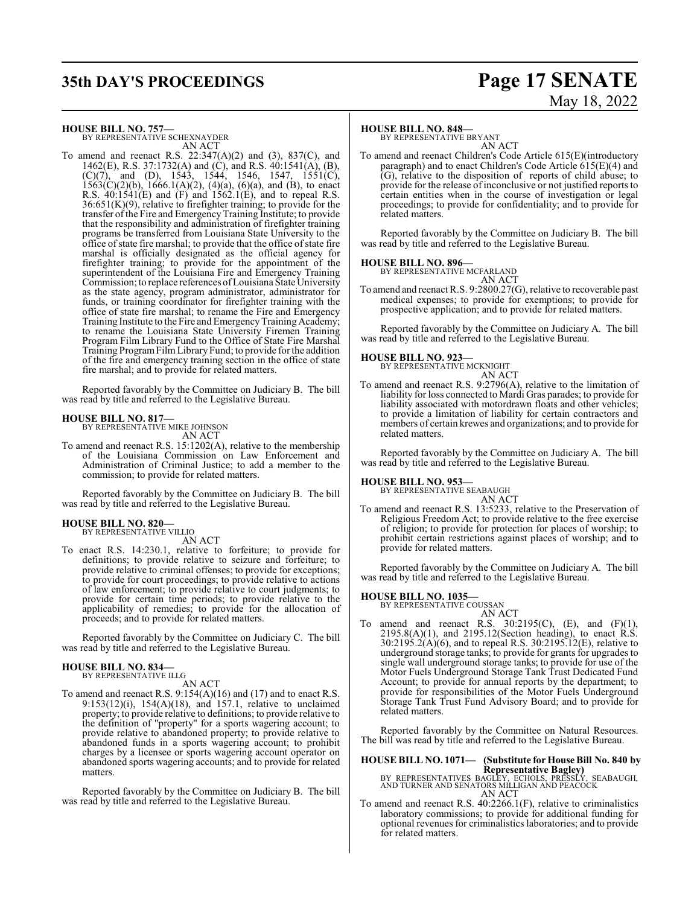**HOUSE BILL NO. 757—**
BY REPRESENTATIVE SCHEXNAYDER
AN ACT

To amend and reenact R.S. 22:347(A)(2) and (3), 837(C), and 1462(E), R.S. 37:1732(A) and (C), and R.S. 40:1541(A), (B), (C)(7), and (D), 1543, 1544, 1546, 1547, 1551(C), 1563(C)(2)(b), 1666.1(A)(2), (4)(a), (6)(a), and (B), to enact R.S. 40:1541(E) and (F) and 1562.1(E), and to repeal R.S. 36:651(K)(9), relative to firefighter training; to provide for the transfer of the Fire and Emergency Training Institute; to provide that the responsibility and administration of firefighter training programs be transferred from Louisiana State University to the office of state fire marshal; to provide that the office of state fire marshal is officially designated as the official agency for firefighter training; to provide for the appointment of the superintendent of the Louisiana Fire and Emergency Training Commission; to replace references of Louisiana State University as the state agency, program administrator, administrator for funds, or training coordinator for firefighter training with the office of state fire marshal; to rename the Fire and Emergency Training Institute to the Fire and Emergency Training Academy; to rename the Louisiana State University Firemen Training Program Film Library Fund to the Office of State Fire Marshal Training Program Film Library Fund; to provide for the addition of the fire and emergency training section in the office of state fire marshal; and to provide for related matters.

Reported favorably by the Committee on Judiciary B. The bill was read by title and referred to the Legislative Bureau.

**HOUSE BILL NO. 817—**
BY REPRESENTATIVE MIKE JOHNSON
AN ACT

To amend and reenact R.S. 15:1202(A), relative to the membership of the Louisiana Commission on Law Enforcement and Administration of Criminal Justice; to add a member to the commission; to provide for related matters.

Reported favorably by the Committee on Judiciary B. The bill was read by title and referred to the Legislative Bureau.

**HOUSE BILL NO. 820—**
BY REPRESENTATIVE VILLIO
AN ACT

To enact R.S. 14:230.1, relative to forfeiture; to provide for definitions; to provide relative to seizure and forfeiture; to provide relative to criminal offenses; to provide for exceptions; to provide for court proceedings; to provide relative to actions of law enforcement; to provide relative to court judgments; to provide for certain time periods; to provide relative to the applicability of remedies; to provide for the allocation of proceeds; and to provide for related matters.

Reported favorably by the Committee on Judiciary C. The bill was read by title and referred to the Legislative Bureau.

**HOUSE BILL NO. 834—**
BY REPRESENTATIVE ILLG
AN ACT

To amend and reenact R.S. 9:154(A)(16) and (17) and to enact R.S. 9:153(12)(i), 154(A)(18), and 157.1, relative to unclaimed property; to provide relative to definitions; to provide relative to the definition of "property" for a sports wagering account; to provide relative to abandoned property; to provide relative to abandoned funds in a sports wagering account; to prohibit charges by a licensee or sports wagering account operator on abandoned sports wagering accounts; and to provide for related matters.

Reported favorably by the Committee on Judiciary B. The bill was read by title and referred to the Legislative Bureau.

**HOUSE BILL NO. 848—**
BY REPRESENTATIVE BRYANT
AN ACT

To amend and reenact Children's Code Article 615(E)(introductory paragraph) and to enact Children's Code Article 615(E)(4) and (G), relative to the disposition of reports of child abuse; to provide for the release of inconclusive or not justified reports to certain entities when in the course of investigation or legal proceedings; to provide for confidentiality; and to provide for related matters.

Reported favorably by the Committee on Judiciary B. The bill was read by title and referred to the Legislative Bureau.

**HOUSE BILL NO. 896—**
BY REPRESENTATIVE MCFARLAND
AN ACT

To amend and reenact R.S. 9:2800.27(G), relative to recoverable past medical expenses; to provide for exemptions; to provide for prospective application; and to provide for related matters.

Reported favorably by the Committee on Judiciary A. The bill was read by title and referred to the Legislative Bureau.

**HOUSE BILL NO. 923—**
BY REPRESENTATIVE MCKNIGHT
AN ACT

To amend and reenact R.S. 9:2796(A), relative to the limitation of liability for loss connected to Mardi Gras parades; to provide for liability associated with motordrawn floats and other vehicles; to provide a limitation of liability for certain contractors and members of certain krewes and organizations; and to provide for related matters.

Reported favorably by the Committee on Judiciary A. The bill was read by title and referred to the Legislative Bureau.

**HOUSE BILL NO. 953—**
BY REPRESENTATIVE SEABAUGH
AN ACT

To amend and reenact R.S. 13:5233, relative to the Preservation of Religious Freedom Act; to provide relative to the free exercise of religion; to provide for protection for places of worship; to prohibit certain restrictions against places of worship; and to provide for related matters.

Reported favorably by the Committee on Judiciary A. The bill was read by title and referred to the Legislative Bureau.

**HOUSE BILL NO. 1035—**
BY REPRESENTATIVE COUSSAN
AN ACT

To amend and reenact R.S. 30:2195(C), (E), and (F)(1), 2195.8(A)(1), and 2195.12(Section heading), to enact R.S. 30:2195.2(A)(6), and to repeal R.S. 30:2195.12(E), relative to underground storage tanks; to provide for grants for upgrades to single wall underground storage tanks; to provide for use of the Motor Fuels Underground Storage Tank Trust Dedicated Fund Account; to provide for annual reports by the department; to provide for responsibilities of the Motor Fuels Underground Storage Tank Trust Fund Advisory Board; and to provide for related matters.

Reported favorably by the Committee on Natural Resources. The bill was read by title and referred to the Legislative Bureau.

**HOUSE BILL NO. 1071— (Substitute for House Bill No. 840 by Representative Bagley)**
BY REPRESENTATIVES BAGLEY, ECHOLS, PRESSLY, SEABAUGH, AND TURNER AND SENATORS MILLIGAN AND PEACOCK
AN ACT

To amend and reenact R.S. 40:2266.1(F), relative to criminalistics laboratory commissions; to provide for additional funding for optional revenues for criminalistics laboratories; and to provide for related matters.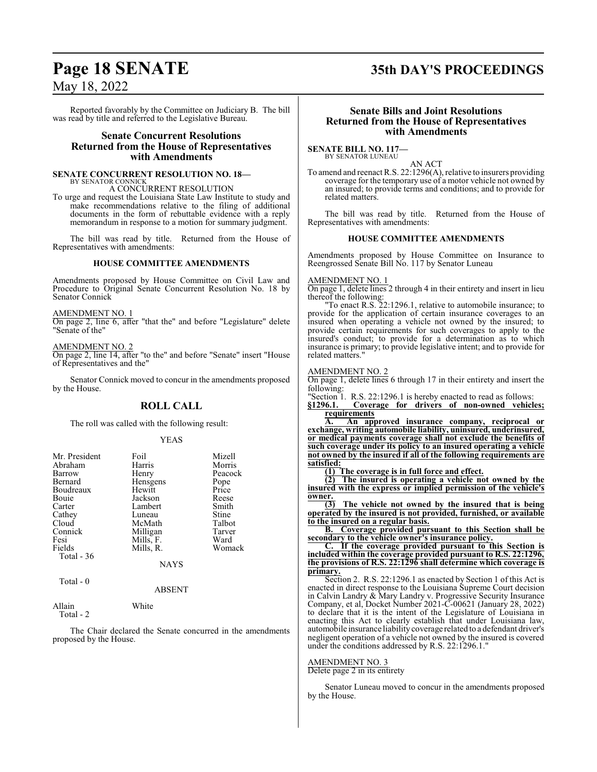Reported favorably by the Committee on Judiciary B. The bill was read by title and referred to the Legislative Bureau.

## Senate Concurrent Resolutions Returned from the House of Representatives with Amendments

**SENATE CONCURRENT RESOLUTION NO. 18—**
BY SENATOR CONNICK

A CONCURRENT RESOLUTION

To urge and request the Louisiana State Law Institute to study and make recommendations relative to the filing of additional documents in the form of rebuttable evidence with a reply memorandum in response to a motion for summary judgment.

The bill was read by title. Returned from the House of Representatives with amendments:

**HOUSE COMMITTEE AMENDMENTS**

Amendments proposed by House Committee on Civil Law and Procedure to Original Senate Concurrent Resolution No. 18 by Senator Connick

AMENDMENT NO. 1
On page 2, line 6, after "that the" and before "Legislature" delete "Senate of the"

AMENDMENT NO. 2
On page 2, line 14, after "to the" and before "Senate" insert "House of Representatives and the"

Senator Connick moved to concur in the amendments proposed by the House.

## ROLL CALL

The roll was called with the following result:

YEAS

| | | |
|---|---|---|
| Mr. President | Foil | Mizell |
| Abraham | Harris | Morris |
| Barrow | Henry | Peacock |
| Bernard | Hensgens | Pope |
| Boudreaux | Hewitt | Price |
| Bouie | Jackson | Reese |
| Carter | Lambert | Smith |
| Cathey | Luneau | Stine |
| Cloud | McMath | Talbot |
| Connick | Milligan | Tarver |
| Fesi | Mills, F. | Ward |
| Fields | Mills, R. | Womack |

Total - 36

NAYS

Total - 0

ABSENT

| | |
|---|---|
| Allain | White |

Total - 2

The Chair declared the Senate concurred in the amendments proposed by the House.

## Senate Bills and Joint Resolutions Returned from the House of Representatives with Amendments

**SENATE BILL NO. 117—**
BY SENATOR LUNEAU

AN ACT

To amend and reenact R.S. 22:1296(A), relative to insurers providing coverage for the temporary use of a motor vehicle not owned by an insured; to provide terms and conditions; and to provide for related matters.

The bill was read by title. Returned from the House of Representatives with amendments:

**HOUSE COMMITTEE AMENDMENTS**

Amendments proposed by House Committee on Insurance to Reengrossed Senate Bill No. 117 by Senator Luneau

AMENDMENT NO. 1
On page 1, delete lines 2 through 4 in their entirety and insert in lieu thereof the following:

"To enact R.S. 22:1296.1, relative to automobile insurance; to provide for the application of certain insurance coverages to an insured when operating a vehicle not owned by the insured; to provide certain requirements for such coverages to apply to the insured's conduct; to provide for a determination as to which insurance is primary; to provide legislative intent; and to provide for related matters."

AMENDMENT NO. 2
On page 1, delete lines 6 through 17 in their entirety and insert the following:

"Section 1. R.S. 22:1296.1 is hereby enacted to read as follows:

**§1296.1. Coverage for drivers of non-owned vehicles; requirements**

**A. An approved insurance company, reciprocal or exchange, writing automobile liability, uninsured, underinsured, or medical payments coverage shall not exclude the benefits of such coverage under its policy to an insured operating a vehicle not owned by the insured if all of the following requirements are satisfied:**

**(1) The coverage is in full force and effect.**

**(2) The insured is operating a vehicle not owned by the insured with the express or implied permission of the vehicle's owner.**

**(3) The vehicle not owned by the insured that is being operated by the insured is not provided, furnished, or available to the insured on a regular basis.**

**B. Coverage provided pursuant to this Section shall be secondary to the vehicle owner's insurance policy.**

**C. If the coverage provided pursuant to this Section is included within the coverage provided pursuant to R.S. 22:1296, the provisions of R.S. 22:1296 shall determine which coverage is primary.**

Section 2. R.S. 22:1296.1 as enacted by Section 1 of this Act is enacted in direct response to the Louisiana Supreme Court decision in Calvin Landry & Mary Landry v. Progressive Security Insurance Company, et al, Docket Number 2021-C-00621 (January 28, 2022) to declare that it is the intent of the Legislature of Louisiana in enacting this Act to clearly establish that under Louisiana law, automobile insurance liability coverage related to a defendant driver's negligent operation of a vehicle not owned by the insured is covered under the conditions addressed by R.S. 22:1296.1."

AMENDMENT NO. 3
Delete page 2 in its entirety

Senator Luneau moved to concur in the amendments proposed by the House.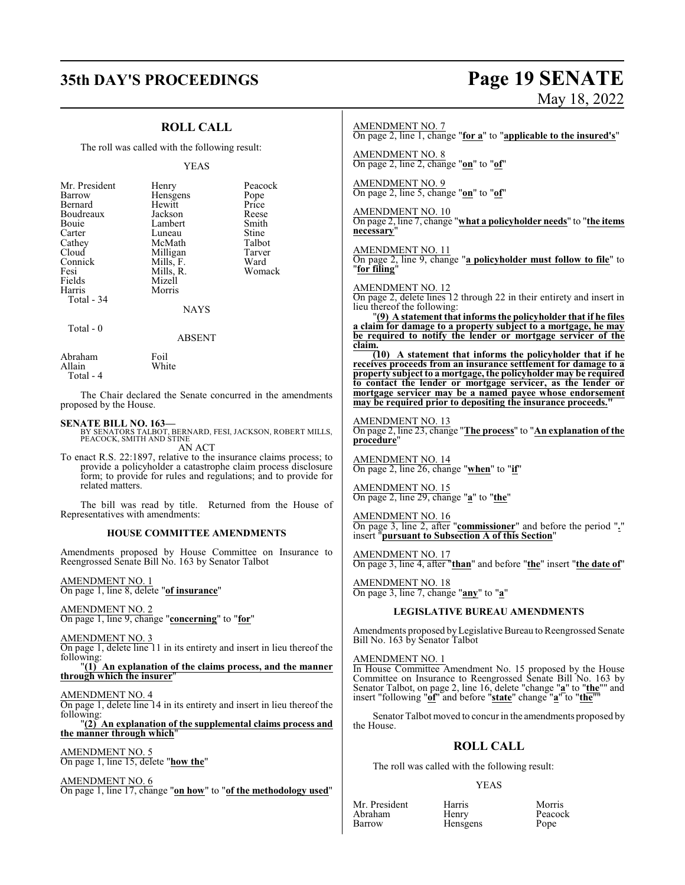## ROLL CALL

The roll was called with the following result:

YEAS

| | | |
|---|---|---|
| Mr. President | Henry | Peacock |
| Barrow | Hensgens | Pope |
| Bernard | Hewitt | Price |
| Boudreaux | Jackson | Reese |
| Bouie | Lambert | Smith |
| Carter | Luneau | Stine |
| Cathey | McMath | Talbot |
| Cloud | Milligan | Tarver |
| Connick | Mills, F. | Ward |
| Fesi | Mills, R. | Womack |
| Fields | Mizell | |
| Harris | Morris | |

Total - 34

NAYS

Total - 0

ABSENT

| | |
|---|---|
| Abraham | Foil |
| Allain | White |

Total - 4

The Chair declared the Senate concurred in the amendments proposed by the House.

**SENATE BILL NO. 163—**
BY SENATORS TALBOT, BERNARD, FESI, JACKSON, ROBERT MILLS, PEACOCK, SMITH AND STINE

AN ACT

To enact R.S. 22:1897, relative to the insurance claims process; to provide a policyholder a catastrophe claim process disclosure form; to provide for rules and regulations; and to provide for related matters.

The bill was read by title. Returned from the House of Representatives with amendments:

### HOUSE COMMITTEE AMENDMENTS

Amendments proposed by House Committee on Insurance to Reengrossed Senate Bill No. 163 by Senator Talbot

AMENDMENT NO. 1
On page 1, line 8, delete "**of insurance**"

AMENDMENT NO. 2
On page 1, line 9, change "**concerning**" to "**for**"

AMENDMENT NO. 3
On page 1, delete line 11 in its entirety and insert in lieu thereof the following:

"**(1) An explanation of the claims process, and the manner through which the insurer**"

AMENDMENT NO. 4
On page 1, delete line 14 in its entirety and insert in lieu thereof the following:

"**(2) An explanation of the supplemental claims process and the manner through which**"

AMENDMENT NO. 5
On page 1, line 15, delete "**how the**"

AMENDMENT NO. 6
On page 1, line 17, change "**on how**" to "**of the methodology used**"

AMENDMENT NO. 7
On page 2, line 1, change "**for a**" to "**applicable to the insured's**"

AMENDMENT NO. 8
On page 2, line 2, change "**on**" to "**of**"

AMENDMENT NO. 9
On page 2, line 5, change "**on**" to "**of**"

AMENDMENT NO. 10
On page 2, line 7, change "**what a policyholder needs**" to "**the items necessary**"

AMENDMENT NO. 11
On page 2, line 9, change "**a policyholder must follow to file**" to "**for filing**"

AMENDMENT NO. 12
On page 2, delete lines 12 through 22 in their entirety and insert in lieu thereof the following:

"**(9) A statement that informs the policyholder that if he files a claim for damage to a property subject to a mortgage, he may be required to notify the lender or mortgage servicer of the claim.**

**(10) A statement that informs the policyholder that if he receives proceeds from an insurance settlement for damage to a property subject to a mortgage, the policyholder may be required to contact the lender or mortgage servicer, as the lender or mortgage servicer may be a named payee whose endorsement may be required prior to depositing the insurance proceeds.**"

AMENDMENT NO. 13
On page 2, line 23, change "**The process**" to "**An explanation of the procedure**"

AMENDMENT NO. 14
On page 2, line 26, change "**when**" to "**if**"

AMENDMENT NO. 15
On page 2, line 29, change "**a**" to "**the**"

AMENDMENT NO. 16
On page 3, line 2, after "**commissioner**" and before the period "**.**" insert "**pursuant to Subsection A of this Section**"

AMENDMENT NO. 17
On page 3, line 4, after "**than**" and before "**the**" insert "**the date of**"

AMENDMENT NO. 18
On page 3, line 7, change "**any**" to "**a**"

### LEGISLATIVE BUREAU AMENDMENTS

Amendments proposed by Legislative Bureau to Reengrossed Senate Bill No. 163 by Senator Talbot

AMENDMENT NO. 1
In House Committee Amendment No. 15 proposed by the House Committee on Insurance to Reengrossed Senate Bill No. 163 by Senator Talbot, on page 2, line 16, delete "change "**a**" to "**the**"" and insert "following "**of**" and before "**state**" change "**a**" to "**the**""

Senator Talbot moved to concur in the amendments proposed by the House.

## ROLL CALL

The roll was called with the following result:

YEAS

| | | |
|---|---|---|
| Mr. President | Harris | Morris |
| Abraham | Henry | Peacock |
| Barrow | Hensgens | Pope |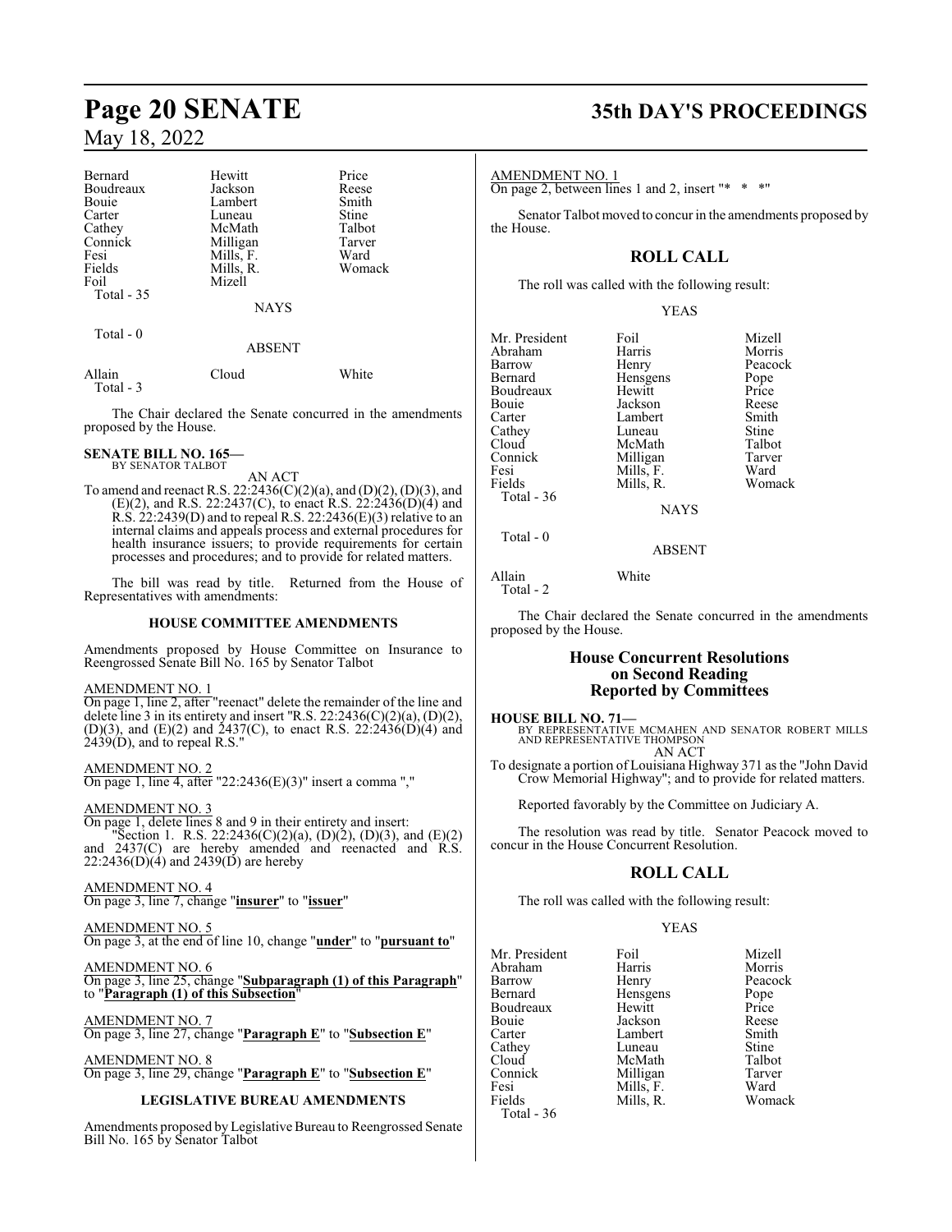| | | |
|---|---|---|
| Bernard | Hewitt | Price |
| Boudreaux | Jackson | Reese |
| Bouie | Lambert | Smith |
| Carter | Luneau | Stine |
| Cathey | McMath | Talbot |
| Connick | Milligan | Tarver |
| Fesi | Mills, F. | Ward |
| Fields | Mills, R. | Womack |
| Foil | Mizell | |
| Total - 35 | | |

NAYS

Total - 0

ABSENT

| | | |
|---|---|---|
| Allain | Cloud | White |
| Total - 3 | | |

The Chair declared the Senate concurred in the amendments proposed by the House.

**SENATE BILL NO. 165—**
BY SENATOR TALBOT

AN ACT

To amend and reenact R.S. 22:2436(C)(2)(a), and (D)(2), (D)(3), and (E)(2), and R.S. 22:2437(C), to enact R.S. 22:2436(D)(4) and R.S. 22:2439(D) and to repeal R.S. 22:2436(E)(3) relative to an internal claims and appeals process and external procedures for health insurance issuers; to provide requirements for certain processes and procedures; and to provide for related matters.

The bill was read by title. Returned from the House of Representatives with amendments:

**HOUSE COMMITTEE AMENDMENTS**

Amendments proposed by House Committee on Insurance to Reengrossed Senate Bill No. 165 by Senator Talbot

AMENDMENT NO. 1
On page 1, line 2, after "reenact" delete the remainder of the line and delete line 3 in its entirety and insert "R.S. 22:2436(C)(2)(a), (D)(2), (D)(3), and (E)(2) and 2437(C), to enact R.S. 22:2436(D)(4) and 2439(D), and to repeal R.S."

AMENDMENT NO. 2
On page 1, line 4, after "22:2436(E)(3)" insert a comma ","

AMENDMENT NO. 3
On page 1, delete lines 8 and 9 in their entirety and insert:
"Section 1. R.S. 22:2436(C)(2)(a), (D)(2), (D)(3), and (E)(2) and 2437(C) are hereby amended and reenacted and R.S. 22:2436(D)(4) and 2439(D) are hereby

AMENDMENT NO. 4
On page 3, line 7, change "**insurer**" to "**issuer**"

AMENDMENT NO. 5
On page 3, at the end of line 10, change "**under**" to "**pursuant to**"

AMENDMENT NO. 6
On page 3, line 25, change "**Subparagraph (1) of this Paragraph**" to "**Paragraph (1) of this Subsection**"

AMENDMENT NO. 7
On page 3, line 27, change "**Paragraph E**" to "**Subsection E**"

AMENDMENT NO. 8
On page 3, line 29, change "**Paragraph E**" to "**Subsection E**"

**LEGISLATIVE BUREAU AMENDMENTS**

Amendments proposed by Legislative Bureau to Reengrossed Senate Bill No. 165 by Senator Talbot

AMENDMENT NO. 1
On page 2, between lines 1 and 2, insert "* * *"

Senator Talbot moved to concur in the amendments proposed by the House.

## ROLL CALL

The roll was called with the following result:

YEAS

| | | |
|---|---|---|
| Mr. President | Foil | Mizell |
| Abraham | Harris | Morris |
| Barrow | Henry | Peacock |
| Bernard | Hensgens | Pope |
| Boudreaux | Hewitt | Price |
| Bouie | Jackson | Reese |
| Carter | Lambert | Smith |
| Cathey | Luneau | Stine |
| Cloud | McMath | Talbot |
| Connick | Milligan | Tarver |
| Fesi | Mills, F. | Ward |
| Fields | Mills, R. | Womack |
| Total - 36 | | |

NAYS

Total - 0

ABSENT

| | |
|---|---|
| Allain | White |
| Total - 2 | |

The Chair declared the Senate concurred in the amendments proposed by the House.

## House Concurrent Resolutions on Second Reading Reported by Committees

**HOUSE BILL NO. 71—**
BY REPRESENTATIVE MCMAHEN AND SENATOR ROBERT MILLS AND REPRESENTATIVE THOMPSON

AN ACT

To designate a portion of Louisiana Highway 371 as the "John David Crow Memorial Highway"; and to provide for related matters.

Reported favorably by the Committee on Judiciary A.

The resolution was read by title. Senator Peacock moved to concur in the House Concurrent Resolution.

## ROLL CALL

The roll was called with the following result:

YEAS

| | | |
|---|---|---|
| Mr. President | Foil | Mizell |
| Abraham | Harris | Morris |
| Barrow | Henry | Peacock |
| Bernard | Hensgens | Pope |
| Boudreaux | Hewitt | Price |
| Bouie | Jackson | Reese |
| Carter | Lambert | Smith |
| Cathey | Luneau | Stine |
| Cloud | McMath | Talbot |
| Connick | Milligan | Tarver |
| Fesi | Mills, F. | Ward |
| Fields | Mills, R. | Womack |
| Total - 36 | | |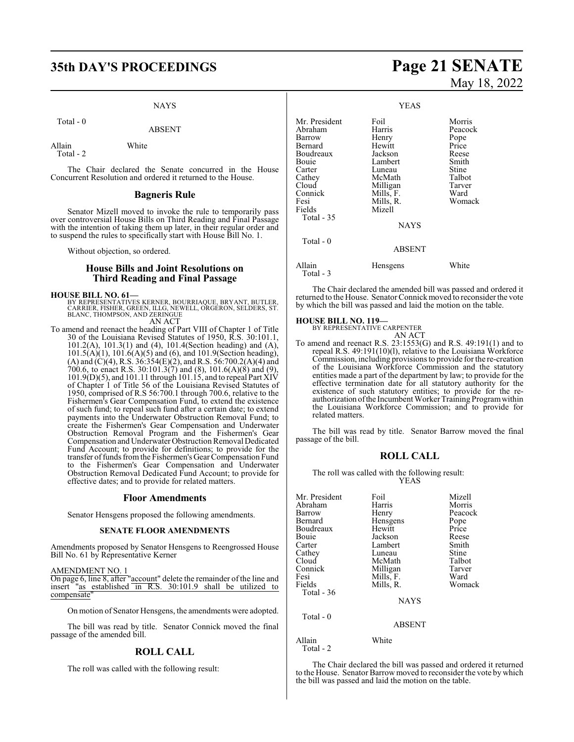NAYS

Total - 0

ABSENT

| | |
|---|---|
| Allain | White |

Total - 2

The Chair declared the Senate concurred in the House Concurrent Resolution and ordered it returned to the House.

## Bagneris Rule

Senator Mizell moved to invoke the rule to temporarily pass over controversial House Bills on Third Reading and Final Passage with the intention of taking them up later, in their regular order and to suspend the rules to specifically start with House Bill No. 1.

Without objection, so ordered.

## House Bills and Joint Resolutions on Third Reading and Final Passage

**HOUSE BILL NO. 61—**
BY REPRESENTATIVES KERNER, BOURRIAQUE, BRYANT, BUTLER, CARRIER, FISHER, GREEN, ILLG, NEWELL, ORGERON, SELDERS, ST. BLANC, THOMPSON, AND ZERINGUE
AN ACT

To amend and reenact the heading of Part VIII of Chapter 1 of Title 30 of the Louisiana Revised Statutes of 1950, R.S. 30:101.1, 101.2(A), 101.3(1) and (4), 101.4(Section heading) and (A), 101.5(A)(1), 101.6(A)(5) and (6), and 101.9(Section heading), (A) and (C)(4), R.S. 36:354(E)(2), and R.S. 56:700.2(A)(4) and 700.6, to enact R.S. 30:101.3(7) and (8), 101.6(A)(8) and (9), 101.9(D)(5), and 101.11 through 101.15, and to repeal Part XIV of Chapter 1 of Title 56 of the Louisiana Revised Statutes of 1950, comprised of R.S 56:700.1 through 700.6, relative to the Fishermen's Gear Compensation Fund, to extend the existence of such fund; to repeal such fund after a certain date; to extend payments into the Underwater Obstruction Removal Fund; to create the Fishermen's Gear Compensation and Underwater Obstruction Removal Program and the Fishermen's Gear Compensation and Underwater Obstruction Removal Dedicated Fund Account; to provide for definitions; to provide for the transfer of funds from the Fishermen's Gear Compensation Fund to the Fishermen's Gear Compensation and Underwater Obstruction Removal Dedicated Fund Account; to provide for effective dates; and to provide for related matters.

## Floor Amendments

Senator Hensgens proposed the following amendments.

### SENATE FLOOR AMENDMENTS

Amendments proposed by Senator Hensgens to Reengrossed House Bill No. 61 by Representative Kerner

AMENDMENT NO. 1

On page 6, line 8, after "account" delete the remainder of the line and insert "as established in R.S. 30:101.9 shall be utilized to compensate"

On motion of Senator Hensgens, the amendments were adopted.

The bill was read by title. Senator Connick moved the final passage of the amended bill.

## ROLL CALL

The roll was called with the following result:

YEAS

| | | |
|---|---|---|
| Mr. President | Foil | Morris |
| Abraham | Harris | Peacock |
| Barrow | Henry | Pope |
| Bernard | Hewitt | Price |
| Boudreaux | Jackson | Reese |
| Bouie | Lambert | Smith |
| Carter | Luneau | Stine |
| Cathey | McMath | Talbot |
| Cloud | Milligan | Tarver |
| Connick | Mills, F. | Ward |
| Fesi | Mills, R. | Womack |
| Fields | Mizell | |

Total - 35

NAYS

Total - 0

ABSENT

| | | |
|---|---|---|
| Allain | Hensgens | White |

Total - 3

The Chair declared the amended bill was passed and ordered it returned to the House. Senator Connick moved to reconsider the vote by which the bill was passed and laid the motion on the table.

**HOUSE BILL NO. 119—**
BY REPRESENTATIVE CARPENTER
AN ACT

To amend and reenact R.S. 23:1553(G) and R.S. 49:191(1) and to repeal R.S. 49:191(10)(l), relative to the Louisiana Workforce Commission, including provisions to provide for the re-creation of the Louisiana Workforce Commission and the statutory entities made a part of the department by law; to provide for the effective termination date for all statutory authority for the existence of such statutory entities; to provide for the re-authorization of the Incumbent Worker Training Program within the Louisiana Workforce Commission; and to provide for related matters.

The bill was read by title. Senator Barrow moved the final passage of the bill.

## ROLL CALL

The roll was called with the following result:

YEAS

| | | |
|---|---|---|
| Mr. President | Foil | Mizell |
| Abraham | Harris | Morris |
| Barrow | Henry | Peacock |
| Bernard | Hensgens | Pope |
| Boudreaux | Hewitt | Price |
| Bouie | Jackson | Reese |
| Carter | Lambert | Smith |
| Cathey | Luneau | Stine |
| Cloud | McMath | Talbot |
| Connick | Milligan | Tarver |
| Fesi | Mills, F. | Ward |
| Fields | Mills, R. | Womack |

Total - 36

NAYS

Total - 0

ABSENT

| | |
|---|---|
| Allain | White |

Total - 2

The Chair declared the bill was passed and ordered it returned to the House. Senator Barrow moved to reconsider the vote by which the bill was passed and laid the motion on the table.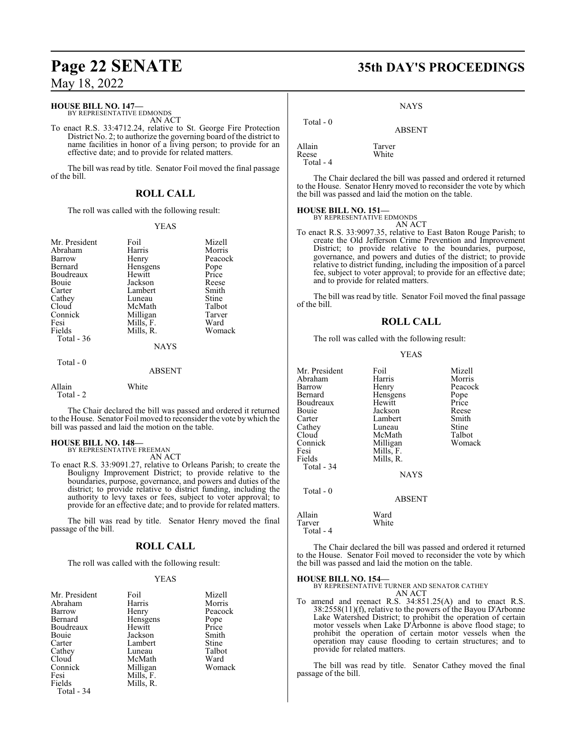**HOUSE BILL NO. 147—**
BY REPRESENTATIVE EDMONDS
AN ACT

To enact R.S. 33:4712.24, relative to St. George Fire Protection District No. 2; to authorize the governing board of the district to name facilities in honor of a living person; to provide for an effective date; and to provide for related matters.

The bill was read by title. Senator Foil moved the final passage of the bill.

## ROLL CALL

The roll was called with the following result:

YEAS

| | | |
|---|---|---|
| Mr. President | Foil | Mizell |
| Abraham | Harris | Morris |
| Barrow | Henry | Peacock |
| Bernard | Hensgens | Pope |
| Boudreaux | Hewitt | Price |
| Bouie | Jackson | Reese |
| Carter | Lambert | Smith |
| Cathey | Luneau | Stine |
| Cloud | McMath | Talbot |
| Connick | Milligan | Tarver |
| Fesi | Mills, F. | Ward |
| Fields | Mills, R. | Womack |

Total - 36

NAYS

Total - 0

ABSENT

| | |
|---|---|
| Allain | White |

Total - 2

The Chair declared the bill was passed and ordered it returned to the House. Senator Foil moved to reconsider the vote by which the bill was passed and laid the motion on the table.

**HOUSE BILL NO. 148—**
BY REPRESENTATIVE FREEMAN
AN ACT

To enact R.S. 33:9091.27, relative to Orleans Parish; to create the Bouligny Improvement District; to provide relative to the boundaries, purpose, governance, and powers and duties of the district; to provide relative to district funding, including the authority to levy taxes or fees, subject to voter approval; to provide for an effective date; and to provide for related matters.

The bill was read by title. Senator Henry moved the final passage of the bill.

## ROLL CALL

The roll was called with the following result:

YEAS

| | | |
|---|---|---|
| Mr. President | Foil | Mizell |
| Abraham | Harris | Morris |
| Barrow | Henry | Peacock |
| Bernard | Hensgens | Pope |
| Boudreaux | Hewitt | Price |
| Bouie | Jackson | Smith |
| Carter | Lambert | Stine |
| Cathey | Luneau | Talbot |
| Cloud | McMath | Ward |
| Connick | Milligan | Womack |
| Fesi | Mills, F. | |
| Fields | Mills, R. | |

Total - 34

NAYS

Total - 0

ABSENT

| | |
|---|---|
| Allain | Tarver |
| Reese | White |

Total - 4

The Chair declared the bill was passed and ordered it returned to the House. Senator Henry moved to reconsider the vote by which the bill was passed and laid the motion on the table.

**HOUSE BILL NO. 151—**
BY REPRESENTATIVE EDMONDS
AN ACT

To enact R.S. 33:9097.35, relative to East Baton Rouge Parish; to create the Old Jefferson Crime Prevention and Improvement District; to provide relative to the boundaries, purpose, governance, and powers and duties of the district; to provide relative to district funding, including the imposition of a parcel fee, subject to voter approval; to provide for an effective date; and to provide for related matters.

The bill was read by title. Senator Foil moved the final passage of the bill.

## ROLL CALL

The roll was called with the following result:

YEAS

| | | |
|---|---|---|
| Mr. President | Foil | Mizell |
| Abraham | Harris | Morris |
| Barrow | Henry | Peacock |
| Bernard | Hensgens | Pope |
| Boudreaux | Hewitt | Price |
| Bouie | Jackson | Reese |
| Carter | Lambert | Smith |
| Cathey | Luneau | Stine |
| Cloud | McMath | Talbot |
| Connick | Milligan | Womack |
| Fesi | Mills, F. | |
| Fields | Mills, R. | |

Total - 34

NAYS

Total - 0

ABSENT

| | |
|---|---|
| Allain | Ward |
| Tarver | White |

Total - 4

The Chair declared the bill was passed and ordered it returned to the House. Senator Foil moved to reconsider the vote by which the bill was passed and laid the motion on the table.

**HOUSE BILL NO. 154—**
BY REPRESENTATIVE TURNER AND SENATOR CATHEY
AN ACT

To amend and reenact R.S. 34:851.25(A) and to enact R.S. 38:2558(11)(f), relative to the powers of the Bayou D'Arbonne Lake Watershed District; to prohibit the operation of certain motor vessels when Lake D'Arbonne is above flood stage; to prohibit the operation of certain motor vessels when the operation may cause flooding to certain structures; and to provide for related matters.

The bill was read by title. Senator Cathey moved the final passage of the bill.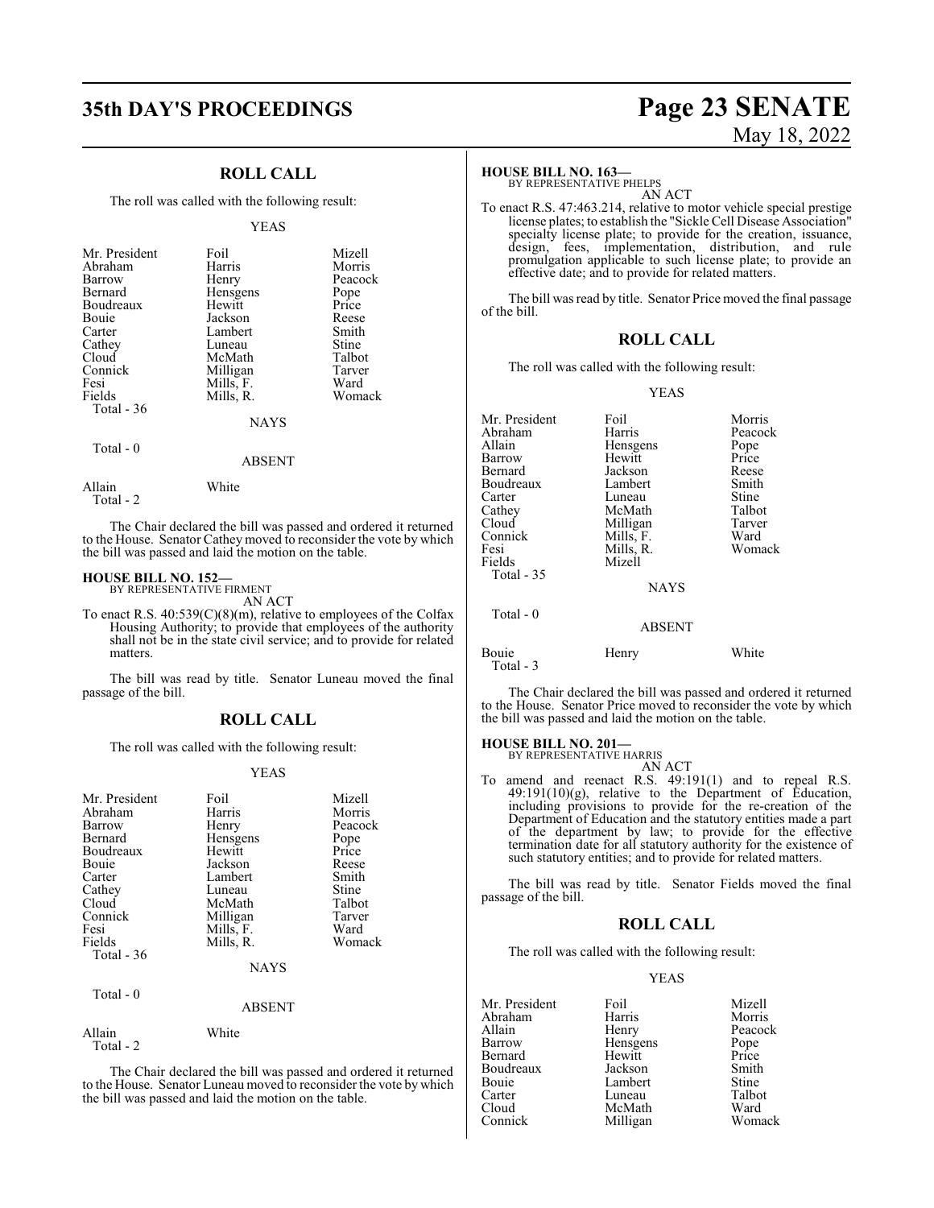## ROLL CALL

The roll was called with the following result:

YEAS

| | | |
|---|---|---|
| Mr. President | Foil | Mizell |
| Abraham | Harris | Morris |
| Barrow | Henry | Peacock |
| Bernard | Hensgens | Pope |
| Boudreaux | Hewitt | Price |
| Bouie | Jackson | Reese |
| Carter | Lambert | Smith |
| Cathey | Luneau | Stine |
| Cloud | McMath | Talbot |
| Connick | Milligan | Tarver |
| Fesi | Mills, F. | Ward |
| Fields | Mills, R. | Womack |
| Total - 36 | | |

NAYS

Total - 0

ABSENT

| | |
|---|---|
| Allain | White |
| Total - 2 | |

The Chair declared the bill was passed and ordered it returned to the House. Senator Cathey moved to reconsider the vote by which the bill was passed and laid the motion on the table.

**HOUSE BILL NO. 152—**
BY REPRESENTATIVE FIRMENT
AN ACT

To enact R.S. 40:539(C)(8)(m), relative to employees of the Colfax Housing Authority; to provide that employees of the authority shall not be in the state civil service; and to provide for related matters.

The bill was read by title. Senator Luneau moved the final passage of the bill.

## ROLL CALL

The roll was called with the following result:

YEAS

| | | |
|---|---|---|
| Mr. President | Foil | Mizell |
| Abraham | Harris | Morris |
| Barrow | Henry | Peacock |
| Bernard | Hensgens | Pope |
| Boudreaux | Hewitt | Price |
| Bouie | Jackson | Reese |
| Carter | Lambert | Smith |
| Cathey | Luneau | Stine |
| Cloud | McMath | Talbot |
| Connick | Milligan | Tarver |
| Fesi | Mills, F. | Ward |
| Fields | Mills, R. | Womack |
| Total - 36 | | |

NAYS

Total - 0

ABSENT

| | |
|---|---|
| Allain | White |
| Total - 2 | |

The Chair declared the bill was passed and ordered it returned to the House. Senator Luneau moved to reconsider the vote by which the bill was passed and laid the motion on the table.

**HOUSE BILL NO. 163—**
BY REPRESENTATIVE PHELPS
AN ACT

To enact R.S. 47:463.214, relative to motor vehicle special prestige license plates; to establish the "Sickle Cell Disease Association" specialty license plate; to provide for the creation, issuance, design, fees, implementation, distribution, and rule promulgation applicable to such license plate; to provide an effective date; and to provide for related matters.

The bill was read by title. Senator Price moved the final passage of the bill.

## ROLL CALL

The roll was called with the following result:

YEAS

| | | |
|---|---|---|
| Mr. President | Foil | Morris |
| Abraham | Harris | Peacock |
| Allain | Hensgens | Pope |
| Barrow | Hewitt | Price |
| Bernard | Jackson | Reese |
| Boudreaux | Lambert | Smith |
| Carter | Luneau | Stine |
| Cathey | McMath | Talbot |
| Cloud | Milligan | Tarver |
| Connick | Mills, F. | Ward |
| Fesi | Mills, R. | Womack |
| Fields | Mizell | |
| Total - 35 | | |

NAYS

Total - 0

ABSENT

| | | |
|---|---|---|
| Bouie | Henry | White |
| Total - 3 | | |

The Chair declared the bill was passed and ordered it returned to the House. Senator Price moved to reconsider the vote by which the bill was passed and laid the motion on the table.

**HOUSE BILL NO. 201—**
BY REPRESENTATIVE HARRIS
AN ACT

To amend and reenact R.S. 49:191(1) and to repeal R.S. 49:191(10)(g), relative to the Department of Education, including provisions to provide for the re-creation of the Department of Education and the statutory entities made a part of the department by law; to provide for the effective termination date for all statutory authority for the existence of such statutory entities; and to provide for related matters.

The bill was read by title. Senator Fields moved the final passage of the bill.

## ROLL CALL

The roll was called with the following result:

YEAS

| | | |
|---|---|---|
| Mr. President | Foil | Mizell |
| Abraham | Harris | Morris |
| Allain | Henry | Peacock |
| Barrow | Hensgens | Pope |
| Bernard | Hewitt | Price |
| Boudreaux | Jackson | Smith |
| Bouie | Lambert | Stine |
| Carter | Luneau | Talbot |
| Cloud | McMath | Ward |
| Connick | Milligan | Womack |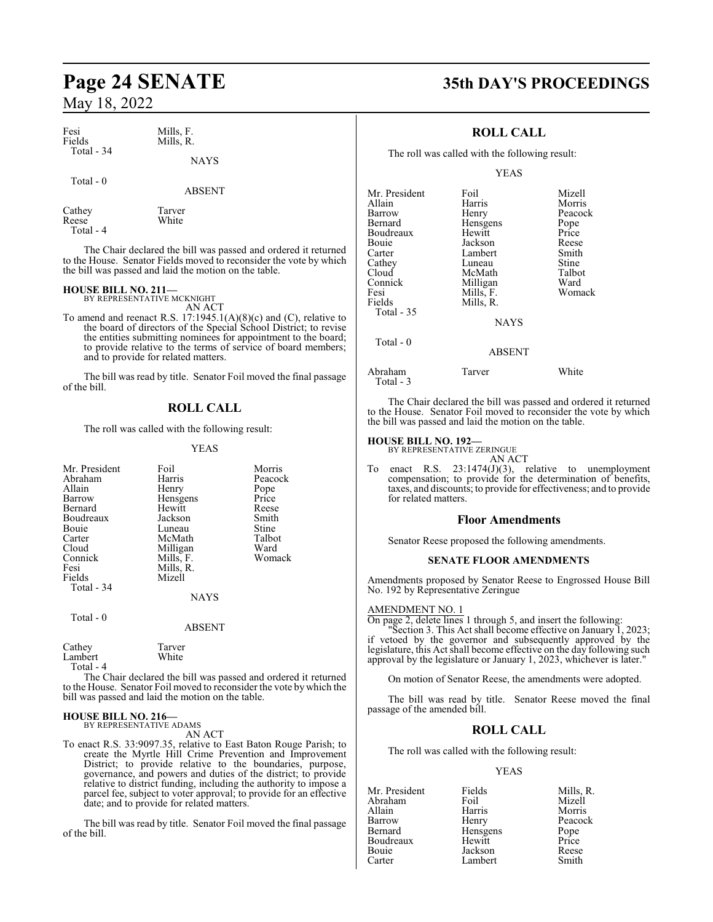| | |
|---|---|
| Fesi | Mills, F. |
| Fields | Mills, R. |
| Total - 34 | |

NAYS

Total - 0

ABSENT

| | |
|---|---|
| Cathey | Tarver |
| Reese | White |
| Total - 4 | |

The Chair declared the bill was passed and ordered it returned to the House. Senator Fields moved to reconsider the vote by which the bill was passed and laid the motion on the table.

**HOUSE BILL NO. 211—**
BY REPRESENTATIVE MCKNIGHT
AN ACT

To amend and reenact R.S. 17:1945.1(A)(8)(c) and (C), relative to the board of directors of the Special School District; to revise the entities submitting nominees for appointment to the board; to provide relative to the terms of service of board members; and to provide for related matters.

The bill was read by title. Senator Foil moved the final passage of the bill.

## ROLL CALL

The roll was called with the following result:

YEAS

| | | |
|---|---|---|
| Mr. President | Foil | Morris |
| Abraham | Harris | Peacock |
| Allain | Henry | Pope |
| Barrow | Hensgens | Price |
| Bernard | Hewitt | Reese |
| Boudreaux | Jackson | Smith |
| Bouie | Luneau | Stine |
| Carter | McMath | Talbot |
| Cloud | Milligan | Ward |
| Connick | Mills, F. | Womack |
| Fesi | Mills, R. | |
| Fields | Mizell | |
| Total - 34 | | |

NAYS

Total - 0

ABSENT

| | |
|---|---|
| Cathey | Tarver |
| Lambert | White |
| Total - 4 | |

The Chair declared the bill was passed and ordered it returned to the House. Senator Foil moved to reconsider the vote by which the bill was passed and laid the motion on the table.

**HOUSE BILL NO. 216—**
BY REPRESENTATIVE ADAMS
AN ACT

To enact R.S. 33:9097.35, relative to East Baton Rouge Parish; to create the Myrtle Hill Crime Prevention and Improvement District; to provide relative to the boundaries, purpose, governance, and powers and duties of the district; to provide relative to district funding, including the authority to impose a parcel fee, subject to voter approval; to provide for an effective date; and to provide for related matters.

The bill was read by title. Senator Foil moved the final passage of the bill.

## ROLL CALL

The roll was called with the following result:

YEAS

| | | |
|---|---|---|
| Mr. President | Foil | Mizell |
| Allain | Harris | Morris |
| Barrow | Henry | Peacock |
| Bernard | Hensgens | Pope |
| Boudreaux | Hewitt | Price |
| Bouie | Jackson | Reese |
| Carter | Lambert | Smith |
| Cathey | Luneau | Stine |
| Cloud | McMath | Talbot |
| Connick | Milligan | Ward |
| Fesi | Mills, F. | Womack |
| Fields | Mills, R. | |
| Total - 35 | | |

NAYS

Total - 0

ABSENT

| | | |
|---|---|---|
| Abraham | Tarver | White |
| Total - 3 | | |

The Chair declared the bill was passed and ordered it returned to the House. Senator Foil moved to reconsider the vote by which the bill was passed and laid the motion on the table.

**HOUSE BILL NO. 192—**
BY REPRESENTATIVE ZERINGUE
AN ACT

To enact R.S. 23:1474(J)(3), relative to unemployment compensation; to provide for the determination of benefits, taxes, and discounts; to provide for effectiveness; and to provide for related matters.

## Floor Amendments

Senator Reese proposed the following amendments.

**SENATE FLOOR AMENDMENTS**

Amendments proposed by Senator Reese to Engrossed House Bill No. 192 by Representative Zeringue

AMENDMENT NO. 1

On page 2, delete lines 1 through 5, and insert the following:

"Section 3. This Act shall become effective on January 1, 2023; if vetoed by the governor and subsequently approved by the legislature, this Act shall become effective on the day following such approval by the legislature or January 1, 2023, whichever is later."

On motion of Senator Reese, the amendments were adopted.

The bill was read by title. Senator Reese moved the final passage of the amended bill.

## ROLL CALL

The roll was called with the following result:

YEAS

| | | |
|---|---|---|
| Mr. President | Fields | Mills, R. |
| Abraham | Foil | Mizell |
| Allain | Harris | Morris |
| Barrow | Henry | Peacock |
| Bernard | Hensgens | Pope |
| Boudreaux | Hewitt | Price |
| Bouie | Jackson | Reese |
| Carter | Lambert | Smith |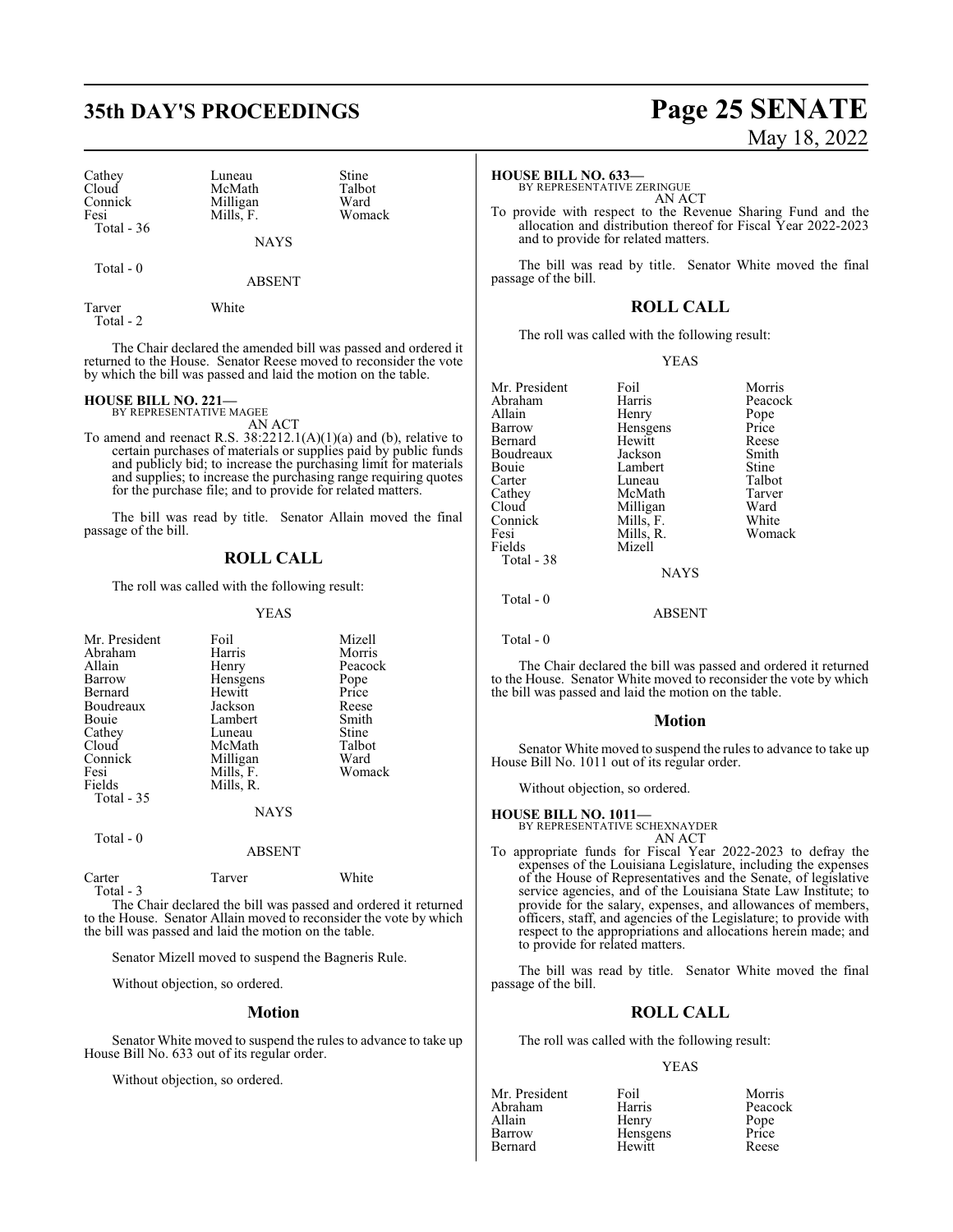| | | |
|---|---|---|
| Cathey | Luneau | Stine |
| Cloud | McMath | Talbot |
| Connick | Milligan | Ward |
| Fesi | Mills, F. | Womack |
| Total - 36 | | |

NAYS

Total - 0

ABSENT

| | |
|---|---|
| Tarver | White |
| Total - 2 | |

The Chair declared the amended bill was passed and ordered it returned to the House. Senator Reese moved to reconsider the vote by which the bill was passed and laid the motion on the table.

**HOUSE BILL NO. 221—**
BY REPRESENTATIVE MAGEE
AN ACT

To amend and reenact R.S. 38:2212.1(A)(1)(a) and (b), relative to certain purchases of materials or supplies paid by public funds and publicly bid; to increase the purchasing limit for materials and supplies; to increase the purchasing range requiring quotes for the purchase file; and to provide for related matters.

The bill was read by title. Senator Allain moved the final passage of the bill.

## ROLL CALL

The roll was called with the following result:

YEAS

| | | |
|---|---|---|
| Mr. President | Foil | Mizell |
| Abraham | Harris | Morris |
| Allain | Henry | Peacock |
| Barrow | Hensgens | Pope |
| Bernard | Hewitt | Price |
| Boudreaux | Jackson | Reese |
| Bouie | Lambert | Smith |
| Cathey | Luneau | Stine |
| Cloud | McMath | Talbot |
| Connick | Milligan | Ward |
| Fesi | Mills, F. | Womack |
| Fields | Mills, R. | |
| Total - 35 | | |

NAYS

Total - 0

ABSENT

| | | |
|---|---|---|
| Carter | Tarver | White |
| Total - 3 | | |

The Chair declared the bill was passed and ordered it returned to the House. Senator Allain moved to reconsider the vote by which the bill was passed and laid the motion on the table.

Senator Mizell moved to suspend the Bagneris Rule.

Without objection, so ordered.

### Motion

Senator White moved to suspend the rules to advance to take up House Bill No. 633 out of its regular order.

Without objection, so ordered.

**HOUSE BILL NO. 633—**
BY REPRESENTATIVE ZERINGUE
AN ACT

To provide with respect to the Revenue Sharing Fund and the allocation and distribution thereof for Fiscal Year 2022-2023 and to provide for related matters.

The bill was read by title. Senator White moved the final passage of the bill.

## ROLL CALL

The roll was called with the following result:

YEAS

| | | |
|---|---|---|
| Mr. President | Foil | Morris |
| Abraham | Harris | Peacock |
| Allain | Henry | Pope |
| Barrow | Hensgens | Price |
| Bernard | Hewitt | Reese |
| Boudreaux | Jackson | Smith |
| Bouie | Lambert | Stine |
| Carter | Luneau | Talbot |
| Cathey | McMath | Tarver |
| Cloud | Milligan | Ward |
| Connick | Mills, F. | White |
| Fesi | Mills, R. | Womack |
| Fields | Mizell | |
| Total - 38 | | |

NAYS

Total - 0

ABSENT

Total - 0

The Chair declared the bill was passed and ordered it returned to the House. Senator White moved to reconsider the vote by which the bill was passed and laid the motion on the table.

### Motion

Senator White moved to suspend the rules to advance to take up House Bill No. 1011 out of its regular order.

Without objection, so ordered.

**HOUSE BILL NO. 1011—**
BY REPRESENTATIVE SCHEXNAYDER
AN ACT

To appropriate funds for Fiscal Year 2022-2023 to defray the expenses of the Louisiana Legislature, including the expenses of the House of Representatives and the Senate, of legislative service agencies, and of the Louisiana State Law Institute; to provide for the salary, expenses, and allowances of members, officers, staff, and agencies of the Legislature; to provide with respect to the appropriations and allocations herein made; and to provide for related matters.

The bill was read by title. Senator White moved the final passage of the bill.

## ROLL CALL

The roll was called with the following result:

YEAS

| | | |
|---|---|---|
| Mr. President | Foil | Morris |
| Abraham | Harris | Peacock |
| Allain | Henry | Pope |
| Barrow | Hensgens | Price |
| Bernard | Hewitt | Reese |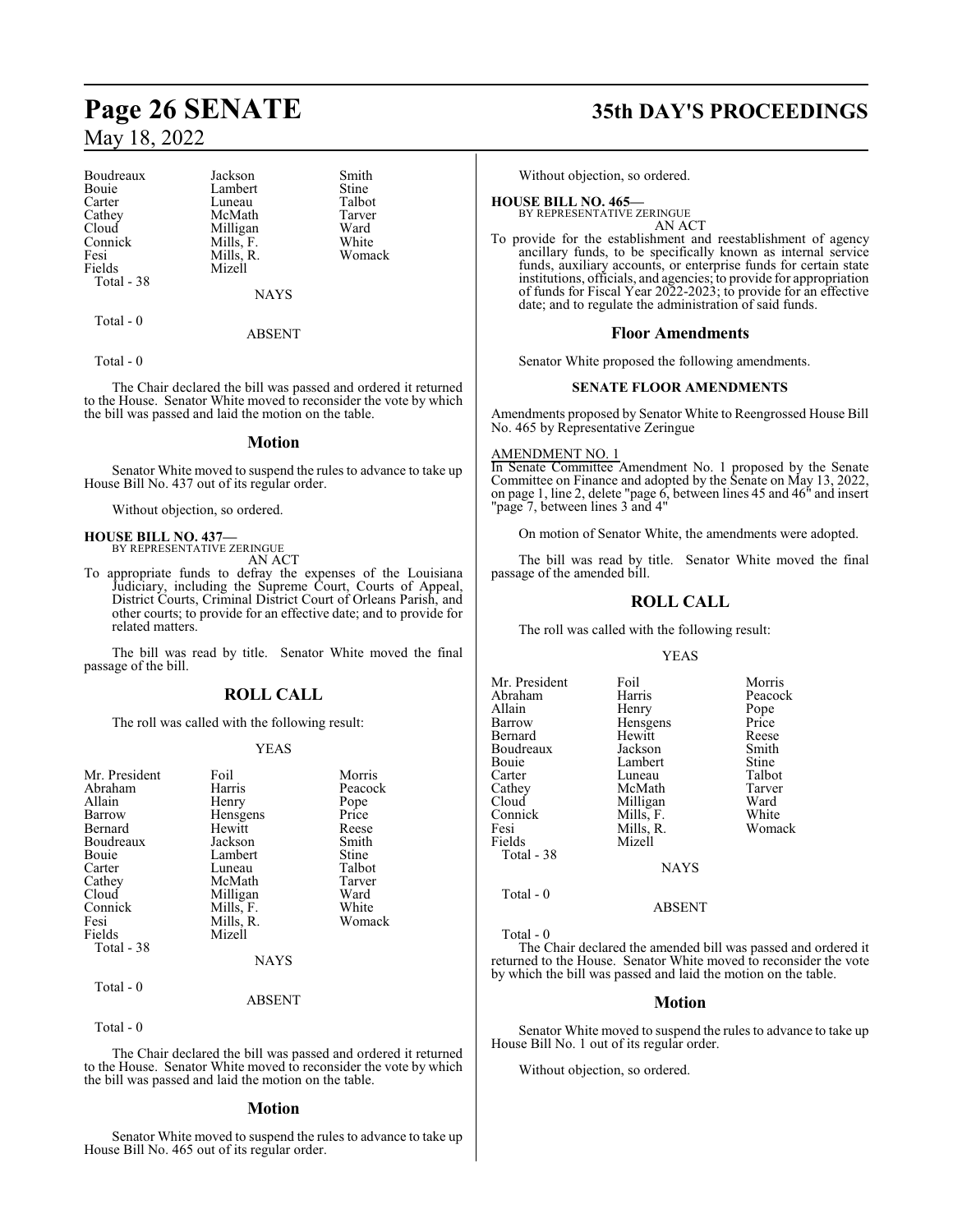| | | |
|---|---|---|
| Boudreaux | Jackson | Smith |
| Bouie | Lambert | Stine |
| Carter | Luneau | Talbot |
| Cathey | McMath | Tarver |
| Cloud | Milligan | Ward |
| Connick | Mills, F. | White |
| Fesi | Mills, R. | Womack |
| Fields | Mizell | |
| Total - 38 | | |

NAYS

Total - 0

ABSENT

Total - 0

The Chair declared the bill was passed and ordered it returned to the House. Senator White moved to reconsider the vote by which the bill was passed and laid the motion on the table.

## Motion

Senator White moved to suspend the rules to advance to take up House Bill No. 437 out of its regular order.

Without objection, so ordered.

**HOUSE BILL NO. 437—**
BY REPRESENTATIVE ZERINGUE
AN ACT

To appropriate funds to defray the expenses of the Louisiana Judiciary, including the Supreme Court, Courts of Appeal, District Courts, Criminal District Court of Orleans Parish, and other courts; to provide for an effective date; and to provide for related matters.

The bill was read by title. Senator White moved the final passage of the bill.

## ROLL CALL

The roll was called with the following result:

YEAS

| | | |
|---|---|---|
| Mr. President | Foil | Morris |
| Abraham | Harris | Peacock |
| Allain | Henry | Pope |
| Barrow | Hensgens | Price |
| Bernard | Hewitt | Reese |
| Boudreaux | Jackson | Smith |
| Bouie | Lambert | Stine |
| Carter | Luneau | Talbot |
| Cathey | McMath | Tarver |
| Cloud | Milligan | Ward |
| Connick | Mills, F. | White |
| Fesi | Mills, R. | Womack |
| Fields | Mizell | |
| Total - 38 | | |

NAYS

Total - 0

ABSENT

Total - 0

The Chair declared the bill was passed and ordered it returned to the House. Senator White moved to reconsider the vote by which the bill was passed and laid the motion on the table.

## Motion

Senator White moved to suspend the rules to advance to take up House Bill No. 465 out of its regular order.

Without objection, so ordered.

**HOUSE BILL NO. 465—**
BY REPRESENTATIVE ZERINGUE
AN ACT

To provide for the establishment and reestablishment of agency ancillary funds, to be specifically known as internal service funds, auxiliary accounts, or enterprise funds for certain state institutions, officials, and agencies; to provide for appropriation of funds for Fiscal Year 2022-2023; to provide for an effective date; and to regulate the administration of said funds.

## Floor Amendments

Senator White proposed the following amendments.

### SENATE FLOOR AMENDMENTS

Amendments proposed by Senator White to Reengrossed House Bill No. 465 by Representative Zeringue

AMENDMENT NO. 1

In Senate Committee Amendment No. 1 proposed by the Senate Committee on Finance and adopted by the Senate on May 13, 2022, on page 1, line 2, delete "page 6, between lines 45 and 46" and insert "page 7, between lines 3 and 4"

On motion of Senator White, the amendments were adopted.

The bill was read by title. Senator White moved the final passage of the amended bill.

## ROLL CALL

The roll was called with the following result:

YEAS

| | | |
|---|---|---|
| Mr. President | Foil | Morris |
| Abraham | Harris | Peacock |
| Allain | Henry | Pope |
| Barrow | Hensgens | Price |
| Bernard | Hewitt | Reese |
| Boudreaux | Jackson | Smith |
| Bouie | Lambert | Stine |
| Carter | Luneau | Talbot |
| Cathey | McMath | Tarver |
| Cloud | Milligan | Ward |
| Connick | Mills, F. | White |
| Fesi | Mills, R. | Womack |
| Fields | Mizell | |
| Total - 38 | | |

NAYS

Total - 0

ABSENT

Total - 0

The Chair declared the amended bill was passed and ordered it returned to the House. Senator White moved to reconsider the vote by which the bill was passed and laid the motion on the table.

## Motion

Senator White moved to suspend the rules to advance to take up House Bill No. 1 out of its regular order.

Without objection, so ordered.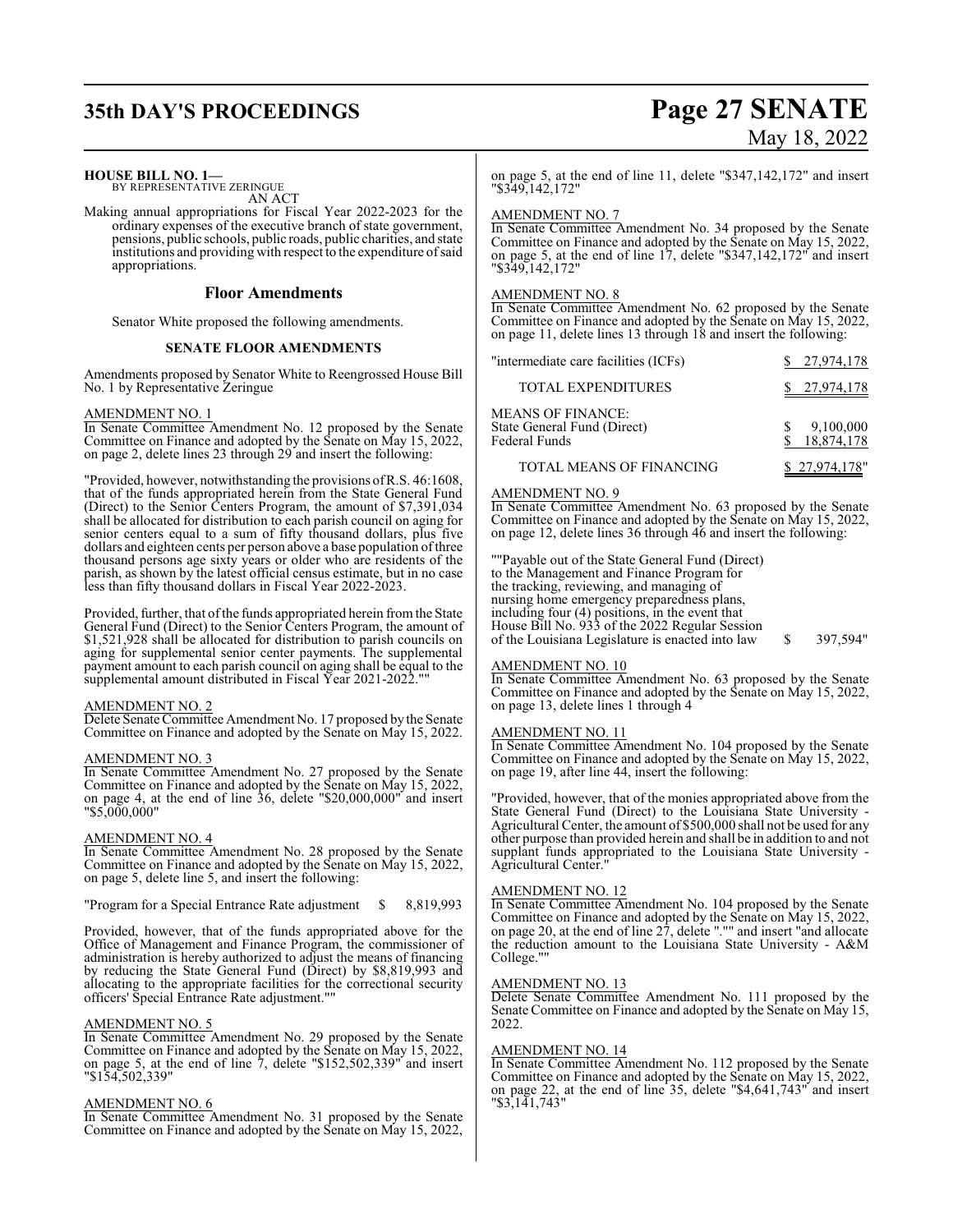**HOUSE BILL NO. 1—**
BY REPRESENTATIVE ZERINGUE
AN ACT

Making annual appropriations for Fiscal Year 2022-2023 for the ordinary expenses of the executive branch of state government, pensions, public schools, public roads, public charities, and state institutions and providing with respect to the expenditure of said appropriations.

## Floor Amendments

Senator White proposed the following amendments.

### SENATE FLOOR AMENDMENTS

Amendments proposed by Senator White to Reengrossed House Bill No. 1 by Representative Zeringue

AMENDMENT NO. 1
In Senate Committee Amendment No. 12 proposed by the Senate Committee on Finance and adopted by the Senate on May 15, 2022, on page 2, delete lines 23 through 29 and insert the following:

"Provided, however, notwithstanding the provisions of R.S. 46:1608, that of the funds appropriated herein from the State General Fund (Direct) to the Senior Centers Program, the amount of $7,391,034 shall be allocated for distribution to each parish council on aging for senior centers equal to a sum of fifty thousand dollars, plus five dollars and eighteen cents per person above a base population of three thousand persons age sixty years or older who are residents of the parish, as shown by the latest official census estimate, but in no case less than fifty thousand dollars in Fiscal Year 2022-2023.

Provided, further, that of the funds appropriated herein from the State General Fund (Direct) to the Senior Centers Program, the amount of $1,521,928 shall be allocated for distribution to parish councils on aging for supplemental senior center payments. The supplemental payment amount to each parish council on aging shall be equal to the supplemental amount distributed in Fiscal Year 2021-2022.""

AMENDMENT NO. 2
Delete Senate Committee Amendment No. 17 proposed by the Senate Committee on Finance and adopted by the Senate on May 15, 2022.

AMENDMENT NO. 3
In Senate Committee Amendment No. 27 proposed by the Senate Committee on Finance and adopted by the Senate on May 15, 2022, on page 4, at the end of line 36, delete "$20,000,000" and insert "$5,000,000"

AMENDMENT NO. 4
In Senate Committee Amendment No. 28 proposed by the Senate Committee on Finance and adopted by the Senate on May 15, 2022, on page 5, delete line 5, and insert the following:

"Program for a Special Entrance Rate adjustment $ 8,819,993

Provided, however, that of the funds appropriated above for the Office of Management and Finance Program, the commissioner of administration is hereby authorized to adjust the means of financing by reducing the State General Fund (Direct) by $8,819,993 and allocating to the appropriate facilities for the correctional security officers' Special Entrance Rate adjustment.""

AMENDMENT NO. 5
In Senate Committee Amendment No. 29 proposed by the Senate Committee on Finance and adopted by the Senate on May 15, 2022, on page 5, at the end of line 7, delete "$152,502,339" and insert "$154,502,339"

AMENDMENT NO. 6
In Senate Committee Amendment No. 31 proposed by the Senate Committee on Finance and adopted by the Senate on May 15, 2022, on page 5, at the end of line 11, delete "$347,142,172" and insert "$349,142,172"

AMENDMENT NO. 7
In Senate Committee Amendment No. 34 proposed by the Senate Committee on Finance and adopted by the Senate on May 15, 2022, on page 5, at the end of line 17, delete "$347,142,172" and insert "$349,142,172"

AMENDMENT NO. 8
In Senate Committee Amendment No. 62 proposed by the Senate Committee on Finance and adopted by the Senate on May 15, 2022, on page 11, delete lines 13 through 18 and insert the following:

| | |
|---|---|
| "intermediate care facilities (ICFs) | $ 27,974,178 |
| TOTAL EXPENDITURES | $ 27,974,178 |
| MEANS OF FINANCE: | |
| State General Fund (Direct) | $ 9,100,000 |
| Federal Funds | $ 18,874,178 |
| TOTAL MEANS OF FINANCING | $ 27,974,178" |

AMENDMENT NO. 9
In Senate Committee Amendment No. 63 proposed by the Senate Committee on Finance and adopted by the Senate on May 15, 2022, on page 12, delete lines 36 through 46 and insert the following:

""Payable out of the State General Fund (Direct) to the Management and Finance Program for the tracking, reviewing, and managing of nursing home emergency preparedness plans, including four (4) positions, in the event that House Bill No. 933 of the 2022 Regular Session of the Louisiana Legislature is enacted into law $ 397,594"

AMENDMENT NO. 10
In Senate Committee Amendment No. 63 proposed by the Senate Committee on Finance and adopted by the Senate on May 15, 2022, on page 13, delete lines 1 through 4

AMENDMENT NO. 11
In Senate Committee Amendment No. 104 proposed by the Senate Committee on Finance and adopted by the Senate on May 15, 2022, on page 19, after line 44, insert the following:

"Provided, however, that of the monies appropriated above from the State General Fund (Direct) to the Louisiana State University - Agricultural Center, the amount of $500,000 shall not be used for any other purpose than provided herein and shall be in addition to and not supplant funds appropriated to the Louisiana State University - Agricultural Center."

AMENDMENT NO. 12
In Senate Committee Amendment No. 104 proposed by the Senate Committee on Finance and adopted by the Senate on May 15, 2022, on page 20, at the end of line 27, delete ".”" and insert "and allocate the reduction amount to the Louisiana State University - A&M College.""

AMENDMENT NO. 13
Delete Senate Committee Amendment No. 111 proposed by the Senate Committee on Finance and adopted by the Senate on May 15, 2022.

AMENDMENT NO. 14
In Senate Committee Amendment No. 112 proposed by the Senate Committee on Finance and adopted by the Senate on May 15, 2022, on page 22, at the end of line 35, delete "$4,641,743" and insert "$3,141,743"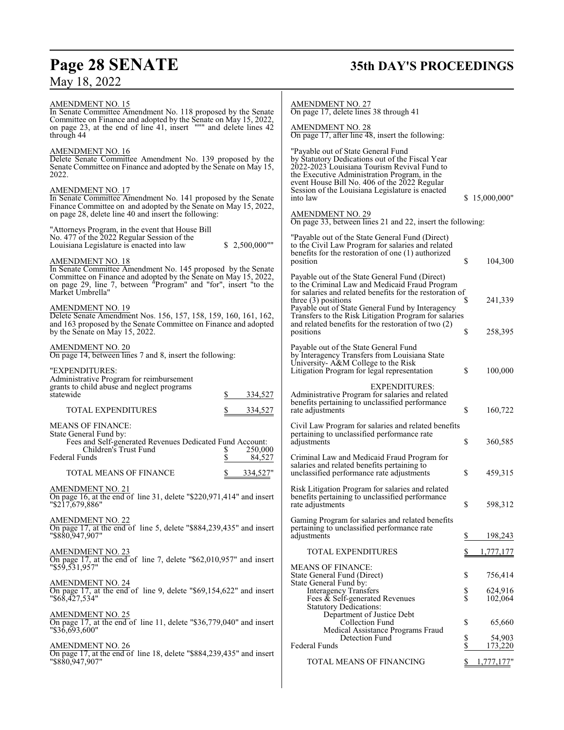AMENDMENT NO. 15

In Senate Committee Amendment No. 118 proposed by the Senate Committee on Finance and adopted by the Senate on May 15, 2022, on page 23, at the end of line 41, insert """ and delete lines 42 through 44

AMENDMENT NO. 16

Delete Senate Committee Amendment No. 139 proposed by the Senate Committee on Finance and adopted by the Senate on May 15, 2022.

AMENDMENT NO. 17

In Senate Committee Amendment No. 141 proposed by the Senate Finance Committee on and adopted by the Senate on May 15, 2022, on page 28, delete line 40 and insert the following:

| | |
|---|---|
| "Attorneys Program, in the event that House Bill No. 477 of the 2022 Regular Session of the Louisiana Legislature is enacted into law | $ 2,500,000"" |

AMENDMENT NO. 18

In Senate Committee Amendment No. 145 proposed by the Senate Committee on Finance and adopted by the Senate on May 15, 2022, on page 29, line 7, between "Program" and "for", insert "to the Market Umbrella"

AMENDMENT NO. 19

Delete Senate Amendment Nos. 156, 157, 158, 159, 160, 161, 162, and 163 proposed by the Senate Committee on Finance and adopted by the Senate on May 15, 2022.

AMENDMENT NO. 20

On page 14, between lines 7 and 8, insert the following:

| | |
|---|---|
| "EXPENDITURES: | |
| Administrative Program for reimbursement grants to child abuse and neglect programs statewide | $ 334,527 |
| TOTAL EXPENDITURES | $ 334,527 |
| MEANS OF FINANCE: | |
| State General Fund by: | |
| Fees and Self-generated Revenues Dedicated Fund Account: | |
| Children's Trust Fund | $ 250,000 |
| Federal Funds | $ 84,527 |
| TOTAL MEANS OF FINANCE | $ 334,527" |

AMENDMENT NO. 21

On page 16, at the end of line 31, delete "$220,971,414" and insert "$217,679,886"

AMENDMENT NO. 22

On page 17, at the end of line 5, delete "$884,239,435" and insert "$880,947,907"

AMENDMENT NO. 23

On page 17, at the end of line 7, delete "$62,010,957" and insert "$59,531,957"

AMENDMENT NO. 24

On page 17, at the end of line 9, delete "$69,154,622" and insert "$68,427,534"

AMENDMENT NO. 25

On page 17, at the end of line 11, delete "$36,779,040" and insert "$36,693,600"

AMENDMENT NO. 26

On page 17, at the end of line 18, delete "$884,239,435" and insert "$880,947,907"

AMENDMENT NO. 27

On page 17, delete lines 38 through 41

AMENDMENT NO. 28

On page 17, after line 48, insert the following:

| | |
|---|---|
| "Payable out of State General Fund by Statutory Dedications out of the Fiscal Year 2022-2023 Louisiana Tourism Revival Fund to the Executive Administration Program, in the event House Bill No. 406 of the 2022 Regular Session of the Louisiana Legislature is enacted into law | $ 15,000,000" |

AMENDMENT NO. 29

On page 33, between lines 21 and 22, insert the following:

| | |
|---|---|
| "Payable out of the State General Fund (Direct) to the Civil Law Program for salaries and related benefits for the restoration of one (1) authorized position | $ 104,300 |
| Payable out of the State General Fund (Direct) to the Criminal Law and Medicaid Fraud Program for salaries and related benefits for the restoration of three (3) positions | $ 241,339 |
| Payable out of State General Fund by Interagency Transfers to the Risk Litigation Program for salaries and related benefits for the restoration of two (2) positions | $ 258,395 |
| Payable out of the State General Fund by Interagency Transfers from Louisiana State University- A&M College to the Risk Litigation Program for legal representation | $ 100,000 |
| EXPENDITURES: | |
| Administrative Program for salaries and related benefits pertaining to unclassified performance rate adjustments | $ 160,722 |
| Civil Law Program for salaries and related benefits pertaining to unclassified performance rate adjustments | $ 360,585 |
| Criminal Law and Medicaid Fraud Program for salaries and related benefits pertaining to unclassified performance rate adjustments | $ 459,315 |
| Risk Litigation Program for salaries and related benefits pertaining to unclassified performance rate adjustments | $ 598,312 |
| Gaming Program for salaries and related benefits pertaining to unclassified performance rate adjustments | $ 198,243 |
| TOTAL EXPENDITURES | $ 1,777,177 |
| MEANS OF FINANCE: | |
| State General Fund (Direct) | $ 756,414 |
| State General Fund by: | |
| Interagency Transfers | $ 624,916 |
| Fees & Self-generated Revenues | $ 102,064 |
| Statutory Dedications: | |
| Department of Justice Debt Collection Fund | $ 65,660 |
| Medical Assistance Programs Fraud Detection Fund | $ 54,903 |
| Federal Funds | $ 173,220 |
| TOTAL MEANS OF FINANCING | $ 1,777,177" |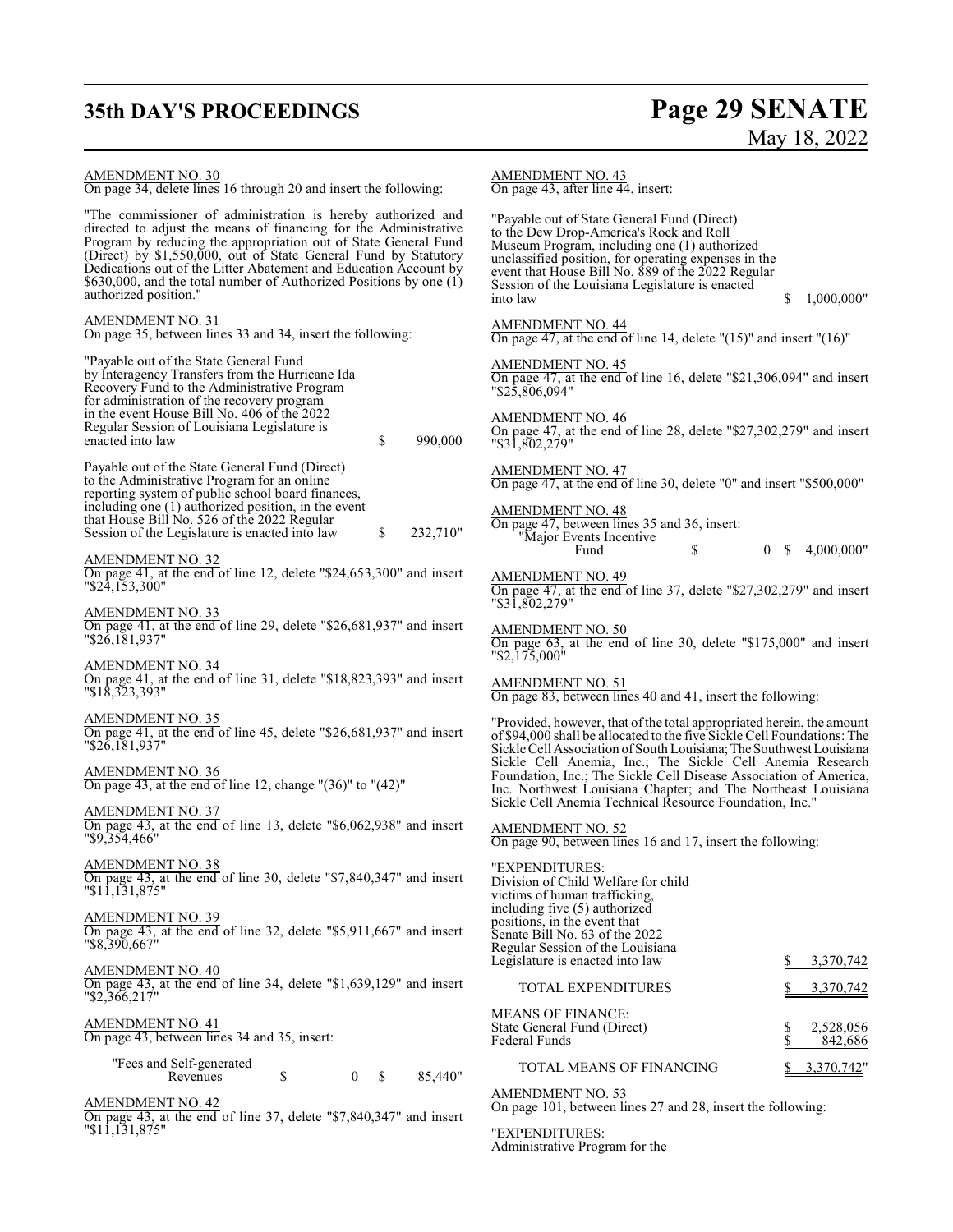AMENDMENT NO. 30
On page 34, delete lines 16 through 20 and insert the following:

"The commissioner of administration is hereby authorized and directed to adjust the means of financing for the Administrative Program by reducing the appropriation out of State General Fund (Direct) by $1,550,000, out of State General Fund by Statutory Dedications out of the Litter Abatement and Education Account by $630,000, and the total number of Authorized Positions by one (1) authorized position."

AMENDMENT NO. 31
On page 35, between lines 33 and 34, insert the following:

"Payable out of the State General Fund by Interagency Transfers from the Hurricane Ida Recovery Fund to the Administrative Program for administration of the recovery program in the event House Bill No. 406 of the 2022 Regular Session of Louisiana Legislature is enacted into law $ 990,000

Payable out of the State General Fund (Direct) to the Administrative Program for an online reporting system of public school board finances, including one (1) authorized position, in the event that House Bill No. 526 of the 2022 Regular Session of the Legislature is enacted into law $ 232,710"

AMENDMENT NO. 32
On page 41, at the end of line 12, delete "$24,653,300" and insert "$24,153,300"

AMENDMENT NO. 33
On page 41, at the end of line 29, delete "$26,681,937" and insert "$26,181,937"

AMENDMENT NO. 34
On page 41, at the end of line 31, delete "$18,823,393" and insert "$18,323,393"

AMENDMENT NO. 35
On page 41, at the end of line 45, delete "$26,681,937" and insert "$26,181,937"

AMENDMENT NO. 36
On page 43, at the end of line 12, change "(36)" to "(42)"

AMENDMENT NO. 37
On page 43, at the end of line 13, delete "$6,062,938" and insert "$9,354,466"

AMENDMENT NO. 38
On page 43, at the end of line 30, delete "$7,840,347" and insert "$11,131,875"

AMENDMENT NO. 39
On page 43, at the end of line 32, delete "$5,911,667" and insert "$8,390,667"

AMENDMENT NO. 40
On page 43, at the end of line 34, delete "$1,639,129" and insert "$2,366,217"

AMENDMENT NO. 41
On page 43, between lines 34 and 35, insert:

"Fees and Self-generated Revenues $ 0 $ 85,440"

AMENDMENT NO. 42
On page 43, at the end of line 37, delete "$7,840,347" and insert "$11,131,875"

AMENDMENT NO. 43
On page 43, after line 44, insert:

"Payable out of State General Fund (Direct) to the Dew Drop-America's Rock and Roll Museum Program, including one (1) authorized unclassified position, for operating expenses in the event that House Bill No. 889 of the 2022 Regular Session of the Louisiana Legislature is enacted into law $ 1,000,000"

AMENDMENT NO. 44
On page 47, at the end of line 14, delete "(15)" and insert "(16)"

AMENDMENT NO. 45
On page 47, at the end of line 16, delete "$21,306,094" and insert "$25,806,094"

AMENDMENT NO. 46
On page 47, at the end of line 28, delete "$27,302,279" and insert "$31,802,279"

AMENDMENT NO. 47
On page 47, at the end of line 30, delete "0" and insert "$500,000"

AMENDMENT NO. 48
On page 47, between lines 35 and 36, insert:

"Major Events Incentive Fund $ 0 $ 4,000,000"

AMENDMENT NO. 49
On page 47, at the end of line 37, delete "$27,302,279" and insert "$31,802,279"

AMENDMENT NO. 50
On page 63, at the end of line 30, delete "$175,000" and insert "$2,175,000"

AMENDMENT NO. 51
On page 83, between lines 40 and 41, insert the following:

"Provided, however, that of the total appropriated herein, the amount of $94,000 shall be allocated to the five Sickle Cell Foundations: The Sickle Cell Association of South Louisiana; The Southwest Louisiana Sickle Cell Anemia, Inc.; The Sickle Cell Anemia Research Foundation, Inc.; The Sickle Cell Disease Association of America, Inc. Northwest Louisiana Chapter; and The Northeast Louisiana Sickle Cell Anemia Technical Resource Foundation, Inc."

AMENDMENT NO. 52
On page 90, between lines 16 and 17, insert the following:

"EXPENDITURES:
Division of Child Welfare for child victims of human trafficking, including five (5) authorized positions, in the event that Senate Bill No. 63 of the 2022 Regular Session of the Louisiana Legislature is enacted into law $ 3,370,742

TOTAL EXPENDITURES $ 3,370,742

MEANS OF FINANCE:
State General Fund (Direct) $ 2,528,056
Federal Funds $ 842,686

TOTAL MEANS OF FINANCING $ 3,370,742"

AMENDMENT NO. 53
On page 101, between lines 27 and 28, insert the following:

"EXPENDITURES:
Administrative Program for the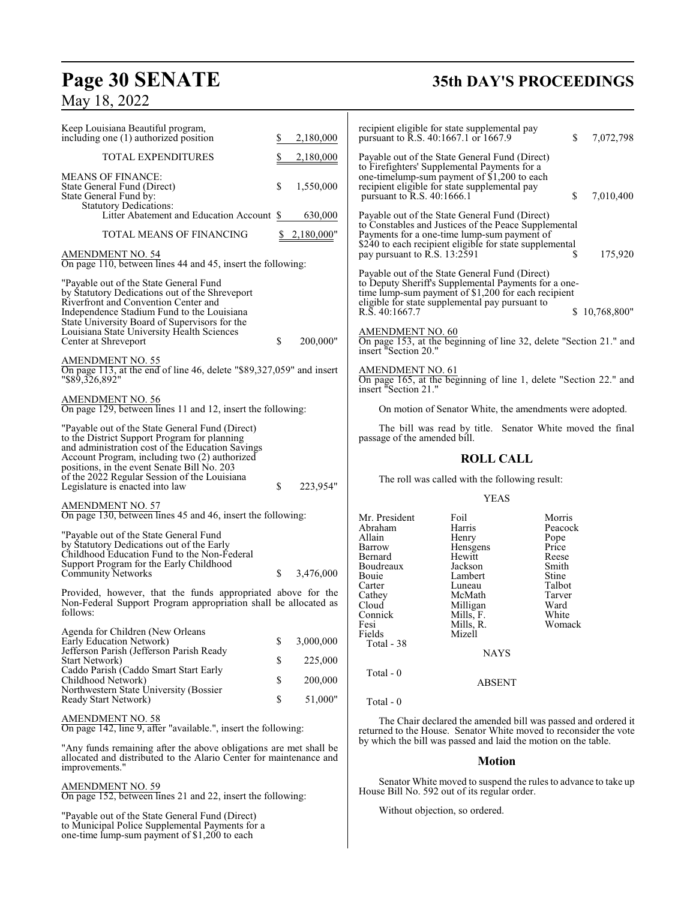Keep Louisiana Beautiful program, including one (1) authorized position $ 2,180,000

TOTAL EXPENDITURES $ 2,180,000

MEANS OF FINANCE:
State General Fund (Direct) $ 1,550,000
State General Fund by:
Statutory Dedications:
Litter Abatement and Education Account $ 630,000

TOTAL MEANS OF FINANCING $ 2,180,000"

AMENDMENT NO. 54
On page 110, between lines 44 and 45, insert the following:

"Payable out of the State General Fund by Statutory Dedications out of the Shreveport Riverfront and Convention Center and Independence Stadium Fund to the Louisiana State University Board of Supervisors for the Louisiana State University Health Sciences Center at Shreveport $ 200,000"

AMENDMENT NO. 55
On page 113, at the end of line 46, delete "$89,327,059" and insert "$89,326,892"

AMENDMENT NO. 56
On page 129, between lines 11 and 12, insert the following:

"Payable out of the State General Fund (Direct) to the District Support Program for planning and administration cost of the Education Savings Account Program, including two (2) authorized positions, in the event Senate Bill No. 203 of the 2022 Regular Session of the Louisiana Legislature is enacted into law $ 223,954"

AMENDMENT NO. 57
On page 130, between lines 45 and 46, insert the following:

"Payable out of the State General Fund by Statutory Dedications out of the Early Childhood Education Fund to the Non-Federal Support Program for the Early Childhood Community Networks $ 3,476,000

Provided, however, that the funds appropriated above for the Non-Federal Support Program appropriation shall be allocated as follows:

Agenda for Children (New Orleans Early Education Network) $ 3,000,000
Jefferson Parish (Jefferson Parish Ready Start Network) $ 225,000
Caddo Parish (Caddo Smart Start Early Childhood Network) $ 200,000
Northwestern State University (Bossier Ready Start Network) $ 51,000"

AMENDMENT NO. 58
On page 142, line 9, after "available.", insert the following:

"Any funds remaining after the above obligations are met shall be allocated and distributed to the Alario Center for maintenance and improvements."

AMENDMENT NO. 59
On page 152, between lines 21 and 22, insert the following:

"Payable out of the State General Fund (Direct) to Municipal Police Supplemental Payments for a one-time lump-sum payment of $1,200 to each recipient eligible for state supplemental pay pursuant to R.S. 40:1667.1 or 1667.9 $ 7,072,798

Payable out of the State General Fund (Direct) to Firefighters' Supplemental Payments for a one-timelump-sum payment of $1,200 to each recipient eligible for state supplemental pay pursuant to R.S. 40:1666.1 $ 7,010,400

Payable out of the State General Fund (Direct) to Constables and Justices of the Peace Supplemental Payments for a one-time lump-sum payment of $240 to each recipient eligible for state supplemental pay pursuant to R.S. 13:2591 $ 175,920

Payable out of the State General Fund (Direct) to Deputy Sheriff's Supplemental Payments for a one-time lump-sum payment of $1,200 for each recipient eligible for state supplemental pay pursuant to R.S. 40:1667.7 $ 10,768,800"

AMENDMENT NO. 60
On page 153, at the beginning of line 32, delete "Section 21." and insert "Section 20."

AMENDMENT NO. 61
On page 165, at the beginning of line 1, delete "Section 22." and insert "Section 21."

On motion of Senator White, the amendments were adopted.

The bill was read by title. Senator White moved the final passage of the amended bill.

## ROLL CALL

The roll was called with the following result:

YEAS

| | | |
|---|---|---|
| Mr. President | Foil | Morris |
| Abraham | Harris | Peacock |
| Allain | Henry | Pope |
| Barrow | Hensgens | Price |
| Bernard | Hewitt | Reese |
| Boudreaux | Jackson | Smith |
| Bouie | Lambert | Stine |
| Carter | Luneau | Talbot |
| Cathey | McMath | Tarver |
| Cloud | Milligan | Ward |
| Connick | Mills, F. | White |
| Fesi | Mills, R. | Womack |
| Fields | Mizell | |

Total - 38

NAYS

Total - 0

ABSENT

Total - 0

The Chair declared the amended bill was passed and ordered it returned to the House. Senator White moved to reconsider the vote by which the bill was passed and laid the motion on the table.

### Motion

Senator White moved to suspend the rules to advance to take up House Bill No. 592 out of its regular order.

Without objection, so ordered.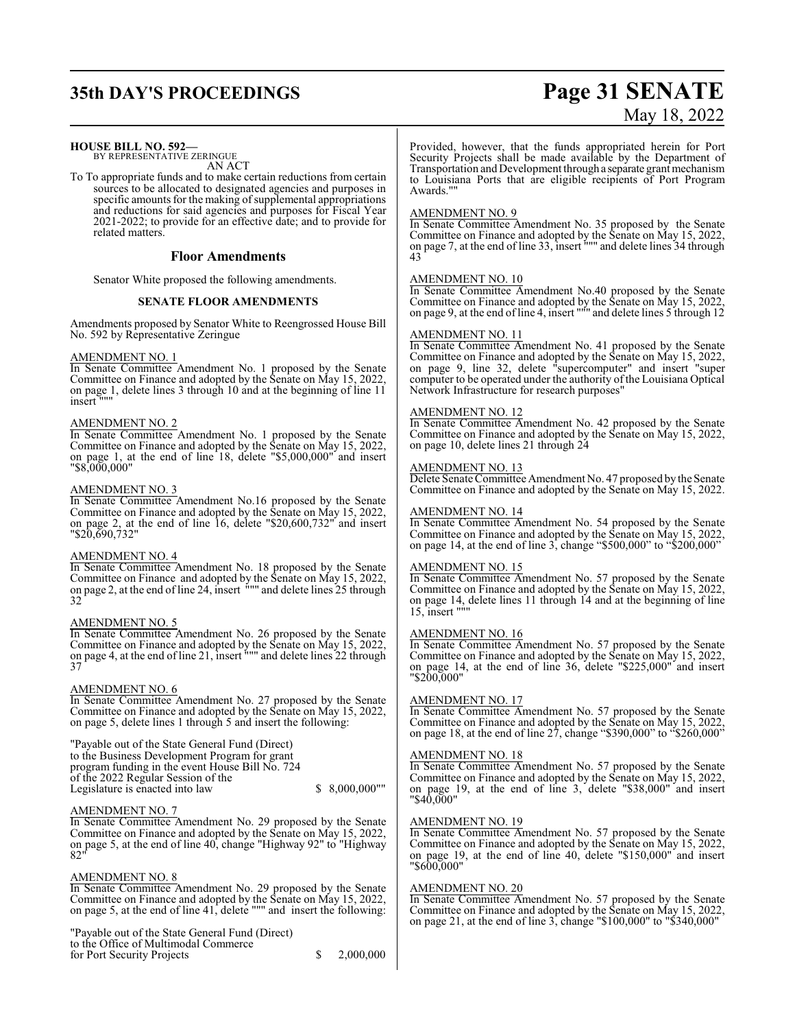**HOUSE BILL NO. 592—**
BY REPRESENTATIVE ZERINGUE
AN ACT

To To appropriate funds and to make certain reductions from certain sources to be allocated to designated agencies and purposes in specific amounts for the making of supplemental appropriations and reductions for said agencies and purposes for Fiscal Year 2021-2022; to provide for an effective date; and to provide for related matters.

## Floor Amendments

Senator White proposed the following amendments.

### SENATE FLOOR AMENDMENTS

Amendments proposed by Senator White to Reengrossed House Bill No. 592 by Representative Zeringue

AMENDMENT NO. 1
In Senate Committee Amendment No. 1 proposed by the Senate Committee on Finance and adopted by the Senate on May 15, 2022, on page 1, delete lines 3 through 10 and at the beginning of line 11 insert """

AMENDMENT NO. 2
In Senate Committee Amendment No. 1 proposed by the Senate Committee on Finance and adopted by the Senate on May 15, 2022, on page 1, at the end of line 18, delete "$5,000,000" and insert "$8,000,000"

AMENDMENT NO. 3
In Senate Committee Amendment No.16 proposed by the Senate Committee on Finance and adopted by the Senate on May 15, 2022, on page 2, at the end of line 16, delete "$20,600,732" and insert "$20,690,732"

AMENDMENT NO. 4
In Senate Committee Amendment No. 18 proposed by the Senate Committee on Finance and adopted by the Senate on May 15, 2022, on page 2, at the end of line 24, insert """ and delete lines 25 through 32

AMENDMENT NO. 5
In Senate Committee Amendment No. 26 proposed by the Senate Committee on Finance and adopted by the Senate on May 15, 2022, on page 4, at the end of line 21, insert """ and delete lines 22 through 37

AMENDMENT NO. 6
In Senate Committee Amendment No. 27 proposed by the Senate Committee on Finance and adopted by the Senate on May 15, 2022, on page 5, delete lines 1 through 5 and insert the following:

"Payable out of the State General Fund (Direct)
to the Business Development Program for grant
program funding in the event House Bill No. 724
of the 2022 Regular Session of the
Legislature is enacted into law $ 8,000,000""

AMENDMENT NO. 7
In Senate Committee Amendment No. 29 proposed by the Senate Committee on Finance and adopted by the Senate on May 15, 2022, on page 5, at the end of line 40, change "Highway 92" to "Highway 82"

AMENDMENT NO. 8
In Senate Committee Amendment No. 29 proposed by the Senate Committee on Finance and adopted by the Senate on May 15, 2022, on page 5, at the end of line 41, delete """ and insert the following:

"Payable out of the State General Fund (Direct)
to the Office of Multimodal Commerce
for Port Security Projects $ 2,000,000

Provided, however, that the funds appropriated herein for Port Security Projects shall be made available by the Department of Transportation and Development through a separate grant mechanism to Louisiana Ports that are eligible recipients of Port Program Awards.""

AMENDMENT NO. 9
In Senate Committee Amendment No. 35 proposed by the Senate Committee on Finance and adopted by the Senate on May 15, 2022, on page 7, at the end of line 33, insert """ and delete lines 34 through 43

AMENDMENT NO. 10
In Senate Committee Amendment No.40 proposed by the Senate Committee on Finance and adopted by the Senate on May 15, 2022, on page 9, at the end of line 4, insert """ and delete lines 5 through 12

AMENDMENT NO. 11
In Senate Committee Amendment No. 41 proposed by the Senate Committee on Finance and adopted by the Senate on May 15, 2022, on page 9, line 32, delete "supercomputer" and insert "super computer to be operated under the authority of the Louisiana Optical Network Infrastructure for research purposes"

AMENDMENT NO. 12
In Senate Committee Amendment No. 42 proposed by the Senate Committee on Finance and adopted by the Senate on May 15, 2022, on page 10, delete lines 21 through 24

AMENDMENT NO. 13
Delete Senate Committee Amendment No. 47 proposed by the Senate Committee on Finance and adopted by the Senate on May 15, 2022.

AMENDMENT NO. 14
In Senate Committee Amendment No. 54 proposed by the Senate Committee on Finance and adopted by the Senate on May 15, 2022, on page 14, at the end of line 3, change "$500,000" to "$200,000"

AMENDMENT NO. 15
In Senate Committee Amendment No. 57 proposed by the Senate Committee on Finance and adopted by the Senate on May 15, 2022, on page 14, delete lines 11 through 14 and at the beginning of line 15, insert """

AMENDMENT NO. 16
In Senate Committee Amendment No. 57 proposed by the Senate Committee on Finance and adopted by the Senate on May 15, 2022, on page 14, at the end of line 36, delete "$225,000" and insert "$200,000"

AMENDMENT NO. 17
In Senate Committee Amendment No. 57 proposed by the Senate Committee on Finance and adopted by the Senate on May 15, 2022, on page 18, at the end of line 27, change "$390,000" to "$260,000"

AMENDMENT NO. 18
In Senate Committee Amendment No. 57 proposed by the Senate Committee on Finance and adopted by the Senate on May 15, 2022, on page 19, at the end of line 3, delete "$38,000" and insert "$40,000"

AMENDMENT NO. 19
In Senate Committee Amendment No. 57 proposed by the Senate Committee on Finance and adopted by the Senate on May 15, 2022, on page 19, at the end of line 40, delete "$150,000" and insert "$600,000"

AMENDMENT NO. 20
In Senate Committee Amendment No. 57 proposed by the Senate Committee on Finance and adopted by the Senate on May 15, 2022, on page 21, at the end of line 3, change "$100,000" to "$340,000"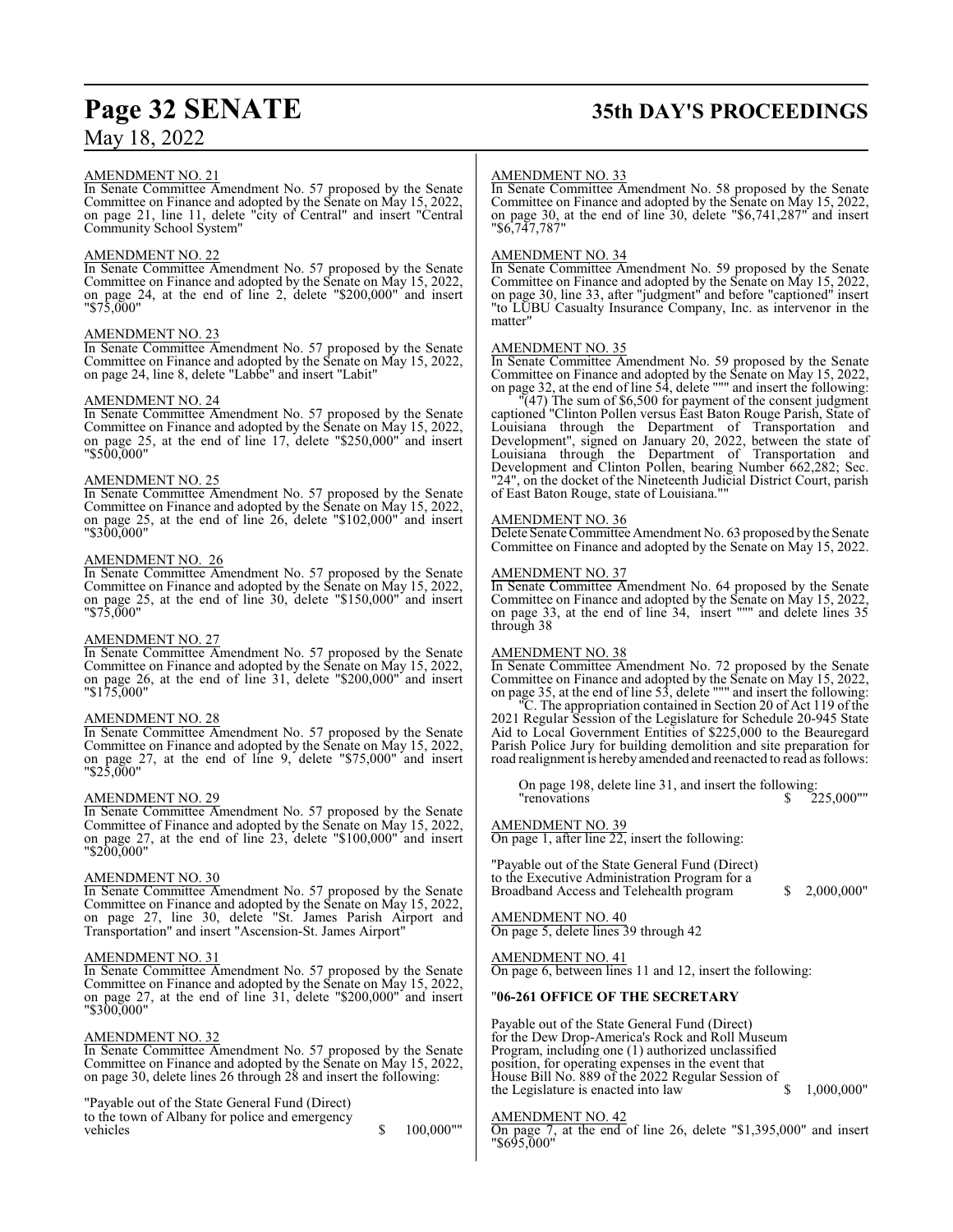AMENDMENT NO. 21

In Senate Committee Amendment No. 57 proposed by the Senate Committee on Finance and adopted by the Senate on May 15, 2022, on page 21, line 11, delete "city of Central" and insert "Central Community School System"

AMENDMENT NO. 22

In Senate Committee Amendment No. 57 proposed by the Senate Committee on Finance and adopted by the Senate on May 15, 2022, on page 24, at the end of line 2, delete "$200,000" and insert "$75,000"

AMENDMENT NO. 23

In Senate Committee Amendment No. 57 proposed by the Senate Committee on Finance and adopted by the Senate on May 15, 2022, on page 24, line 8, delete "Labbe" and insert "Labit"

AMENDMENT NO. 24

In Senate Committee Amendment No. 57 proposed by the Senate Committee on Finance and adopted by the Senate on May 15, 2022, on page 25, at the end of line 17, delete "$250,000" and insert "$500,000"

AMENDMENT NO. 25

In Senate Committee Amendment No. 57 proposed by the Senate Committee on Finance and adopted by the Senate on May 15, 2022, on page 25, at the end of line 26, delete "$102,000" and insert "$300,000"

AMENDMENT NO. 26

In Senate Committee Amendment No. 57 proposed by the Senate Committee on Finance and adopted by the Senate on May 15, 2022, on page 25, at the end of line 30, delete "$150,000" and insert "$75,000"

AMENDMENT NO. 27

In Senate Committee Amendment No. 57 proposed by the Senate Committee on Finance and adopted by the Senate on May 15, 2022, on page 26, at the end of line 31, delete "$200,000" and insert "$175,000"

AMENDMENT NO. 28

In Senate Committee Amendment No. 57 proposed by the Senate Committee on Finance and adopted by the Senate on May 15, 2022, on page 27, at the end of line 9, delete "$75,000" and insert "$25,000"

AMENDMENT NO. 29

In Senate Committee Amendment No. 57 proposed by the Senate Committee of Finance and adopted by the Senate on May 15, 2022, on page 27, at the end of line 23, delete "$100,000" and insert "$200,000"

AMENDMENT NO. 30

In Senate Committee Amendment No. 57 proposed by the Senate Committee on Finance and adopted by the Senate on May 15, 2022, on page 27, line 30, delete "St. James Parish Airport and Transportation" and insert "Ascension-St. James Airport"

AMENDMENT NO. 31

In Senate Committee Amendment No. 57 proposed by the Senate Committee on Finance and adopted by the Senate on May 15, 2022, on page 27, at the end of line 31, delete "$200,000" and insert "$300,000"

AMENDMENT NO. 32

In Senate Committee Amendment No. 57 proposed by the Senate Committee on Finance and adopted by the Senate on May 15, 2022, on page 30, delete lines 26 through 28 and insert the following:

"Payable out of the State General Fund (Direct)
to the town of Albany for police and emergency
vehicles $ 100,000""

AMENDMENT NO. 33

In Senate Committee Amendment No. 58 proposed by the Senate Committee on Finance and adopted by the Senate on May 15, 2022, on page 30, at the end of line 30, delete "$6,741,287" and insert "$6,747,787"

AMENDMENT NO. 34

In Senate Committee Amendment No. 59 proposed by the Senate Committee on Finance and adopted by the Senate on May 15, 2022, on page 30, line 33, after "judgment" and before "captioned" insert "to LUBU Casualty Insurance Company, Inc. as intervenor in the matter"

AMENDMENT NO. 35

In Senate Committee Amendment No. 59 proposed by the Senate Committee on Finance and adopted by the Senate on May 15, 2022, on page 32, at the end of line 54, delete """ and insert the following:

"(47) The sum of $6,500 for payment of the consent judgment captioned "Clinton Pollen versus East Baton Rouge Parish, State of Louisiana through the Department of Transportation and Development", signed on January 20, 2022, between the state of Louisiana through the Department of Transportation and Development and Clinton Pollen, bearing Number 662,282; Sec. "24", on the docket of the Nineteenth Judicial District Court, parish of East Baton Rouge, state of Louisiana.""

AMENDMENT NO. 36

Delete Senate Committee Amendment No. 63 proposed by the Senate Committee on Finance and adopted by the Senate on May 15, 2022.

AMENDMENT NO. 37

In Senate Committee Amendment No. 64 proposed by the Senate Committee on Finance and adopted by the Senate on May 15, 2022, on page 33, at the end of line 34, insert """ and delete lines 35 through 38

AMENDMENT NO. 38

In Senate Committee Amendment No. 72 proposed by the Senate Committee on Finance and adopted by the Senate on May 15, 2022, on page 35, at the end of line 53, delete """ and insert the following:

"C. The appropriation contained in Section 20 of Act 119 of the 2021 Regular Session of the Legislature for Schedule 20-945 State Aid to Local Government Entities of $225,000 to the Beauregard Parish Police Jury for building demolition and site preparation for road realignment is hereby amended and reenacted to read as follows:

On page 198, delete line 31, and insert the following:
"renovations $ 225,000""

AMENDMENT NO. 39

On page 1, after line 22, insert the following:

"Payable out of the State General Fund (Direct)
to the Executive Administration Program for a
Broadband Access and Telehealth program $ 2,000,000"

AMENDMENT NO. 40

On page 5, delete lines 39 through 42

AMENDMENT NO. 41

On page 6, between lines 11 and 12, insert the following:

"**06-261 OFFICE OF THE SECRETARY**

Payable out of the State General Fund (Direct)
for the Dew Drop-America's Rock and Roll Museum
Program, including one (1) authorized unclassified
position, for operating expenses in the event that
House Bill No. 889 of the 2022 Regular Session of
the Legislature is enacted into law $ 1,000,000"

AMENDMENT NO. 42

On page 7, at the end of line 26, delete "$1,395,000" and insert "$695,000"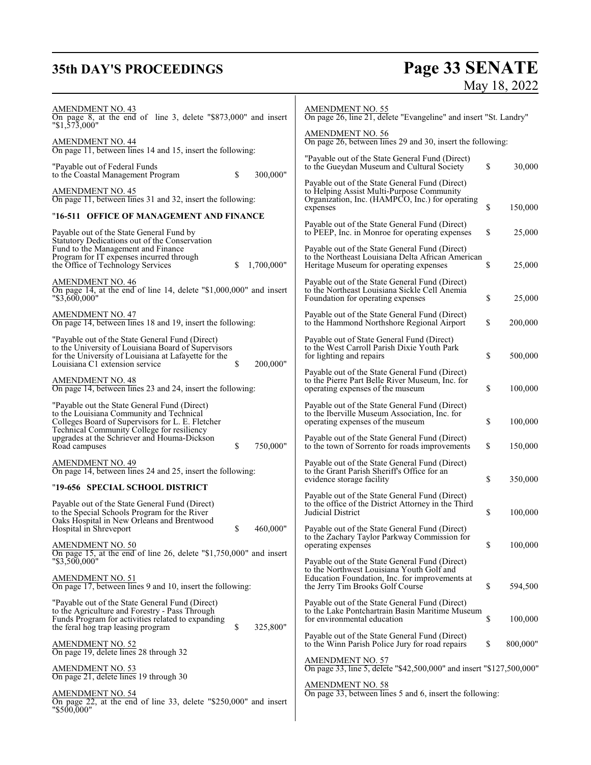AMENDMENT NO. 43
On page 8, at the end of line 3, delete "$873,000" and insert "$1,573,000"

AMENDMENT NO. 44
On page 11, between lines 14 and 15, insert the following:

"Payable out of Federal Funds to the Coastal Management Program $ 300,000"

AMENDMENT NO. 45
On page 11, between lines 31 and 32, insert the following:

"**16-511 OFFICE OF MANAGEMENT AND FINANCE**

Payable out of the State General Fund by Statutory Dedications out of the Conservation Fund to the Management and Finance Program for IT expenses incurred through the Office of Technology Services $ 1,700,000"

AMENDMENT NO. 46
On page 14, at the end of line 14, delete "$1,000,000" and insert "$3,600,000"

AMENDMENT NO. 47
On page 14, between lines 18 and 19, insert the following:

"Payable out of the State General Fund (Direct) to the University of Louisiana Board of Supervisors for the University of Louisiana at Lafayette for the Louisiana C1 extension service $ 200,000"

AMENDMENT NO. 48
On page 14, between lines 23 and 24, insert the following:

"Payable out the State General Fund (Direct) to the Louisiana Community and Technical Colleges Board of Supervisors for L. E. Fletcher Technical Community College for resiliency upgrades at the Schriever and Houma-Dickson Road campuses $ 750,000"

AMENDMENT NO. 49
On page 14, between lines 24 and 25, insert the following:

"**19-656 SPECIAL SCHOOL DISTRICT**

Payable out of the State General Fund (Direct) to the Special Schools Program for the River Oaks Hospital in New Orleans and Brentwood Hospital in Shreveport $ 460,000"

AMENDMENT NO. 50
On page 15, at the end of line 26, delete "$1,750,000" and insert "$3,500,000"

AMENDMENT NO. 51
On page 17, between lines 9 and 10, insert the following:

"Payable out of the State General Fund (Direct) to the Agriculture and Forestry - Pass Through Funds Program for activities related to expanding the feral hog trap leasing program $ 325,800"

AMENDMENT NO. 52
On page 19, delete lines 28 through 32

AMENDMENT NO. 53
On page 21, delete lines 19 through 30

AMENDMENT NO. 54
On page 22, at the end of line 33, delete "$250,000" and insert "$500,000"

AMENDMENT NO. 55
On page 26, line 21, delete "Evangeline" and insert "St. Landry"

AMENDMENT NO. 56
On page 26, between lines 29 and 30, insert the following:

"Payable out of the State General Fund (Direct) to the Gueydan Museum and Cultural Society $ 30,000

Payable out of the State General Fund (Direct) to Helping Assist Multi-Purpose Community Organization, Inc. (HAMPCO, Inc.) for operating expenses $ 150,000

Payable out of the State General Fund (Direct) to PEEP, Inc. in Monroe for operating expenses $ 25,000

Payable out of the State General Fund (Direct) to the Northeast Louisiana Delta African American Heritage Museum for operating expenses $ 25,000

Payable out of the State General Fund (Direct) to the Northeast Louisiana Sickle Cell Anemia Foundation for operating expenses $ 25,000

Payable out of the State General Fund (Direct) to the Hammond Northshore Regional Airport $ 200,000

Payable out of State General Fund (Direct) to the West Carroll Parish Dixie Youth Park for lighting and repairs $ 500,000

Payable out of the State General Fund (Direct) to the Pierre Part Belle River Museum, Inc. for operating expenses of the museum $ 100,000

Payable out of the State General Fund (Direct) to the Iberville Museum Association, Inc. for operating expenses of the museum $ 100,000

Payable out of the State General Fund (Direct) to the town of Sorrento for roads improvements $ 150,000

Payable out of the State General Fund (Direct) to the Grant Parish Sheriff's Office for an evidence storage facility $ 350,000

Payable out of the State General Fund (Direct) to the office of the District Attorney in the Third Judicial District $ 100,000

Payable out of the State General Fund (Direct) to the Zachary Taylor Parkway Commission for operating expenses $ 100,000

Payable out of the State General Fund (Direct) to the Northwest Louisiana Youth Golf and Education Foundation, Inc. for improvements at the Jerry Tim Brooks Golf Course $ 594,500

Payable out of the State General Fund (Direct) to the Lake Pontchartrain Basin Maritime Museum for environmental education $ 100,000

Payable out of the State General Fund (Direct) to the Winn Parish Police Jury for road repairs $ 800,000"

AMENDMENT NO. 57
On page 33, line 5, delete "$42,500,000" and insert "$127,500,000"

AMENDMENT NO. 58
On page 33, between lines 5 and 6, insert the following: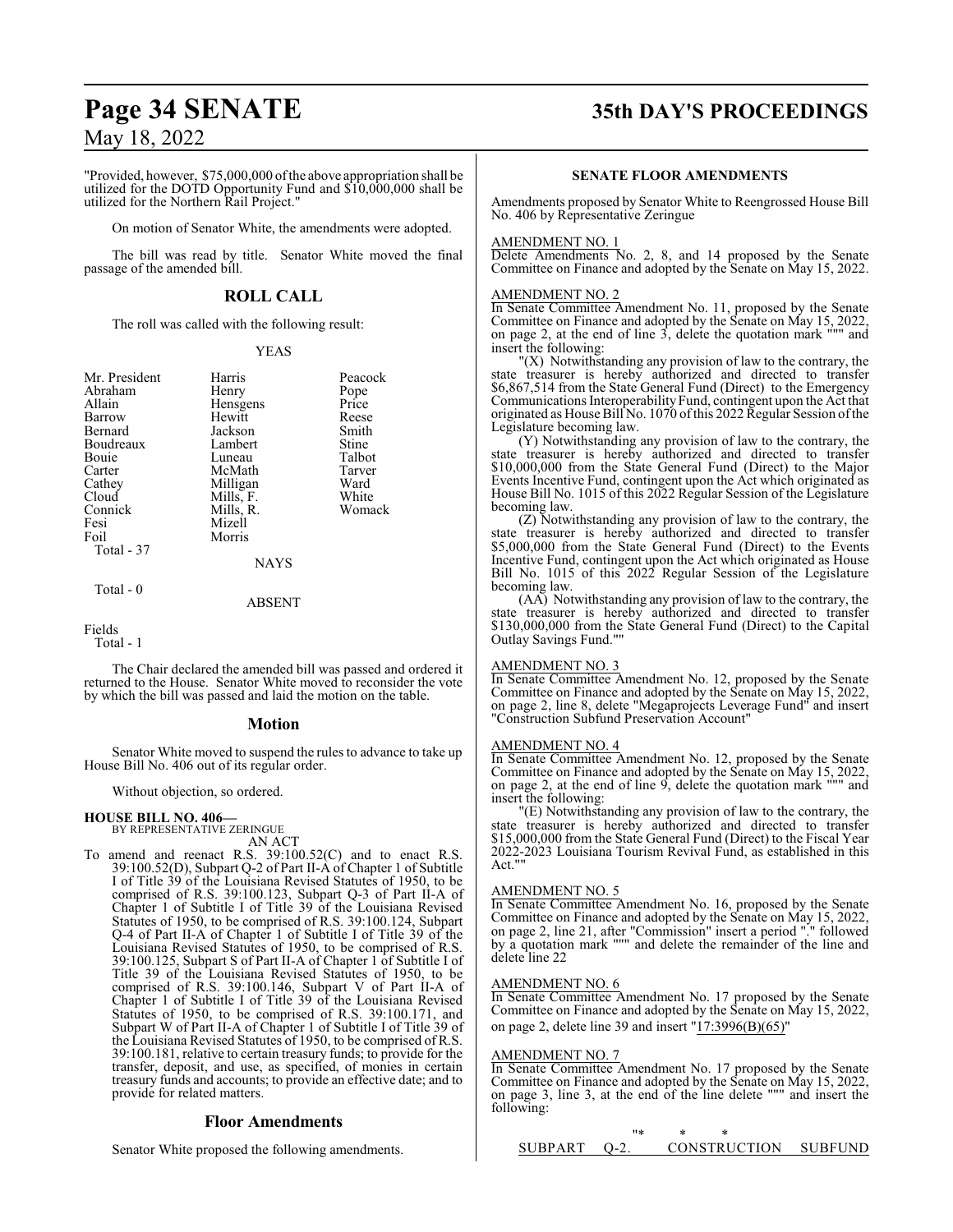"Provided, however, \$75,000,000 of the above appropriation shall be utilized for the DOTD Opportunity Fund and \$10,000,000 shall be utilized for the Northern Rail Project."

On motion of Senator White, the amendments were adopted.

The bill was read by title. Senator White moved the final passage of the amended bill.

## ROLL CALL

The roll was called with the following result:

YEAS

| | | |
|---|---|---|
| Mr. President | Harris | Peacock |
| Abraham | Henry | Pope |
| Allain | Hensgens | Price |
| Barrow | Hewitt | Reese |
| Bernard | Jackson | Smith |
| Boudreaux | Lambert | Stine |
| Bouie | Luneau | Talbot |
| Carter | McMath | Tarver |
| Cathey | Milligan | Ward |
| Cloud | Mills, F. | White |
| Connick | Mills, R. | Womack |
| Fesi | Mizell | |
| Foil | Morris | |

Total - 37

NAYS

Total - 0

ABSENT

Fields

Total - 1

The Chair declared the amended bill was passed and ordered it returned to the House. Senator White moved to reconsider the vote by which the bill was passed and laid the motion on the table.

## Motion

Senator White moved to suspend the rules to advance to take up House Bill No. 406 out of its regular order.

Without objection, so ordered.

**HOUSE BILL NO. 406—**
BY REPRESENTATIVE ZERINGUE
AN ACT

To amend and reenact R.S. 39:100.52(C) and to enact R.S. 39:100.52(D), Subpart Q-2 of Part II-A of Chapter 1 of Subtitle I of Title 39 of the Louisiana Revised Statutes of 1950, to be comprised of R.S. 39:100.123, Subpart Q-3 of Part II-A of Chapter 1 of Subtitle I of Title 39 of the Louisiana Revised Statutes of 1950, to be comprised of R.S. 39:100.124, Subpart Q-4 of Part II-A of Chapter 1 of Subtitle I of Title 39 of the Louisiana Revised Statutes of 1950, to be comprised of R.S. 39:100.125, Subpart S of Part II-A of Chapter 1 of Subtitle I of Title 39 of the Louisiana Revised Statutes of 1950, to be comprised of R.S. 39:100.146, Subpart V of Part II-A of Chapter 1 of Subtitle I of Title 39 of the Louisiana Revised Statutes of 1950, to be comprised of R.S. 39:100.171, and Subpart W of Part II-A of Chapter 1 of Subtitle I of Title 39 of the Louisiana Revised Statutes of 1950, to be comprised of R.S. 39:100.181, relative to certain treasury funds; to provide for the transfer, deposit, and use, as specified, of monies in certain treasury funds and accounts; to provide an effective date; and to provide for related matters.

## Floor Amendments

Senator White proposed the following amendments.

**SENATE FLOOR AMENDMENTS**

Amendments proposed by Senator White to Reengrossed House Bill No. 406 by Representative Zeringue

AMENDMENT NO. 1
Delete Amendments No. 2, 8, and 14 proposed by the Senate Committee on Finance and adopted by the Senate on May 15, 2022.

AMENDMENT NO. 2
In Senate Committee Amendment No. 11, proposed by the Senate Committee on Finance and adopted by the Senate on May 15, 2022, on page 2, at the end of line 3, delete the quotation mark """ and insert the following:

"(X) Notwithstanding any provision of law to the contrary, the state treasurer is hereby authorized and directed to transfer \$6,867,514 from the State General Fund (Direct) to the Emergency Communications Interoperability Fund, contingent upon the Act that originated as House Bill No. 1070 of this 2022 Regular Session of the Legislature becoming law.

(Y) Notwithstanding any provision of law to the contrary, the state treasurer is hereby authorized and directed to transfer \$10,000,000 from the State General Fund (Direct) to the Major Events Incentive Fund, contingent upon the Act which originated as House Bill No. 1015 of this 2022 Regular Session of the Legislature becoming law.

(Z) Notwithstanding any provision of law to the contrary, the state treasurer is hereby authorized and directed to transfer \$5,000,000 from the State General Fund (Direct) to the Events Incentive Fund, contingent upon the Act which originated as House Bill No. 1015 of this 2022 Regular Session of the Legislature becoming law.

(AA) Notwithstanding any provision of law to the contrary, the state treasurer is hereby authorized and directed to transfer \$130,000,000 from the State General Fund (Direct) to the Capital Outlay Savings Fund.""

AMENDMENT NO. 3
In Senate Committee Amendment No. 12, proposed by the Senate Committee on Finance and adopted by the Senate on May 15, 2022, on page 2, line 8, delete "Megaprojects Leverage Fund" and insert "Construction Subfund Preservation Account"

AMENDMENT NO. 4
In Senate Committee Amendment No. 12, proposed by the Senate Committee on Finance and adopted by the Senate on May 15, 2022, on page 2, at the end of line 9, delete the quotation mark """ and insert the following:

"(E) Notwithstanding any provision of law to the contrary, the state treasurer is hereby authorized and directed to transfer \$15,000,000 from the State General Fund (Direct) to the Fiscal Year 2022-2023 Louisiana Tourism Revival Fund, as established in this Act.""

AMENDMENT NO. 5
In Senate Committee Amendment No. 16, proposed by the Senate Committee on Finance and adopted by the Senate on May 15, 2022, on page 2, line 21, after "Commission" insert a period "." followed by a quotation mark """ and delete the remainder of the line and delete line 22

AMENDMENT NO. 6
In Senate Committee Amendment No. 17 proposed by the Senate Committee on Finance and adopted by the Senate on May 15, 2022, on page 2, delete line 39 and insert "17:3996(B)(65)"

AMENDMENT NO. 7
In Senate Committee Amendment No. 17 proposed by the Senate Committee on Finance and adopted by the Senate on May 15, 2022, on page 3, line 3, at the end of the line delete """ and insert the following:

"* * *

SUBPART Q-2. CONSTRUCTION SUBFUND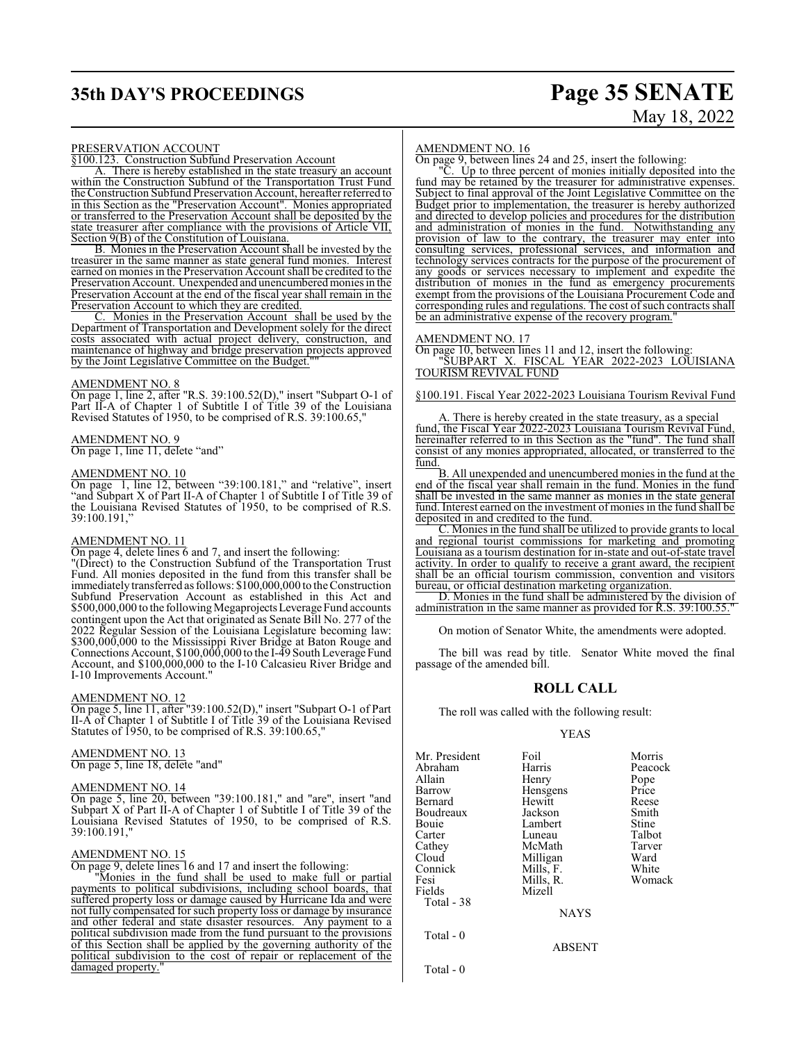PRESERVATION ACCOUNT

§100.123. Construction Subfund Preservation Account

A. There is hereby established in the state treasury an account within the Construction Subfund of the Transportation Trust Fund the Construction Subfund Preservation Account, hereafter referred to in this Section as the "Preservation Account". Monies appropriated or transferred to the Preservation Account shall be deposited by the state treasurer after compliance with the provisions of Article VII, Section 9(B) of the Constitution of Louisiana.

B. Monies in the Preservation Account shall be invested by the treasurer in the same manner as state general fund monies. Interest earned on monies in the Preservation Account shall be credited to the Preservation Account. Unexpended and unencumbered monies in the Preservation Account at the end of the fiscal year shall remain in the Preservation Account to which they are credited.

C. Monies in the Preservation Account shall be used by the Department of Transportation and Development solely for the direct costs associated with actual project delivery, construction, and maintenance of highway and bridge preservation projects approved by the Joint Legislative Committee on the Budget.""

AMENDMENT NO. 8

On page 1, line 2, after "R.S. 39:100.52(D)," insert "Subpart O-1 of Part II-A of Chapter 1 of Subtitle I of Title 39 of the Louisiana Revised Statutes of 1950, to be comprised of R.S. 39:100.65,"

AMENDMENT NO. 9

On page 1, line 11, delete "and"

AMENDMENT NO. 10

On page 1, line 12, between "39:100.181," and "relative", insert "and Subpart X of Part II-A of Chapter 1 of Subtitle I of Title 39 of the Louisiana Revised Statutes of 1950, to be comprised of R.S. 39:100.191,"

AMENDMENT NO. 11

On page 4, delete lines 6 and 7, and insert the following:

"(Direct) to the Construction Subfund of the Transportation Trust Fund. All monies deposited in the fund from this transfer shall be immediately transferred as follows: $100,000,000 to the Construction Subfund Preservation Account as established in this Act and $500,000,000 to the following Megaprojects Leverage Fund accounts contingent upon the Act that originated as Senate Bill No. 277 of the 2022 Regular Session of the Louisiana Legislature becoming law: $300,000,000 to the Mississippi River Bridge at Baton Rouge and Connections Account, $100,000,000 to the I-49 South Leverage Fund Account, and $100,000,000 to the I-10 Calcasieu River Bridge and I-10 Improvements Account."

AMENDMENT NO. 12

On page 5, line 11, after "39:100.52(D)," insert "Subpart O-1 of Part II-A of Chapter 1 of Subtitle I of Title 39 of the Louisiana Revised Statutes of 1950, to be comprised of R.S. 39:100.65,"

AMENDMENT NO. 13

On page 5, line 18, delete "and"

AMENDMENT NO. 14

On page 5, line 20, between "39:100.181," and "are", insert "and Subpart X of Part II-A of Chapter 1 of Subtitle I of Title 39 of the Louisiana Revised Statutes of 1950, to be comprised of R.S. 39:100.191,"

AMENDMENT NO. 15

On page 9, delete lines 16 and 17 and insert the following:

"Monies in the fund shall be used to make full or partial payments to political subdivisions, including school boards, that suffered property loss or damage caused by Hurricane Ida and were not fully compensated for such property loss or damage by insurance and other federal and state disaster resources. Any payment to a political subdivision made from the fund pursuant to the provisions of this Section shall be applied by the governing authority of the political subdivision to the cost of repair or replacement of the damaged property."

AMENDMENT NO. 16

On page 9, between lines 24 and 25, insert the following:

"C. Up to three percent of monies initially deposited into the fund may be retained by the treasurer for administrative expenses. Subject to final approval of the Joint Legislative Committee on the Budget prior to implementation, the treasurer is hereby authorized and directed to develop policies and procedures for the distribution and administration of monies in the fund. Notwithstanding any provision of law to the contrary, the treasurer may enter into consulting services, professional services, and information and technology services contracts for the purpose of the procurement of any goods or services necessary to implement and expedite the distribution of monies in the fund as emergency procurements exempt from the provisions of the Louisiana Procurement Code and corresponding rules and regulations. The cost of such contracts shall be an administrative expense of the recovery program."

AMENDMENT NO. 17

On page 10, between lines 11 and 12, insert the following:

"SUBPART X. FISCAL YEAR 2022-2023 LOUISIANA TOURISM REVIVAL FUND

§100.191. Fiscal Year 2022-2023 Louisiana Tourism Revival Fund

A. There is hereby created in the state treasury, as a special fund, the Fiscal Year 2022-2023 Louisiana Tourism Revival Fund, hereinafter referred to in this Section as the "fund". The fund shall consist of any monies appropriated, allocated, or transferred to the fund.

B. All unexpended and unencumbered monies in the fund at the end of the fiscal year shall remain in the fund. Monies in the fund shall be invested in the same manner as monies in the state general fund. Interest earned on the investment of monies in the fund shall be deposited in and credited to the fund.

C. Monies in the fund shall be utilized to provide grants to local and regional tourist commissions for marketing and promoting Louisiana as a tourism destination for in-state and out-of-state travel activity. In order to qualify to receive a grant award, the recipient shall be an official tourism commission, convention and visitors bureau, or official destination marketing organization.

D. Monies in the fund shall be administered by the division of administration in the same manner as provided for R.S. 39:100.55."

On motion of Senator White, the amendments were adopted.

The bill was read by title. Senator White moved the final passage of the amended bill.

## ROLL CALL

The roll was called with the following result:

YEAS

| | | |
|---|---|---|
| Mr. President | Foil | Morris |
| Abraham | Harris | Peacock |
| Allain | Henry | Pope |
| Barrow | Hensgens | Price |
| Bernard | Hewitt | Reese |
| Boudreaux | Jackson | Smith |
| Bouie | Lambert | Stine |
| Carter | Luneau | Talbot |
| Cathey | McMath | Tarver |
| Cloud | Milligan | Ward |
| Connick | Mills, F. | White |
| Fesi | Mills, R. | Womack |
| Fields | Mizell | |

Total - 38

NAYS

Total - 0

ABSENT

Total - 0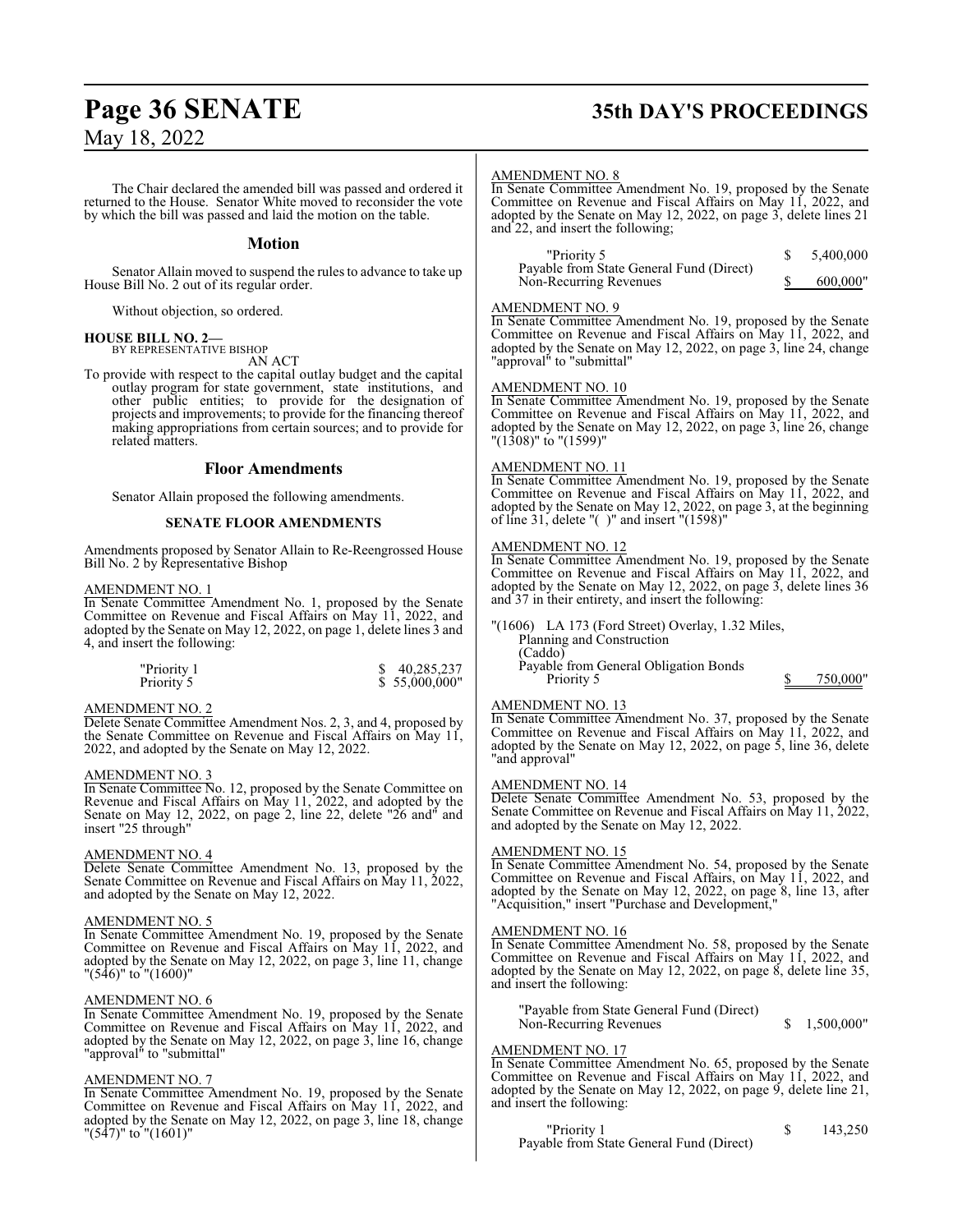The Chair declared the amended bill was passed and ordered it returned to the House. Senator White moved to reconsider the vote by which the bill was passed and laid the motion on the table.

## Motion

Senator Allain moved to suspend the rules to advance to take up House Bill No. 2 out of its regular order.

Without objection, so ordered.

**HOUSE BILL NO. 2—**
BY REPRESENTATIVE BISHOP
AN ACT

To provide with respect to the capital outlay budget and the capital outlay program for state government, state institutions, and other public entities; to provide for the designation of projects and improvements; to provide for the financing thereof making appropriations from certain sources; and to provide for related matters.

## Floor Amendments

Senator Allain proposed the following amendments.

**SENATE FLOOR AMENDMENTS**

Amendments proposed by Senator Allain to Re-Reengrossed House Bill No. 2 by Representative Bishop

AMENDMENT NO. 1

In Senate Committee Amendment No. 1, proposed by the Senate Committee on Revenue and Fiscal Affairs on May 11, 2022, and adopted by the Senate on May 12, 2022, on page 1, delete lines 3 and 4, and insert the following:

"Priority 1 $ 40,285,237
Priority 5 $ 55,000,000"

AMENDMENT NO. 2

Delete Senate Committee Amendment Nos. 2, 3, and 4, proposed by the Senate Committee on Revenue and Fiscal Affairs on May 11, 2022, and adopted by the Senate on May 12, 2022.

AMENDMENT NO. 3

In Senate Committee No. 12, proposed by the Senate Committee on Revenue and Fiscal Affairs on May 11, 2022, and adopted by the Senate on May 12, 2022, on page 2, line 22, delete "26 and" and insert "25 through"

AMENDMENT NO. 4

Delete Senate Committee Amendment No. 13, proposed by the Senate Committee on Revenue and Fiscal Affairs on May 11, 2022, and adopted by the Senate on May 12, 2022.

AMENDMENT NO. 5

In Senate Committee Amendment No. 19, proposed by the Senate Committee on Revenue and Fiscal Affairs on May 11, 2022, and adopted by the Senate on May 12, 2022, on page 3, line 11, change "(546)" to "(1600)"

AMENDMENT NO. 6

In Senate Committee Amendment No. 19, proposed by the Senate Committee on Revenue and Fiscal Affairs on May 11, 2022, and adopted by the Senate on May 12, 2022, on page 3, line 16, change "approval" to "submittal"

AMENDMENT NO. 7

In Senate Committee Amendment No. 19, proposed by the Senate Committee on Revenue and Fiscal Affairs on May 11, 2022, and adopted by the Senate on May 12, 2022, on page 3, line 18, change "(547)" to "(1601)"

AMENDMENT NO. 8

In Senate Committee Amendment No. 19, proposed by the Senate Committee on Revenue and Fiscal Affairs on May 11, 2022, and adopted by the Senate on May 12, 2022, on page 3, delete lines 21 and 22, and insert the following;

"Priority 5 $ 5,400,000
Payable from State General Fund (Direct)
Non-Recurring Revenues $ 600,000"

AMENDMENT NO. 9

In Senate Committee Amendment No. 19, proposed by the Senate Committee on Revenue and Fiscal Affairs on May 11, 2022, and adopted by the Senate on May 12, 2022, on page 3, line 24, change "approval" to "submittal"

AMENDMENT NO. 10

In Senate Committee Amendment No. 19, proposed by the Senate Committee on Revenue and Fiscal Affairs on May 11, 2022, and adopted by the Senate on May 12, 2022, on page 3, line 26, change "(1308)" to "(1599)"

AMENDMENT NO. 11

In Senate Committee Amendment No. 19, proposed by the Senate Committee on Revenue and Fiscal Affairs on May 11, 2022, and adopted by the Senate on May 12, 2022, on page 3, at the beginning of line 31, delete "( )" and insert "(1598)"

AMENDMENT NO. 12

In Senate Committee Amendment No. 19, proposed by the Senate Committee on Revenue and Fiscal Affairs on May 11, 2022, and adopted by the Senate on May 12, 2022, on page 3, delete lines 36 and 37 in their entirety, and insert the following:

"(1606) LA 173 (Ford Street) Overlay, 1.32 Miles,
Planning and Construction
(Caddo)
Payable from General Obligation Bonds
Priority 5 $ 750,000"

AMENDMENT NO. 13

In Senate Committee Amendment No. 37, proposed by the Senate Committee on Revenue and Fiscal Affairs on May 11, 2022, and adopted by the Senate on May 12, 2022, on page 5, line 36, delete "and approval"

AMENDMENT NO. 14

Delete Senate Committee Amendment No. 53, proposed by the Senate Committee on Revenue and Fiscal Affairs on May 11, 2022, and adopted by the Senate on May 12, 2022.

AMENDMENT NO. 15

In Senate Committee Amendment No. 54, proposed by the Senate Committee on Revenue and Fiscal Affairs, on May 11, 2022, and adopted by the Senate on May 12, 2022, on page 8, line 13, after "Acquisition," insert "Purchase and Development,"

AMENDMENT NO. 16

In Senate Committee Amendment No. 58, proposed by the Senate Committee on Revenue and Fiscal Affairs on May 11, 2022, and adopted by the Senate on May 12, 2022, on page 8, delete line 35, and insert the following:

"Payable from State General Fund (Direct)
Non-Recurring Revenues $ 1,500,000"

AMENDMENT NO. 17

In Senate Committee Amendment No. 65, proposed by the Senate Committee on Revenue and Fiscal Affairs on May 11, 2022, and adopted by the Senate on May 12, 2022, on page 9, delete line 21, and insert the following:

"Priority 1 $ 143,250
Payable from State General Fund (Direct)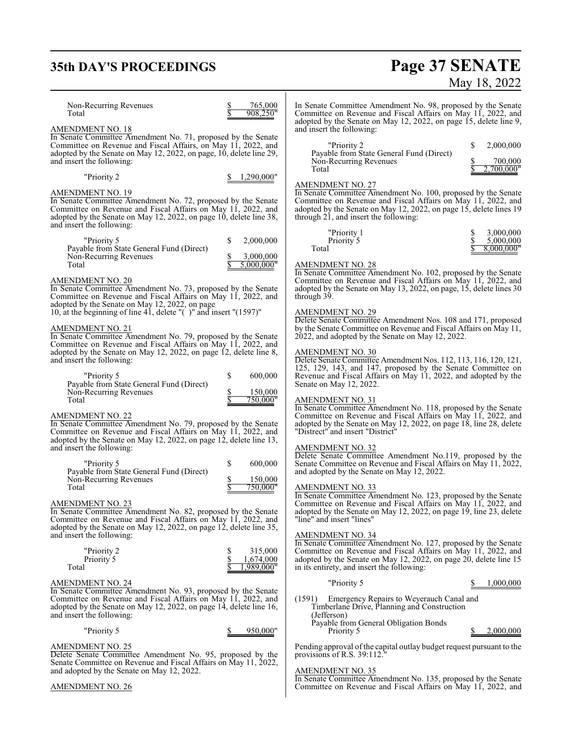| | |
|---|---|
| Non-Recurring Revenues | $ 765,000 |
| Total | $ 908,250" |

AMENDMENT NO. 18

In Senate Committee Amendment No. 71, proposed by the Senate Committee on Revenue and Fiscal Affairs, on May 11, 2022, and adopted by the Senate on May 12, 2022, on page, 10, delete line 29, and insert the following:

| | |
|---|---|
| "Priority 2 | $ 1,290,000" |

AMENDMENT NO. 19

In Senate Committee Amendment No. 72, proposed by the Senate Committee on Revenue and Fiscal Affairs on May 11, 2022, and adopted by the Senate on May 12, 2022, on page 10, delete line 38, and insert the following:

| | |
|---|---|
| "Priority 5 | $ 2,000,000 |
| Payable from State General Fund (Direct) | |
| Non-Recurring Revenues | $ 3,000,000 |
| Total | $ 5,000,000" |

AMENDMENT NO. 20

In Senate Committee Amendment No. 73, proposed by the Senate Committee on Revenue and Fiscal Affairs on May 11, 2022, and adopted by the Senate on May 12, 2022, on page 10, at the beginning of line 41, delete "( )" and insert "(1597)"

AMENDMENT NO. 21

In Senate Committee Amendment No. 79, proposed by the Senate Committee on Revenue and Fiscal Affairs on May 11, 2022, and adopted by the Senate on May 12, 2022, on page 12, delete line 8, and insert the following:

| | |
|---|---|
| "Priority 5 | $ 600,000 |
| Payable from State General Fund (Direct) | |
| Non-Recurring Revenues | $ 150,000 |
| Total | $ 750,000" |

AMENDMENT NO. 22

In Senate Committee Amendment No. 79, proposed by the Senate Committee on Revenue and Fiscal Affairs on May 11, 2022, and adopted by the Senate on May 12, 2022, on page 12, delete line 13, and insert the following:

| | |
|---|---|
| "Priority 5 | $ 600,000 |
| Payable from State General Fund (Direct) | |
| Non-Recurring Revenues | $ 150,000 |
| Total | $ 750,000" |

AMENDMENT NO. 23

In Senate Committee Amendment No. 82, proposed by the Senate Committee on Revenue and Fiscal Affairs on May 11, 2022, and adopted by the Senate on May 12, 2022, on page 12, delete line 35, and insert the following:

| | |
|---|---|
| "Priority 2 | $ 315,000 |
| Priority 5 | $ 1,674,000 |
| Total | $ 1,989,000" |

AMENDMENT NO. 24

In Senate Committee Amendment No. 93, proposed by the Senate Committee on Revenue and Fiscal Affairs on May 11, 2022, and adopted by the Senate on May 12, 2022, on page 14, delete line 16, and insert the following:

| | |
|---|---|
| "Priority 5 | $ 950,000" |

AMENDMENT NO. 25

Delete Senate Committee Amendment No. 95, proposed by the Senate Committee on Revenue and Fiscal Affairs on May 11, 2022, and adopted by the Senate on May 12, 2022.

AMENDMENT NO. 26

In Senate Committee Amendment No. 98, proposed by the Senate Committee on Revenue and Fiscal Affairs on May 11, 2022, and adopted by the Senate on May 12, 2022, on page 15, delete line 9, and insert the following:

| | |
|---|---|
| "Priority 2 | $ 2,000,000 |
| Payable from State General Fund (Direct) | |
| Non-Recurring Revenues | $ 700,000 |
| Total | $ 2,700,000" |

AMENDMENT NO. 27

In Senate Committee Amendment No. 100, proposed by the Senate Committee on Revenue and Fiscal Affairs on May 11, 2022, and adopted by the Senate on May 12, 2022, on page 15, delete lines 19 through 21, and insert the following:

| | |
|---|---|
| "Priority 1 | $ 3,000,000 |
| Priority 5 | $ 5,000,000 |
| Total | $ 8,000,000" |

AMENDMENT NO. 28

In Senate Committee Amendment No. 102, proposed by the Senate Committee on Revenue and Fiscal Affairs on May 11, 2022, and adopted by the Senate on May 13, 2022, on page, 15, delete lines 30 through 39.

AMENDMENT NO. 29

Delete Senate Committee Amendment Nos. 108 and 171, proposed by the Senate Committee on Revenue and Fiscal Affairs on May 11, 2022, and adopted by the Senate on May 12, 2022.

AMENDMENT NO. 30

Delete Senate Committee Amendment Nos. 112, 113, 116, 120, 121, 125, 129, 143, and 147, proposed by the Senate Committee on Revenue and Fiscal Affairs on May 11, 2022, and adopted by the Senate on May 12, 2022.

AMENDMENT NO. 31

In Senate Committee Amendment No. 118, proposed by the Senate Committee on Revenue and Fiscal Affairs on May 11, 2022, and adopted by the Senate on May 12, 2022, on page 18, line 28, delete "Distrect" and insert "District"

AMENDMENT NO. 32

Delete Senate Committee Amendment No.119, proposed by the Senate Committee on Revenue and Fiscal Affairs on May 11, 2022, and adopted by the Senate on May 12, 2022.

AMENDMENT NO. 33

In Senate Committee Amendment No. 123, proposed by the Senate Committee on Revenue and Fiscal Affairs on May 11, 2022, and adopted by the Senate on May 12, 2022, on page 19, line 23, delete "line" and insert "lines"

AMENDMENT NO. 34

In Senate Committee Amendment No. 127, proposed by the Senate Committee on Revenue and Fiscal Affairs on May 11, 2022, and adopted by the Senate on May 12, 2022, on page 20, delete line 15 in its entirety, and insert the following:

| | |
|---|---|
| "Priority 5 | $ 1,000,000 |
| (1591) Emergency Repairs to Weyerauch Canal and Timberlane Drive, Planning and Construction (Jefferson) | |
| Payable from General Obligation Bonds | |
| Priority 5 | $ 2,000,000 |

Pending approval of the capital outlay budget request pursuant to the provisions of R.S. 39:112."

AMENDMENT NO. 35

In Senate Committee Amendment No. 135, proposed by the Senate Committee on Revenue and Fiscal Affairs on May 11, 2022, and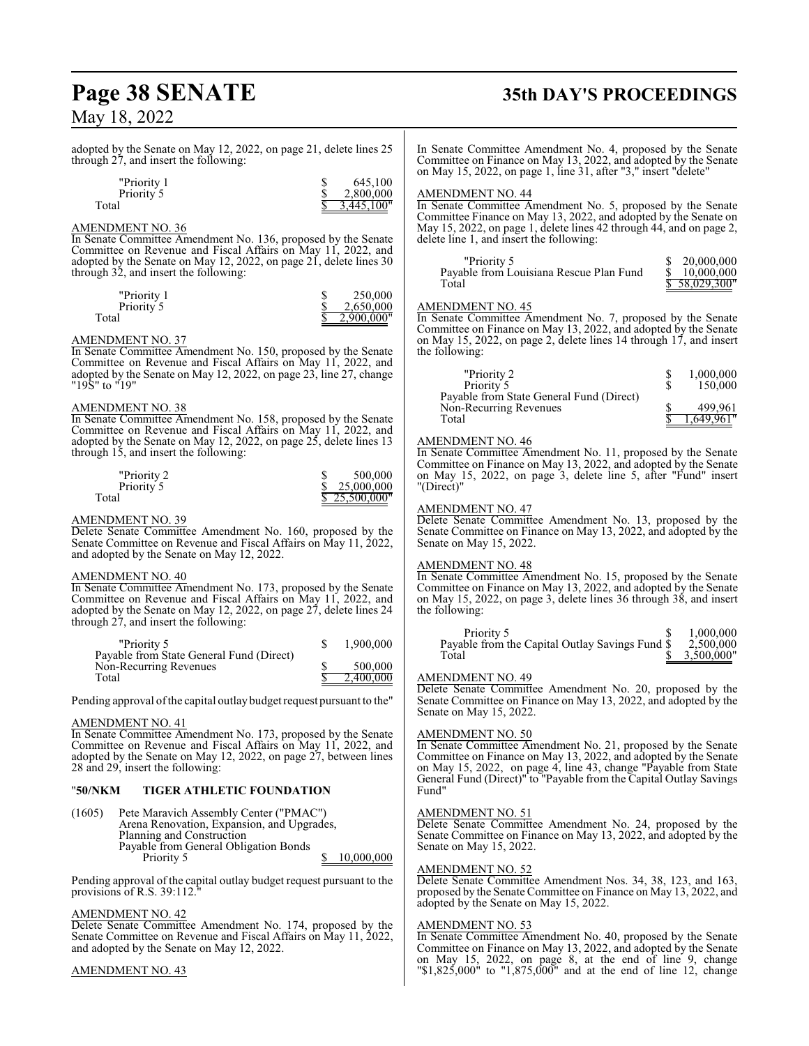adopted by the Senate on May 12, 2022, on page 21, delete lines 25 through 27, and insert the following:

| | |
|---|---|
| "Priority 1 | $ 645,100 |
| Priority 5 | $ 2,800,000 |
| Total | $ 3,445,100" |

AMENDMENT NO. 36

In Senate Committee Amendment No. 136, proposed by the Senate Committee on Revenue and Fiscal Affairs on May 11, 2022, and adopted by the Senate on May 12, 2022, on page 21, delete lines 30 through 32, and insert the following:

| | |
|---|---|
| "Priority 1 | $ 250,000 |
| Priority 5 | $ 2,650,000 |
| Total | $ 2,900,000" |

AMENDMENT NO. 37

In Senate Committee Amendment No. 150, proposed by the Senate Committee on Revenue and Fiscal Affairs on May 11, 2022, and adopted by the Senate on May 12, 2022, on page 23, line 27, change "19S" to "19"

AMENDMENT NO. 38

In Senate Committee Amendment No. 158, proposed by the Senate Committee on Revenue and Fiscal Affairs on May 11, 2022, and adopted by the Senate on May 12, 2022, on page 25, delete lines 13 through 15, and insert the following:

| | |
|---|---|
| "Priority 2 | $ 500,000 |
| Priority 5 | $ 25,000,000 |
| Total | $ 25,500,000" |

AMENDMENT NO. 39

Delete Senate Committee Amendment No. 160, proposed by the Senate Committee on Revenue and Fiscal Affairs on May 11, 2022, and adopted by the Senate on May 12, 2022.

AMENDMENT NO. 40

In Senate Committee Amendment No. 173, proposed by the Senate Committee on Revenue and Fiscal Affairs on May 11, 2022, and adopted by the Senate on May 12, 2022, on page 27, delete lines 24 through 27, and insert the following:

| | |
|---|---|
| "Priority 5 | $ 1,900,000 |
| Payable from State General Fund (Direct) Non-Recurring Revenues | $ 500,000 |
| Total | $ 2,400,000 |

Pending approval of the capital outlay budget request pursuant to the"

AMENDMENT NO. 41

In Senate Committee Amendment No. 173, proposed by the Senate Committee on Revenue and Fiscal Affairs on May 11, 2022, and adopted by the Senate on May 12, 2022, on page 27, between lines 28 and 29, insert the following:

"**50/NKM TIGER ATHLETIC FOUNDATION**

(1605) Pete Maravich Assembly Center ("PMAC") Arena Renovation, Expansion, and Upgrades, Planning and Construction
Payable from General Obligation Bonds
Priority 5 $ 10,000,000

Pending approval of the capital outlay budget request pursuant to the provisions of R.S. 39:112."

AMENDMENT NO. 42

Delete Senate Committee Amendment No. 174, proposed by the Senate Committee on Revenue and Fiscal Affairs on May 11, 2022, and adopted by the Senate on May 12, 2022.

AMENDMENT NO. 43

In Senate Committee Amendment No. 4, proposed by the Senate Committee on Finance on May 13, 2022, and adopted by the Senate on May 15, 2022, on page 1, line 31, after "3," insert "delete"

AMENDMENT NO. 44

In Senate Committee Amendment No. 5, proposed by the Senate Committee Finance on May 13, 2022, and adopted by the Senate on May 15, 2022, on page 1, delete lines 42 through 44, and on page 2, delete line 1, and insert the following:

| | |
|---|---|
| "Priority 5 | $ 20,000,000 |
| Payable from Louisiana Rescue Plan Fund | $ 10,000,000 |
| Total | $ 58,029,300" |

AMENDMENT NO. 45

In Senate Committee Amendment No. 7, proposed by the Senate Committee on Finance on May 13, 2022, and adopted by the Senate on May 15, 2022, on page 2, delete lines 14 through 17, and insert the following:

| | |
|---|---|
| "Priority 2 | $ 1,000,000 |
| Priority 5 | $ 150,000 |
| Payable from State General Fund (Direct) Non-Recurring Revenues | $ 499,961 |
| Total | $ 1,649,961" |

AMENDMENT NO. 46

In Senate Committee Amendment No. 11, proposed by the Senate Committee on Finance on May 13, 2022, and adopted by the Senate on May 15, 2022, on page 3, delete line 5, after "Fund" insert "(Direct)"

AMENDMENT NO. 47

Delete Senate Committee Amendment No. 13, proposed by the Senate Committee on Finance on May 13, 2022, and adopted by the Senate on May 15, 2022.

AMENDMENT NO. 48

In Senate Committee Amendment No. 15, proposed by the Senate Committee on Finance on May 13, 2022, and adopted by the Senate on May 15, 2022, on page 3, delete lines 36 through 38, and insert the following:

| | |
|---|---|
| Priority 5 | $ 1,000,000 |
| Payable from the Capital Outlay Savings Fund | $ 2,500,000 |
| Total | $ 3,500,000" |

AMENDMENT NO. 49

Delete Senate Committee Amendment No. 20, proposed by the Senate Committee on Finance on May 13, 2022, and adopted by the Senate on May 15, 2022.

AMENDMENT NO. 50

In Senate Committee Amendment No. 21, proposed by the Senate Committee on Finance on May 13, 2022, and adopted by the Senate on May 15, 2022, on page 4, line 43, change "Payable from State General Fund (Direct)" to "Payable from the Capital Outlay Savings Fund"

AMENDMENT NO. 51

Delete Senate Committee Amendment No. 24, proposed by the Senate Committee on Finance on May 13, 2022, and adopted by the Senate on May 15, 2022.

AMENDMENT NO. 52

Delete Senate Committee Amendment Nos. 34, 38, 123, and 163, proposed by the Senate Committee on Finance on May 13, 2022, and adopted by the Senate on May 15, 2022.

AMENDMENT NO. 53

In Senate Committee Amendment No. 40, proposed by the Senate Committee on Finance on May 13, 2022, and adopted by the Senate on May 15, 2022, on page 8, at the end of line 9, change "$1,825,000" to "1,875,000" and at the end of line 12, change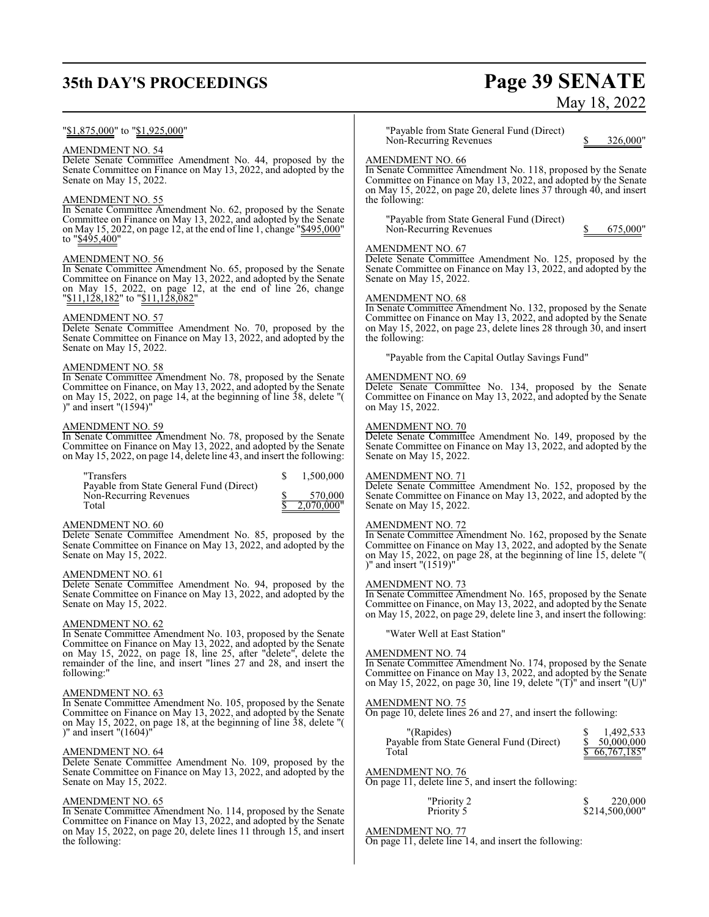"$1,875,000" to "$1,925,000"

AMENDMENT NO. 54
Delete Senate Committee Amendment No. 44, proposed by the Senate Committee on Finance on May 13, 2022, and adopted by the Senate on May 15, 2022.

AMENDMENT NO. 55
In Senate Committee Amendment No. 62, proposed by the Senate Committee on Finance on May 13, 2022, and adopted by the Senate on May 15, 2022, on page 12, at the end of line 1, change "$495,000" to "$495,400"

AMENDMENT NO. 56
In Senate Committee Amendment No. 65, proposed by the Senate Committee on Finance on May 13, 2022, and adopted by the Senate on May 15, 2022, on page 12, at the end of line 26, change "$11,128,182" to "$11,128,082"

AMENDMENT NO. 57
Delete Senate Committee Amendment No. 70, proposed by the Senate Committee on Finance on May 13, 2022, and adopted by the Senate on May 15, 2022.

AMENDMENT NO. 58
In Senate Committee Amendment No. 78, proposed by the Senate Committee on Finance, on May 13, 2022, and adopted by the Senate on May 15, 2022, on page 14, at the beginning of line 38, delete "( )" and insert "(1594)"

AMENDMENT NO. 59
In Senate Committee Amendment No. 78, proposed by the Senate Committee on Finance on May 13, 2022, and adopted by the Senate on May 15, 2022, on page 14, delete line 43, and insert the following:

| | |
|---|---|
| "Transfers | $ 1,500,000 |
| Payable from State General Fund (Direct) Non-Recurring Revenues | $ 570,000 |
| Total | $ 2,070,000" |

AMENDMENT NO. 60
Delete Senate Committee Amendment No. 85, proposed by the Senate Committee on Finance on May 13, 2022, and adopted by the Senate on May 15, 2022.

AMENDMENT NO. 61
Delete Senate Committee Amendment No. 94, proposed by the Senate Committee on Finance on May 13, 2022, and adopted by the Senate on May 15, 2022.

AMENDMENT NO. 62
In Senate Committee Amendment No. 103, proposed by the Senate Committee on Finance on May 13, 2022, and adopted by the Senate on May 15, 2022, on page 18, line 25, after "delete", delete the remainder of the line, and insert "lines 27 and 28, and insert the following:"

AMENDMENT NO. 63
In Senate Committee Amendment No. 105, proposed by the Senate Committee on Finance on May 13, 2022, and adopted by the Senate on May 15, 2022, on page 18, at the beginning of line 38, delete "( )" and insert "(1604)"

AMENDMENT NO. 64
Delete Senate Committee Amendment No. 109, proposed by the Senate Committee on Finance on May 13, 2022, and adopted by the Senate on May 15, 2022.

AMENDMENT NO. 65
In Senate Committee Amendment No. 114, proposed by the Senate Committee on Finance on May 13, 2022, and adopted by the Senate on May 15, 2022, on page 20, delete lines 11 through 15, and insert the following:

| | |
|---|---|
| "Payable from State General Fund (Direct) Non-Recurring Revenues | $ 326,000" |

AMENDMENT NO. 66
In Senate Committee Amendment No. 118, proposed by the Senate Committee on Finance on May 13, 2022, and adopted by the Senate on May 15, 2022, on page 20, delete lines 37 through 40, and insert the following:

| | |
|---|---|
| "Payable from State General Fund (Direct) Non-Recurring Revenues | $ 675,000" |

AMENDMENT NO. 67
Delete Senate Committee Amendment No. 125, proposed by the Senate Committee on Finance on May 13, 2022, and adopted by the Senate on May 15, 2022.

AMENDMENT NO. 68
In Senate Committee Amendment No. 132, proposed by the Senate Committee on Finance on May 13, 2022, and adopted by the Senate on May 15, 2022, on page 23, delete lines 28 through 30, and insert the following:

"Payable from the Capital Outlay Savings Fund"

AMENDMENT NO. 69
Delete Senate Committee No. 134, proposed by the Senate Committee on Finance on May 13, 2022, and adopted by the Senate on May 15, 2022.

AMENDMENT NO. 70
Delete Senate Committee Amendment No. 149, proposed by the Senate Committee on Finance on May 13, 2022, and adopted by the Senate on May 15, 2022.

AMENDMENT NO. 71
Delete Senate Committee Amendment No. 152, proposed by the Senate Committee on Finance on May 13, 2022, and adopted by the Senate on May 15, 2022.

AMENDMENT NO. 72
In Senate Committee Amendment No. 162, proposed by the Senate Committee on Finance on May 13, 2022, and adopted by the Senate on May 15, 2022, on page 28, at the beginning of line 15, delete "( )" and insert "(1519)"

AMENDMENT NO. 73
In Senate Committee Amendment No. 165, proposed by the Senate Committee on Finance, on May 13, 2022, and adopted by the Senate on May 15, 2022, on page 29, delete line 3, and insert the following:

"Water Well at East Station"

AMENDMENT NO. 74
In Senate Committee Amendment No. 174, proposed by the Senate Committee on Finance on May 13, 2022, and adopted by the Senate on May 15, 2022, on page 30, line 19, delete "(T)" and insert "(U)"

AMENDMENT NO. 75
On page 10, delete lines 26 and 27, and insert the following:

| | |
|---|---|
| "(Rapides) | $ 1,492,533 |
| Payable from State General Fund (Direct) | $ 50,000,000 |
| Total | $ 66,767,185" |

AMENDMENT NO. 76
On page 11, delete line 5, and insert the following:

| | |
|---|---|
| "Priority 2 | $ 220,000 |
| Priority 5 | $214,500,000" |

AMENDMENT NO. 77
On page 11, delete line 14, and insert the following: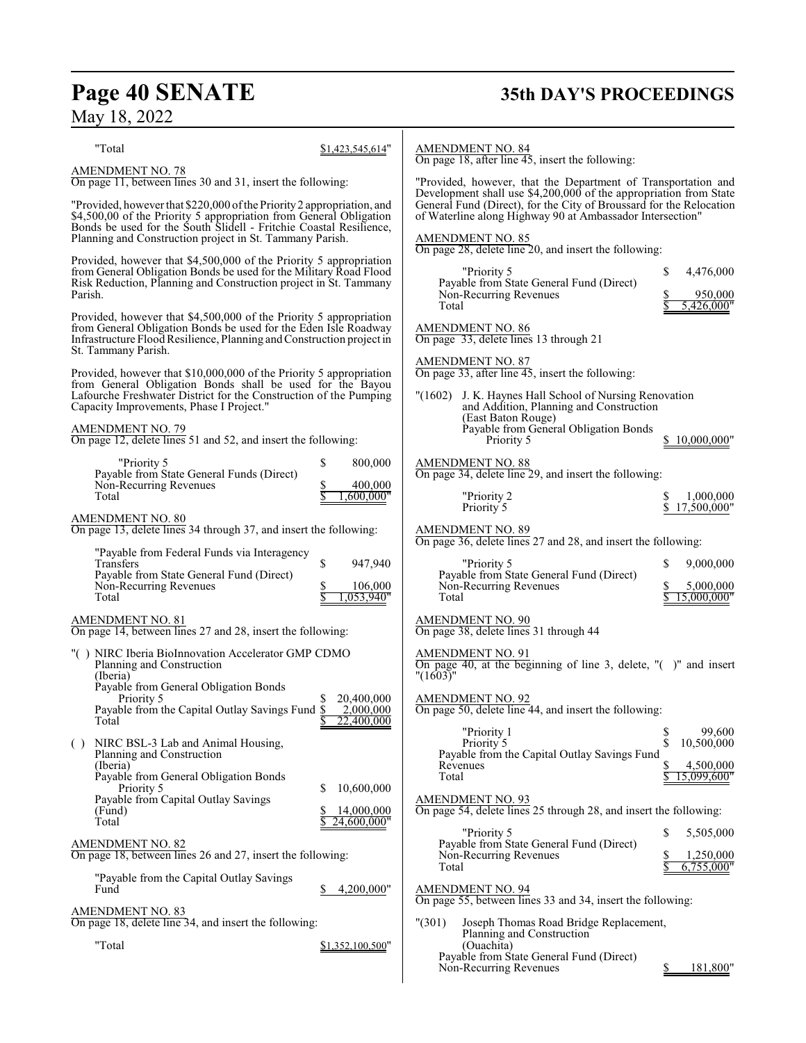"Total $1,423,545,614"

AMENDMENT NO. 78

On page 11, between lines 30 and 31, insert the following:

"Provided, however that $220,000 of the Priority 2 appropriation, and $4,500,00 of the Priority 5 appropriation from General Obligation Bonds be used for the South Slidell - Fritchie Coastal Resilience, Planning and Construction project in St. Tammany Parish.

Provided, however that $4,500,000 of the Priority 5 appropriation from General Obligation Bonds be used for the Military Road Flood Risk Reduction, Planning and Construction project in St. Tammany Parish.

Provided, however that $4,500,000 of the Priority 5 appropriation from General Obligation Bonds be used for the Eden Isle Roadway Infrastructure Flood Resilience, Planning and Construction project in St. Tammany Parish.

Provided, however that $10,000,000 of the Priority 5 appropriation from General Obligation Bonds shall be used for the Bayou Lafourche Freshwater District for the Construction of the Pumping Capacity Improvements, Phase I Project."

AMENDMENT NO. 79

On page 12, delete lines 51 and 52, and insert the following:

| | |
|---|---|
| "Priority 5 | $ 800,000 |
| Payable from State General Funds (Direct) Non-Recurring Revenues | $ 400,000 |
| Total | $ 1,600,000" |

AMENDMENT NO. 80

On page 13, delete lines 34 through 37, and insert the following:

| | |
|---|---|
| "Payable from Federal Funds via Interagency Transfers | $ 947,940 |
| Payable from State General Fund (Direct) Non-Recurring Revenues | $ 106,000 |
| Total | $ 1,053,940" |

AMENDMENT NO. 81

On page 14, between lines 27 and 28, insert the following:

"( ) NIRC Iberia BioInnovation Accelerator GMP CDMO Planning and Construction (Iberia)

| | |
|---|---|
| Payable from General Obligation Bonds Priority 5 | $ 20,400,000 |
| Payable from the Capital Outlay Savings Fund | $ 2,000,000 |
| Total | $ 22,400,000 |

( ) NIRC BSL-3 Lab and Animal Housing, Planning and Construction (Iberia)

| | |
|---|---|
| Payable from General Obligation Bonds Priority 5 | $ 10,600,000 |
| Payable from Capital Outlay Savings (Fund) | $ 14,000,000 |
| Total | $ 24,600,000" |

AMENDMENT NO. 82

On page 18, between lines 26 and 27, insert the following:

"Payable from the Capital Outlay Savings Fund $ 4,200,000"

AMENDMENT NO. 83

On page 18, delete line 34, and insert the following:

"Total $1,352,100,500"

AMENDMENT NO. 84

On page 18, after line 45, insert the following:

"Provided, however, that the Department of Transportation and Development shall use $4,200,000 of the appropriation from State General Fund (Direct), for the City of Broussard for the Relocation of Waterline along Highway 90 at Ambassador Intersection"

AMENDMENT NO. 85

On page 28, delete line 20, and insert the following:

| | |
|---|---|
| "Priority 5 | $ 4,476,000 |
| Payable from State General Fund (Direct) Non-Recurring Revenues | $ 950,000 |
| Total | $ 5,426,000" |

AMENDMENT NO. 86

On page 33, delete lines 13 through 21

AMENDMENT NO. 87

On page 33, after line 45, insert the following:

"(1602) J. K. Haynes Hall School of Nursing Renovation and Addition, Planning and Construction (East Baton Rouge)
Payable from General Obligation Bonds Priority 5 $ 10,000,000"

AMENDMENT NO. 88

On page 34, delete line 29, and insert the following:

| | |
|---|---|
| "Priority 2 | $ 1,000,000 |
| Priority 5 | $ 17,500,000" |

AMENDMENT NO. 89

On page 36, delete lines 27 and 28, and insert the following:

| | |
|---|---|
| "Priority 5 | $ 9,000,000 |
| Payable from State General Fund (Direct) Non-Recurring Revenues | $ 5,000,000 |
| Total | $ 15,000,000" |

AMENDMENT NO. 90

On page 38, delete lines 31 through 44

AMENDMENT NO. 91

On page 40, at the beginning of line 3, delete, "( )" and insert "(1603)"

AMENDMENT NO. 92

On page 50, delete line 44, and insert the following:

| | |
|---|---|
| "Priority 1 | $ 99,600 |
| Priority 5 | $ 10,500,000 |
| Payable from the Capital Outlay Savings Fund Revenues | $ 4,500,000 |
| Total | $ 15,099,600" |

AMENDMENT NO. 93

On page 54, delete lines 25 through 28, and insert the following:

| | |
|---|---|
| "Priority 5 | $ 5,505,000 |
| Payable from State General Fund (Direct) Non-Recurring Revenues | $ 1,250,000 |
| Total | $ 6,755,000" |

AMENDMENT NO. 94

On page 55, between lines 33 and 34, insert the following:

"(301) Joseph Thomas Road Bridge Replacement, Planning and Construction (Ouachita)
Payable from State General Fund (Direct) Non-Recurring Revenues $ 181,800"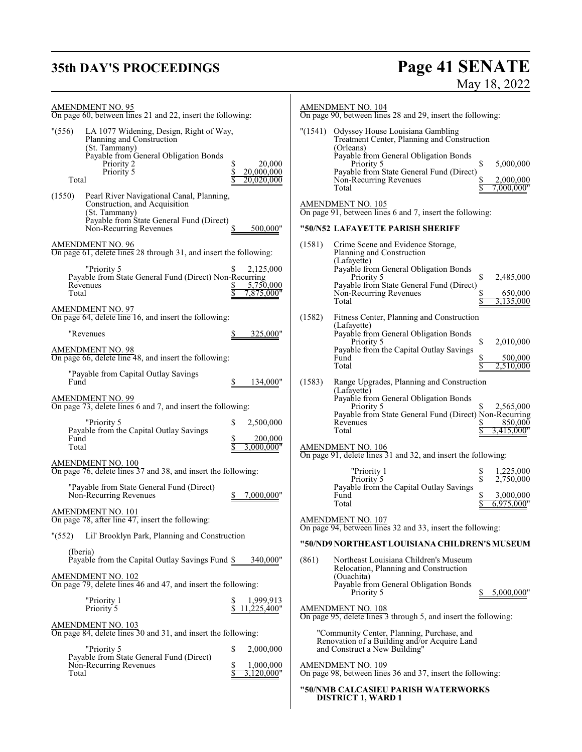AMENDMENT NO. 95
On page 60, between lines 21 and 22, insert the following:

"(556) LA 1077 Widening, Design, Right of Way, Planning and Construction (St. Tammany)
Payable from General Obligation Bonds

| | |
|---|---|
| Priority 2 | $ 20,000 |
| Priority 5 | $ 20,000,000 |
| Total | $ 20,020,000 |

(1550) Pearl River Navigational Canal, Planning, Construction, and Acquisition (St. Tammany)
Payable from State General Fund (Direct) Non-Recurring Revenues $ 500,000"

AMENDMENT NO. 96
On page 61, delete lines 28 through 31, and insert the following:

| | |
|---|---|
| "Priority 5 | $ 2,125,000 |
| Payable from State General Fund (Direct) Non-Recurring Revenues | $ 5,750,000 |
| Total | $ 7,875,000" |

AMENDMENT NO. 97
On page 64, delete line 16, and insert the following:

"Revenues $ 325,000"

AMENDMENT NO. 98
On page 66, delete line 48, and insert the following:

"Payable from Capital Outlay Savings Fund $ 134,000"

AMENDMENT NO. 99
On page 73, delete lines 6 and 7, and insert the following:

| | |
|---|---|
| "Priority 5 | $ 2,500,000 |
| Payable from the Capital Outlay Savings Fund | $ 200,000 |
| Total | $ 3,000,000" |

AMENDMENT NO. 100
On page 76, delete lines 37 and 38, and insert the following:

"Payable from State General Fund (Direct) Non-Recurring Revenues $ 7,000,000"

AMENDMENT NO. 101
On page 78, after line 47, insert the following:

"(552) Lil' Brooklyn Park, Planning and Construction (Iberia)
Payable from the Capital Outlay Savings Fund $ 340,000"

AMENDMENT NO. 102
On page 79, delete lines 46 and 47, and insert the following:

| | |
|---|---|
| "Priority 1 | $ 1,999,913 |
| Priority 5 | $ 11,225,400" |

AMENDMENT NO. 103
On page 84, delete lines 30 and 31, and insert the following:

| | |
|---|---|
| "Priority 5 | $ 2,000,000 |
| Payable from State General Fund (Direct) Non-Recurring Revenues | $ 1,000,000 |
| Total | $ 3,120,000" |

AMENDMENT NO. 104
On page 90, between lines 28 and 29, insert the following:

"(1541) Odyssey House Louisiana Gambling Treatment Center, Planning and Construction (Orleans)
Payable from General Obligation Bonds

| | |
|---|---|
| Priority 5 | $ 5,000,000 |
| Payable from State General Fund (Direct) Non-Recurring Revenues | $ 2,000,000 |
| Total | $ 7,000,000" |

AMENDMENT NO. 105
On page 91, between lines 6 and 7, insert the following:

**"50/N52 LAFAYETTE PARISH SHERIFF**

(1581) Crime Scene and Evidence Storage, Planning and Construction (Lafayette)
Payable from General Obligation Bonds

| | |
|---|---|
| Priority 5 | $ 2,485,000 |
| Payable from State General Fund (Direct) Non-Recurring Revenues | $ 650,000 |
| Total | $ 3,135,000 |

(1582) Fitness Center, Planning and Construction (Lafayette)
Payable from General Obligation Bonds

| | |
|---|---|
| Priority 5 | $ 2,010,000 |
| Payable from the Capital Outlay Savings Fund | $ 500,000 |
| Total | $ 2,510,000 |

(1583) Range Upgrades, Planning and Construction (Lafayette)
Payable from General Obligation Bonds

| | |
|---|---|
| Priority 5 | $ 2,565,000 |
| Payable from State General Fund (Direct) Non-Recurring Revenues | $ 850,000 |
| Total | $ 3,415,000" |

AMENDMENT NO. 106
On page 91, delete lines 31 and 32, and insert the following:

| | |
|---|---|
| "Priority 1 | $ 1,225,000 |
| Priority 5 | $ 2,750,000 |
| Payable from the Capital Outlay Savings Fund | $ 3,000,000 |
| Total | $ 6,975,000" |

AMENDMENT NO. 107
On page 94, between lines 32 and 33, insert the following:

**"50/ND9 NORTHEAST LOUISIANA CHILDREN'S MUSEUM**

(861) Northeast Louisiana Children's Museum Relocation, Planning and Construction (Ouachita)
Payable from General Obligation Bonds
Priority 5 $ 5,000,000"

AMENDMENT NO. 108
On page 95, delete lines 3 through 5, and insert the following:

"Community Center, Planning, Purchase, and Renovation of a Building and/or Acquire Land and Construct a New Building"

AMENDMENT NO. 109
On page 98, between lines 36 and 37, insert the following:

**"50/NMB CALCASIEU PARISH WATERWORKS DISTRICT 1, WARD 1**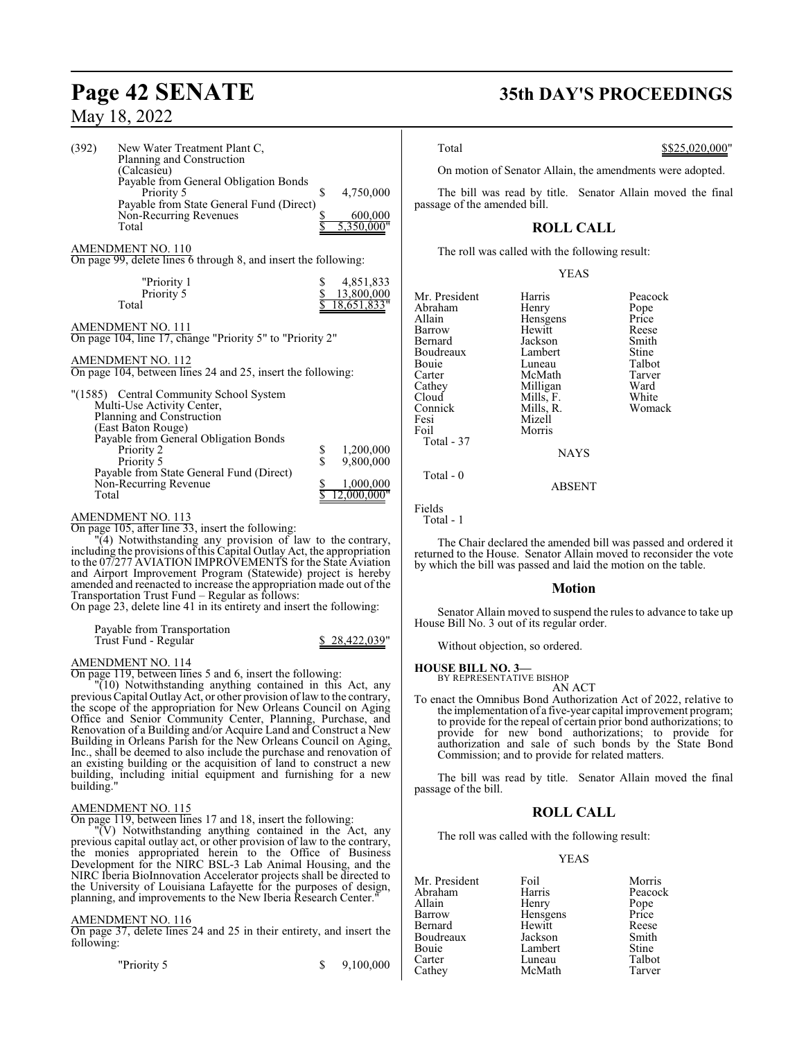(392) New Water Treatment Plant C,
Planning and Construction
(Calcasieu)
Payable from General Obligation Bonds
Priority 5 $ 4,750,000
Payable from State General Fund (Direct)
Non-Recurring Revenues $ 600,000
Total $ 5,350,000"

AMENDMENT NO. 110
On page 99, delete lines 6 through 8, and insert the following:

"Priority 1 $ 4,851,833
Priority 5 $ 13,800,000
Total $ 18,651,833"

AMENDMENT NO. 111
On page 104, line 17, change "Priority 5" to "Priority 2"

AMENDMENT NO. 112
On page 104, between lines 24 and 25, insert the following:

"(1585) Central Community School System
Multi-Use Activity Center,
Planning and Construction
(East Baton Rouge)
Payable from General Obligation Bonds
Priority 2 $ 1,200,000
Priority 5 $ 9,800,000
Payable from State General Fund (Direct)
Non-Recurring Revenue $ 1,000,000
Total $ 12,000,000"

AMENDMENT NO. 113
On page 105, after line 33, insert the following:

"(4) Notwithstanding any provision of law to the contrary, including the provisions of this Capital Outlay Act, the appropriation to the 07/277 AVIATION IMPROVEMENTS for the State Aviation and Airport Improvement Program (Statewide) project is hereby amended and reenacted to increase the appropriation made out of the Transportation Trust Fund – Regular as follows:

On page 23, delete line 41 in its entirety and insert the following:

Payable from Transportation
Trust Fund - Regular $ 28,422,039"

AMENDMENT NO. 114
On page 119, between lines 5 and 6, insert the following:

"(10) Notwithstanding anything contained in this Act, any previous Capital Outlay Act, or other provision of law to the contrary, the scope of the appropriation for New Orleans Council on Aging Office and Senior Community Center, Planning, Purchase, and Renovation of a Building and/or Acquire Land and Construct a New Building in Orleans Parish for the New Orleans Council on Aging, Inc., shall be deemed to also include the purchase and renovation of an existing building or the acquisition of land to construct a new building, including initial equipment and furnishing for a new building."

AMENDMENT NO. 115
On page 119, between lines 17 and 18, insert the following:

"(V) Notwithstanding anything contained in the Act, any previous capital outlay act, or other provision of law to the contrary, the monies appropriated herein to the Office of Business Development for the NIRC BSL-3 Lab Animal Housing, and the NIRC Iberia BioInnovation Accelerator projects shall be directed to the University of Louisiana Lafayette for the purposes of design, planning, and improvements to the New Iberia Research Center."

AMENDMENT NO. 116
On page 37, delete lines 24 and 25 in their entirety, and insert the following:

"Priority 5 $ 9,100,000
Total $$25,020,000"

On motion of Senator Allain, the amendments were adopted.

The bill was read by title. Senator Allain moved the final passage of the amended bill.

## ROLL CALL

The roll was called with the following result:

YEAS

| | | |
|---|---|---|
| Mr. President | Harris | Peacock |
| Abraham | Henry | Pope |
| Allain | Hensgens | Price |
| Barrow | Hewitt | Reese |
| Bernard | Jackson | Smith |
| Boudreaux | Lambert | Stine |
| Bouie | Luneau | Talbot |
| Carter | McMath | Tarver |
| Cathey | Milligan | Ward |
| Cloud | Mills, F. | White |
| Connick | Mills, R. | Womack |
| Fesi | Mizell | |
| Foil | Morris | |

Total - 37

NAYS

Total - 0

ABSENT

Fields

Total - 1

The Chair declared the amended bill was passed and ordered it returned to the House. Senator Allain moved to reconsider the vote by which the bill was passed and laid the motion on the table.

## Motion

Senator Allain moved to suspend the rules to advance to take up House Bill No. 3 out of its regular order.

Without objection, so ordered.

**HOUSE BILL NO. 3—**
BY REPRESENTATIVE BISHOP
AN ACT

To enact the Omnibus Bond Authorization Act of 2022, relative to the implementation of a five-year capital improvement program; to provide for the repeal of certain prior bond authorizations; to provide for new bond authorizations; to provide for authorization and sale of such bonds by the State Bond Commission; and to provide for related matters.

The bill was read by title. Senator Allain moved the final passage of the bill.

## ROLL CALL

The roll was called with the following result:

YEAS

| | | |
|---|---|---|
| Mr. President | Foil | Morris |
| Abraham | Harris | Peacock |
| Allain | Henry | Pope |
| Barrow | Hensgens | Price |
| Bernard | Hewitt | Reese |
| Boudreaux | Jackson | Smith |
| Bouie | Lambert | Stine |
| Carter | Luneau | Talbot |
| Cathey | McMath | Tarver |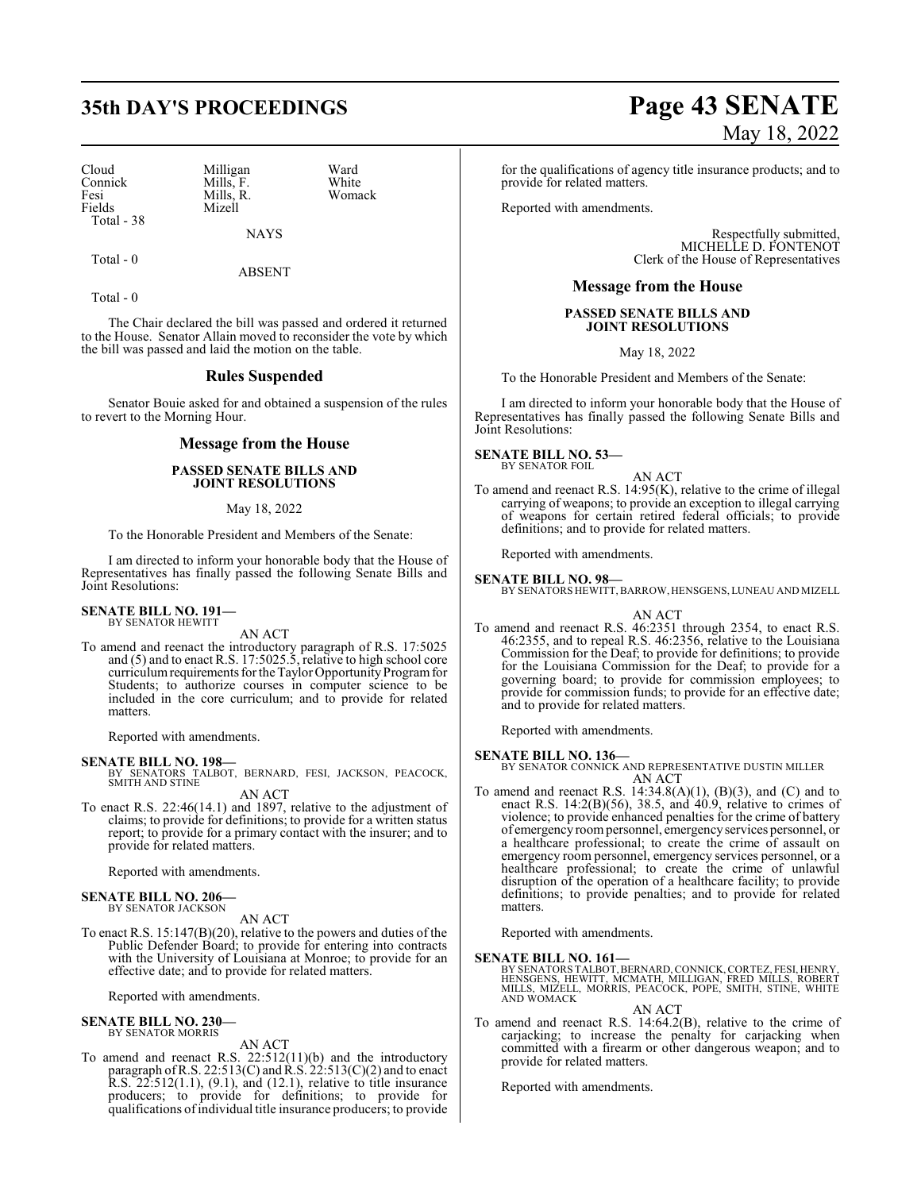| | | |
|---|---|---|
| Cloud | Milligan | Ward |
| Connick | Mills, F. | White |
| Fesi | Mills, R. | Womack |
| Fields | Mizell | |
| Total - 38 | | |

NAYS

Total - 0

ABSENT

Total - 0

The Chair declared the bill was passed and ordered it returned to the House. Senator Allain moved to reconsider the vote by which the bill was passed and laid the motion on the table.

## Rules Suspended

Senator Bouie asked for and obtained a suspension of the rules to revert to the Morning Hour.

## Message from the House

### PASSED SENATE BILLS AND JOINT RESOLUTIONS

May 18, 2022

To the Honorable President and Members of the Senate:

I am directed to inform your honorable body that the House of Representatives has finally passed the following Senate Bills and Joint Resolutions:

**SENATE BILL NO. 191—**
BY SENATOR HEWITT

AN ACT

To amend and reenact the introductory paragraph of R.S. 17:5025 and (5) and to enact R.S. 17:5025.5, relative to high school core curriculum requirements for the Taylor Opportunity Program for Students; to authorize courses in computer science to be included in the core curriculum; and to provide for related matters.

Reported with amendments.

**SENATE BILL NO. 198—**
BY SENATORS TALBOT, BERNARD, FESI, JACKSON, PEACOCK, SMITH AND STINE

AN ACT

To enact R.S. 22:46(14.1) and 1897, relative to the adjustment of claims; to provide for definitions; to provide for a written status report; to provide for a primary contact with the insurer; and to provide for related matters.

Reported with amendments.

**SENATE BILL NO. 206—**
BY SENATOR JACKSON

AN ACT

To enact R.S. 15:147(B)(20), relative to the powers and duties of the Public Defender Board; to provide for entering into contracts with the University of Louisiana at Monroe; to provide for an effective date; and to provide for related matters.

Reported with amendments.

**SENATE BILL NO. 230—**
BY SENATOR MORRIS

AN ACT

To amend and reenact R.S. 22:512(11)(b) and the introductory paragraph of R.S. 22:513(C) and R.S. 22:513(C)(2) and to enact R.S. 22:512(1.1), (9.1), and (12.1), relative to title insurance producers; to provide for definitions; to provide for qualifications of individual title insurance producers; to provide for the qualifications of agency title insurance products; and to provide for related matters.

Reported with amendments.

Respectfully submitted,
MICHELLE D. FONTENOT
Clerk of the House of Representatives

## Message from the House

### PASSED SENATE BILLS AND JOINT RESOLUTIONS

May 18, 2022

To the Honorable President and Members of the Senate:

I am directed to inform your honorable body that the House of Representatives has finally passed the following Senate Bills and Joint Resolutions:

**SENATE BILL NO. 53—**
BY SENATOR FOIL

AN ACT

To amend and reenact R.S. 14:95(K), relative to the crime of illegal carrying of weapons; to provide an exception to illegal carrying of weapons for certain retired federal officials; to provide definitions; and to provide for related matters.

Reported with amendments.

**SENATE BILL NO. 98—**
BY SENATORS HEWITT, BARROW, HENSGENS, LUNEAU AND MIZELL

AN ACT

To amend and reenact R.S. 46:2351 through 2354, to enact R.S. 46:2355, and to repeal R.S. 46:2356, relative to the Louisiana Commission for the Deaf; to provide for definitions; to provide for the Louisiana Commission for the Deaf; to provide for a governing board; to provide for commission employees; to provide for commission funds; to provide for an effective date; and to provide for related matters.

Reported with amendments.

**SENATE BILL NO. 136—**
BY SENATOR CONNICK AND REPRESENTATIVE DUSTIN MILLER

AN ACT

To amend and reenact R.S. 14:34.8(A)(1), (B)(3), and (C) and to enact R.S. 14:2(B)(56), 38.5, and 40.9, relative to crimes of violence; to provide enhanced penalties for the crime of battery of emergency room personnel, emergency services personnel, or a healthcare professional; to create the crime of assault on emergency room personnel, emergency services personnel, or a healthcare professional; to create the crime of unlawful disruption of the operation of a healthcare facility; to provide definitions; to provide penalties; and to provide for related matters.

Reported with amendments.

**SENATE BILL NO. 161—**
BY SENATORS TALBOT, BERNARD, CONNICK, CORTEZ, FESI, HENRY, HENSGENS, HEWITT, MCMATH, MILLIGAN, FRED MILLS, ROBERT MILLS, MIZELL, MORRIS, PEACOCK, POPE, SMITH, STINE, WHITE AND WOMACK

AN ACT

To amend and reenact R.S. 14:64.2(B), relative to the crime of carjacking; to increase the penalty for carjacking when committed with a firearm or other dangerous weapon; and to provide for related matters.

Reported with amendments.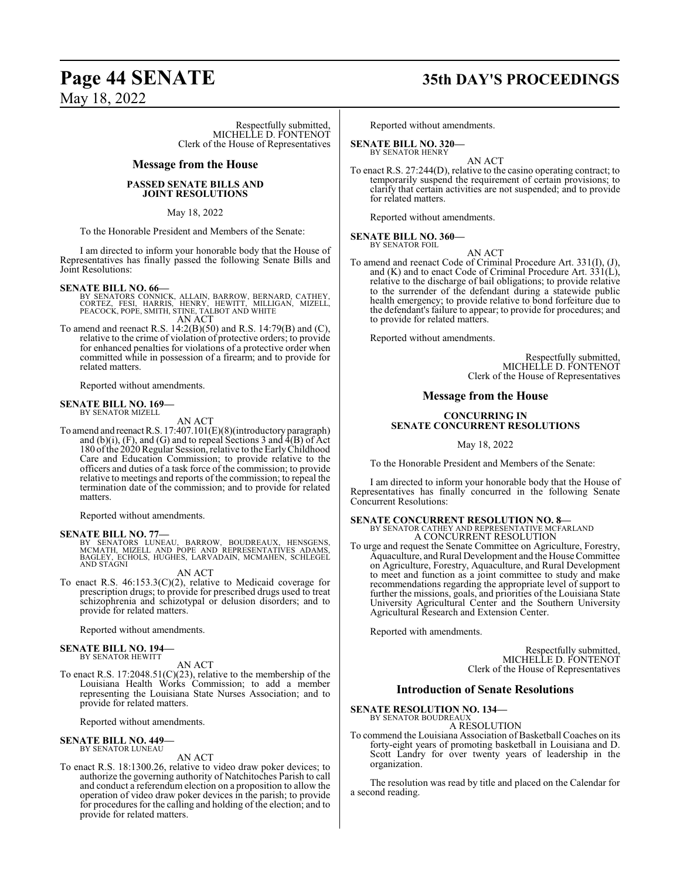Respectfully submitted,
MICHELLE D. FONTENOT
Clerk of the House of Representatives

## Message from the House

### PASSED SENATE BILLS AND JOINT RESOLUTIONS

May 18, 2022

To the Honorable President and Members of the Senate:

I am directed to inform your honorable body that the House of Representatives has finally passed the following Senate Bills and Joint Resolutions:

**SENATE BILL NO. 66—**
BY SENATORS CONNICK, ALLAIN, BARROW, BERNARD, CATHEY, CORTEZ, FESI, HARRIS, HENRY, HEWITT, MILLIGAN, MIZELL, PEACOCK, POPE, SMITH, STINE, TALBOT AND WHITE

AN ACT

To amend and reenact R.S. 14:2(B)(50) and R.S. 14:79(B) and (C), relative to the crime of violation of protective orders; to provide for enhanced penalties for violations of a protective order when committed while in possession of a firearm; and to provide for related matters.

Reported without amendments.

**SENATE BILL NO. 169—**
BY SENATOR MIZELL

AN ACT

To amend and reenact R.S. 17:407.101(E)(8)(introductory paragraph) and (b)(i), (F), and (G) and to repeal Sections 3 and 4(B) of Act 180 of the 2020 Regular Session, relative to the Early Childhood Care and Education Commission; to provide relative to the officers and duties of a task force of the commission; to provide relative to meetings and reports of the commission; to repeal the termination date of the commission; and to provide for related matters.

Reported without amendments.

**SENATE BILL NO. 77—**
BY SENATORS LUNEAU, BARROW, BOUDREAUX, HENSGENS, MCMATH, MIZELL AND POPE AND REPRESENTATIVES ADAMS, BAGLEY, ECHOLS, HUGHES, LARVADAIN, MCMAHEN, SCHLEGEL AND STAGNI

AN ACT

To enact R.S. 46:153.3(C)(2), relative to Medicaid coverage for prescription drugs; to provide for prescribed drugs used to treat schizophrenia and schizotypal or delusion disorders; and to provide for related matters.

Reported without amendments.

**SENATE BILL NO. 194—**
BY SENATOR HEWITT

AN ACT

To enact R.S. 17:2048.51(C)(23), relative to the membership of the Louisiana Health Works Commission; to add a member representing the Louisiana State Nurses Association; and to provide for related matters.

Reported without amendments.

**SENATE BILL NO. 449—**
BY SENATOR LUNEAU

AN ACT

To enact R.S. 18:1300.26, relative to video draw poker devices; to authorize the governing authority of Natchitoches Parish to call and conduct a referendum election on a proposition to allow the operation of video draw poker devices in the parish; to provide for procedures for the calling and holding of the election; and to provide for related matters.

Reported without amendments.

**SENATE BILL NO. 320—**
BY SENATOR HENRY

AN ACT

To enact R.S. 27:244(D), relative to the casino operating contract; to temporarily suspend the requirement of certain provisions; to clarify that certain activities are not suspended; and to provide for related matters.

Reported without amendments.

**SENATE BILL NO. 360—**
BY SENATOR FOIL

AN ACT

To amend and reenact Code of Criminal Procedure Art. 331(I), (J), and (K) and to enact Code of Criminal Procedure Art. 331(L), relative to the discharge of bail obligations; to provide relative to the surrender of the defendant during a statewide public health emergency; to provide relative to bond forfeiture due to the defendant's failure to appear; to provide for procedures; and to provide for related matters.

Reported without amendments.

Respectfully submitted,
MICHELLE D. FONTENOT
Clerk of the House of Representatives

## Message from the House

### CONCURRING IN SENATE CONCURRENT RESOLUTIONS

May 18, 2022

To the Honorable President and Members of the Senate:

I am directed to inform your honorable body that the House of Representatives has finally concurred in the following Senate Concurrent Resolutions:

**SENATE CONCURRENT RESOLUTION NO. 8—**
BY SENATOR CATHEY AND REPRESENTATIVE MCFARLAND

A CONCURRENT RESOLUTION

To urge and request the Senate Committee on Agriculture, Forestry, Aquaculture, and Rural Development and the House Committee on Agriculture, Forestry, Aquaculture, and Rural Development to meet and function as a joint committee to study and make recommendations regarding the appropriate level of support to further the missions, goals, and priorities of the Louisiana State University Agricultural Center and the Southern University Agricultural Research and Extension Center.

Reported with amendments.

Respectfully submitted,
MICHELLE D. FONTENOT
Clerk of the House of Representatives

## Introduction of Senate Resolutions

**SENATE RESOLUTION NO. 134—**
BY SENATOR BOUDREAUX

A RESOLUTION

To commend the Louisiana Association of Basketball Coaches on its forty-eight years of promoting basketball in Louisiana and D. Scott Landry for over twenty years of leadership in the organization.

The resolution was read by title and placed on the Calendar for a second reading.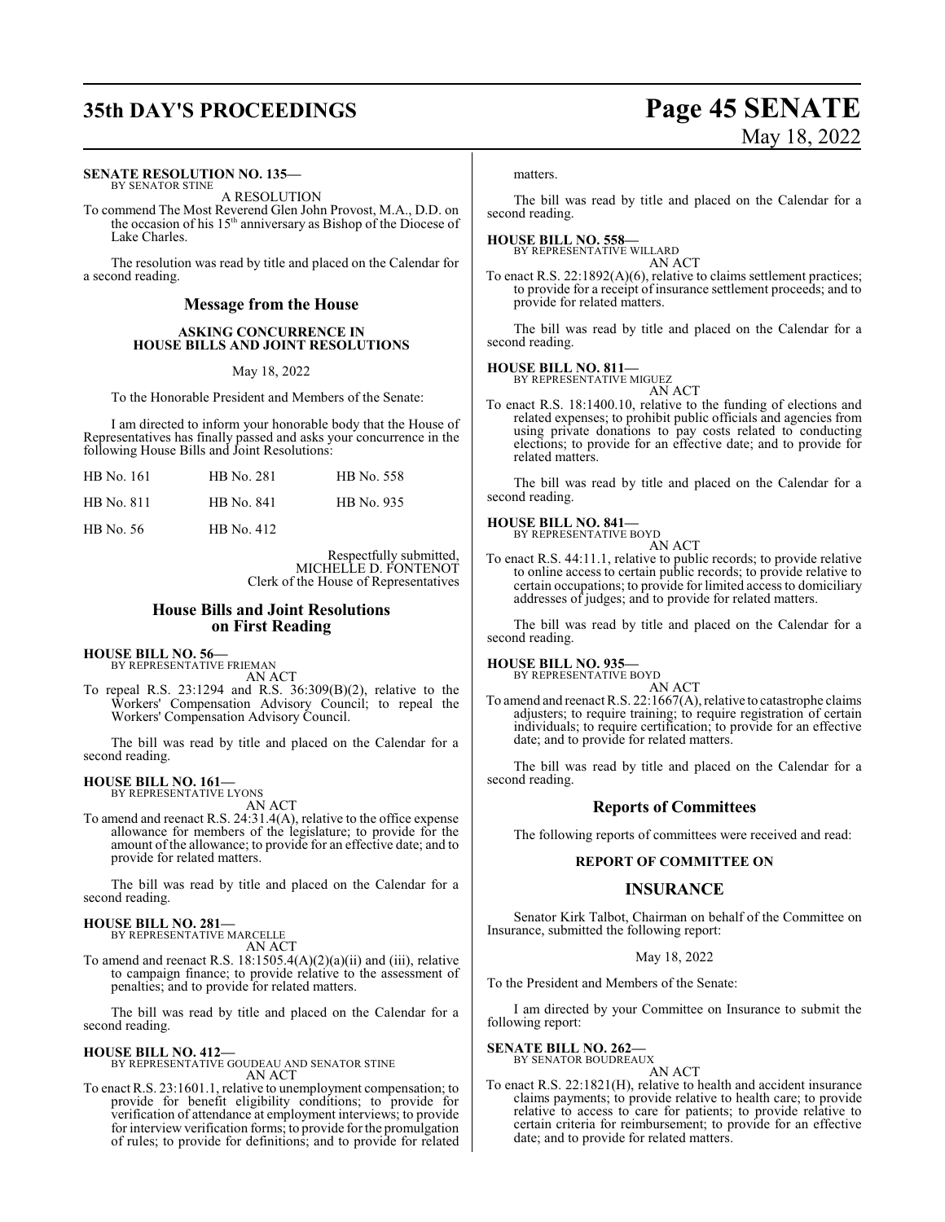**SENATE RESOLUTION NO. 135—**
BY SENATOR STINE

A RESOLUTION

To commend The Most Reverend Glen John Provost, M.A., D.D. on the occasion of his 15th anniversary as Bishop of the Diocese of Lake Charles.

The resolution was read by title and placed on the Calendar for a second reading.

## Message from the House

### ASKING CONCURRENCE IN HOUSE BILLS AND JOINT RESOLUTIONS

May 18, 2022

To the Honorable President and Members of the Senate:

I am directed to inform your honorable body that the House of Representatives has finally passed and asks your concurrence in the following House Bills and Joint Resolutions:

| | | |
|---|---|---|
| HB No. 161 | HB No. 281 | HB No. 558 |
| HB No. 811 | HB No. 841 | HB No. 935 |
| HB No. 56 | HB No. 412 | |

Respectfully submitted,
MICHELLE D. FONTENOT
Clerk of the House of Representatives

## House Bills and Joint Resolutions on First Reading

**HOUSE BILL NO. 56—**
BY REPRESENTATIVE FRIEMAN

AN ACT

To repeal R.S. 23:1294 and R.S. 36:309(B)(2), relative to the Workers' Compensation Advisory Council; to repeal the Workers' Compensation Advisory Council.

The bill was read by title and placed on the Calendar for a second reading.

**HOUSE BILL NO. 161—**
BY REPRESENTATIVE LYONS

AN ACT

To amend and reenact R.S. 24:31.4(A), relative to the office expense allowance for members of the legislature; to provide for the amount of the allowance; to provide for an effective date; and to provide for related matters.

The bill was read by title and placed on the Calendar for a second reading.

**HOUSE BILL NO. 281—**
BY REPRESENTATIVE MARCELLE

AN ACT

To amend and reenact R.S. 18:1505.4(A)(2)(a)(ii) and (iii), relative to campaign finance; to provide relative to the assessment of penalties; and to provide for related matters.

The bill was read by title and placed on the Calendar for a second reading.

**HOUSE BILL NO. 412—**
BY REPRESENTATIVE GOUDEAU AND SENATOR STINE

AN ACT

To enact R.S. 23:1601.1, relative to unemployment compensation; to provide for benefit eligibility conditions; to provide for verification of attendance at employment interviews; to provide for interview verification forms; to provide for the promulgation of rules; to provide for definitions; and to provide for related matters.

The bill was read by title and placed on the Calendar for a second reading.

**HOUSE BILL NO. 558—**
BY REPRESENTATIVE WILLARD

AN ACT

To enact R.S. 22:1892(A)(6), relative to claims settlement practices; to provide for a receipt of insurance settlement proceeds; and to provide for related matters.

The bill was read by title and placed on the Calendar for a second reading.

**HOUSE BILL NO. 811—**
BY REPRESENTATIVE MIGUEZ

AN ACT

To enact R.S. 18:1400.10, relative to the funding of elections and related expenses; to prohibit public officials and agencies from using private donations to pay costs related to conducting elections; to provide for an effective date; and to provide for related matters.

The bill was read by title and placed on the Calendar for a second reading.

**HOUSE BILL NO. 841—**
BY REPRESENTATIVE BOYD

AN ACT

To enact R.S. 44:11.1, relative to public records; to provide relative to online access to certain public records; to provide relative to certain occupations; to provide for limited access to domiciliary addresses of judges; and to provide for related matters.

The bill was read by title and placed on the Calendar for a second reading.

**HOUSE BILL NO. 935—**
BY REPRESENTATIVE BOYD

AN ACT

To amend and reenact R.S. 22:1667(A), relative to catastrophe claims adjusters; to require training; to require registration of certain individuals; to require certification; to provide for an effective date; and to provide for related matters.

The bill was read by title and placed on the Calendar for a second reading.

## Reports of Committees

The following reports of committees were received and read:

### REPORT OF COMMITTEE ON

### INSURANCE

Senator Kirk Talbot, Chairman on behalf of the Committee on Insurance, submitted the following report:

May 18, 2022

To the President and Members of the Senate:

I am directed by your Committee on Insurance to submit the following report:

**SENATE BILL NO. 262—**
BY SENATOR BOUDREAUX

AN ACT

To enact R.S. 22:1821(H), relative to health and accident insurance claims payments; to provide relative to health care; to provide relative to access to care for patients; to provide relative to certain criteria for reimbursement; to provide for an effective date; and to provide for related matters.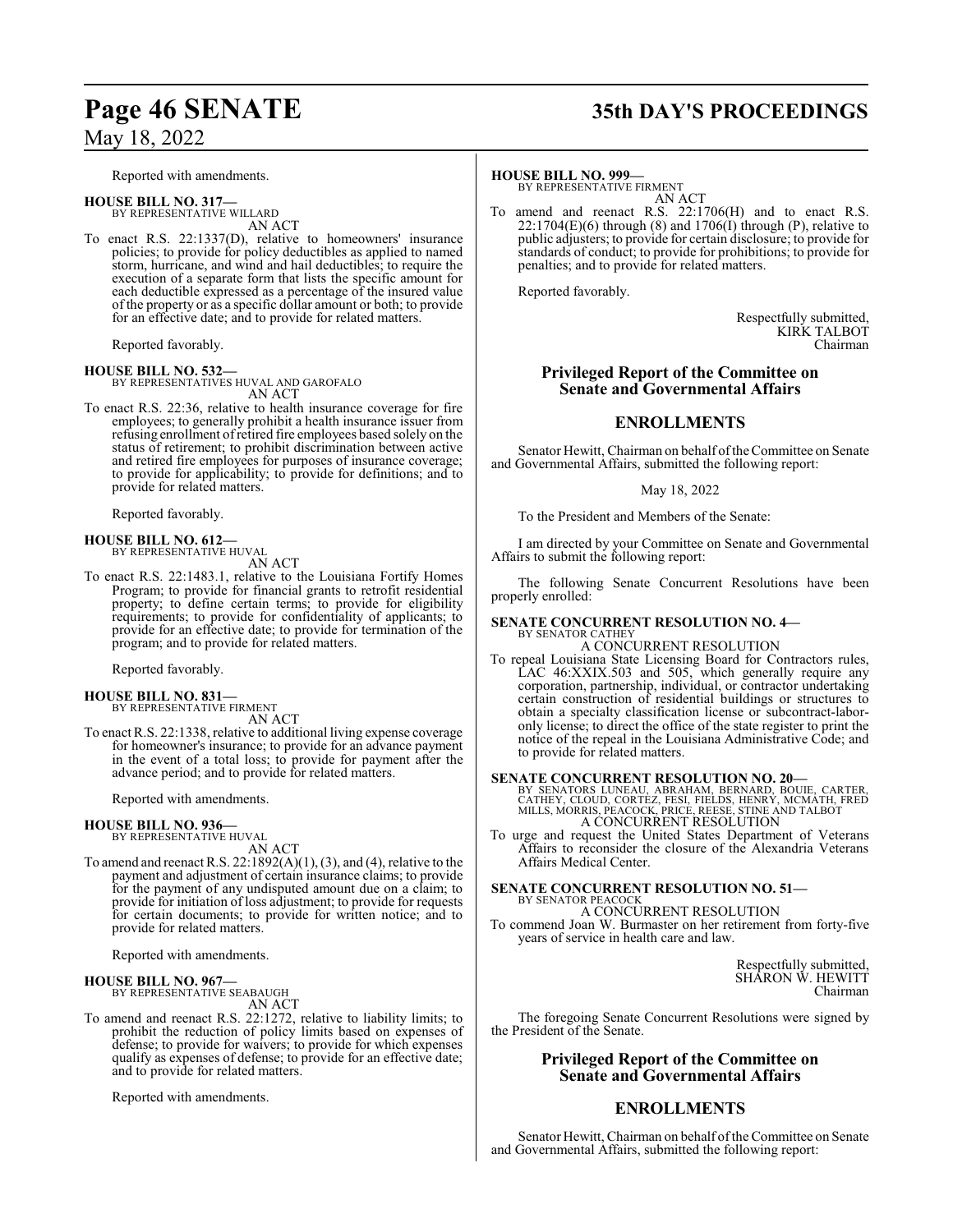Reported with amendments.

**HOUSE BILL NO. 317—**
BY REPRESENTATIVE WILLARD
AN ACT

To enact R.S. 22:1337(D), relative to homeowners' insurance policies; to provide for policy deductibles as applied to named storm, hurricane, and wind and hail deductibles; to require the execution of a separate form that lists the specific amount for each deductible expressed as a percentage of the insured value of the property or as a specific dollar amount or both; to provide for an effective date; and to provide for related matters.

Reported favorably.

**HOUSE BILL NO. 532—**
BY REPRESENTATIVES HUVAL AND GAROFALO
AN ACT

To enact R.S. 22:36, relative to health insurance coverage for fire employees; to generally prohibit a health insurance issuer from refusing enrollment of retired fire employees based solely on the status of retirement; to prohibit discrimination between active and retired fire employees for purposes of insurance coverage; to provide for applicability; to provide for definitions; and to provide for related matters.

Reported favorably.

**HOUSE BILL NO. 612—**
BY REPRESENTATIVE HUVAL
AN ACT

To enact R.S. 22:1483.1, relative to the Louisiana Fortify Homes Program; to provide for financial grants to retrofit residential property; to define certain terms; to provide for eligibility requirements; to provide for confidentiality of applicants; to provide for an effective date; to provide for termination of the program; and to provide for related matters.

Reported favorably.

**HOUSE BILL NO. 831—**
BY REPRESENTATIVE FIRMENT
AN ACT

To enact R.S. 22:1338, relative to additional living expense coverage for homeowner's insurance; to provide for an advance payment in the event of a total loss; to provide for payment after the advance period; and to provide for related matters.

Reported with amendments.

**HOUSE BILL NO. 936—**
BY REPRESENTATIVE HUVAL
AN ACT

To amend and reenact R.S. 22:1892(A)(1), (3), and (4), relative to the payment and adjustment of certain insurance claims; to provide for the payment of any undisputed amount due on a claim; to provide for initiation of loss adjustment; to provide for requests for certain documents; to provide for written notice; and to provide for related matters.

Reported with amendments.

**HOUSE BILL NO. 967—**
BY REPRESENTATIVE SEABAUGH
AN ACT

To amend and reenact R.S. 22:1272, relative to liability limits; to prohibit the reduction of policy limits based on expenses of defense; to provide for waivers; to provide for which expenses qualify as expenses of defense; to provide for an effective date; and to provide for related matters.

Reported with amendments.

**HOUSE BILL NO. 999—**
BY REPRESENTATIVE FIRMENT
AN ACT

To amend and reenact R.S. 22:1706(H) and to enact R.S. 22:1704(E)(6) through (8) and 1706(I) through (P), relative to public adjusters; to provide for certain disclosure; to provide for standards of conduct; to provide for prohibitions; to provide for penalties; and to provide for related matters.

Reported favorably.

Respectfully submitted,
KIRK TALBOT
Chairman

## Privileged Report of the Committee on Senate and Governmental Affairs

## ENROLLMENTS

Senator Hewitt, Chairman on behalf of the Committee on Senate and Governmental Affairs, submitted the following report:

May 18, 2022

To the President and Members of the Senate:

I am directed by your Committee on Senate and Governmental Affairs to submit the following report:

The following Senate Concurrent Resolutions have been properly enrolled:

**SENATE CONCURRENT RESOLUTION NO. 4—**
BY SENATOR CATHEY
A CONCURRENT RESOLUTION

To repeal Louisiana State Licensing Board for Contractors rules, LAC 46:XXIX.503 and 505, which generally require any corporation, partnership, individual, or contractor undertaking certain construction of residential buildings or structures to obtain a specialty classification license or subcontract-labor-only license; to direct the office of the state register to print the notice of the repeal in the Louisiana Administrative Code; and to provide for related matters.

**SENATE CONCURRENT RESOLUTION NO. 20—**
BY SENATORS LUNEAU, ABRAHAM, BERNARD, BOUIE, CARTER, CATHEY, CLOUD, CORTEZ, FESI, FIELDS, HENRY, MCMATH, FRED MILLS, MORRIS, PEACOCK, PRICE, REESE, STINE AND TALBOT
A CONCURRENT RESOLUTION

To urge and request the United States Department of Veterans Affairs to reconsider the closure of the Alexandria Veterans Affairs Medical Center.

**SENATE CONCURRENT RESOLUTION NO. 51—**
BY SENATOR PEACOCK
A CONCURRENT RESOLUTION

To commend Joan W. Burmaster on her retirement from forty-five years of service in health care and law.

Respectfully submitted,
SHARON W. HEWITT
Chairman

The foregoing Senate Concurrent Resolutions were signed by the President of the Senate.

## Privileged Report of the Committee on Senate and Governmental Affairs

## ENROLLMENTS

Senator Hewitt, Chairman on behalf of the Committee on Senate and Governmental Affairs, submitted the following report: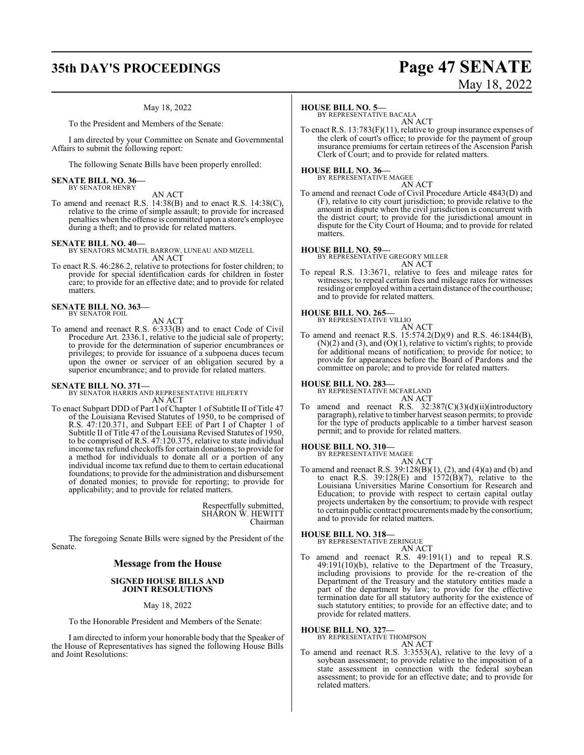May 18, 2022

To the President and Members of the Senate:

I am directed by your Committee on Senate and Governmental Affairs to submit the following report:

The following Senate Bills have been properly enrolled:

**SENATE BILL NO. 36—**
BY SENATOR HENRY

AN ACT

To amend and reenact R.S. 14:38(B) and to enact R.S. 14:38(C), relative to the crime of simple assault; to provide for increased penalties when the offense is committed upon a store's employee during a theft; and to provide for related matters.

**SENATE BILL NO. 40—**
BY SENATORS MCMATH, BARROW, LUNEAU AND MIZELL

AN ACT

To enact R.S. 46:286.2, relative to protections for foster children; to provide for special identification cards for children in foster care; to provide for an effective date; and to provide for related matters.

**SENATE BILL NO. 363—**
BY SENATOR FOIL

AN ACT

To amend and reenact R.S. 6:333(B) and to enact Code of Civil Procedure Art. 2336.1, relative to the judicial sale of property; to provide for the determination of superior encumbrances or privileges; to provide for issuance of a subpoena duces tecum upon the owner or servicer of an obligation secured by a superior encumbrance; and to provide for related matters.

**SENATE BILL NO. 371—**
BY SENATOR HARRIS AND REPRESENTATIVE HILFERTY

AN ACT

To enact Subpart DDD of Part I of Chapter 1 of Subtitle II of Title 47 of the Louisiana Revised Statutes of 1950, to be comprised of R.S. 47:120.371, and Subpart EEE of Part I of Chapter 1 of Subtitle II of Title 47 of the Louisiana Revised Statutes of 1950, to be comprised of R.S. 47:120.375, relative to state individual income tax refund checkoffs for certain donations; to provide for a method for individuals to donate all or a portion of any individual income tax refund due to them to certain educational foundations; to provide for the administration and disbursement of donated monies; to provide for reporting; to provide for applicability; and to provide for related matters.

Respectfully submitted,
SHARON W. HEWITT
Chairman

The foregoing Senate Bills were signed by the President of the Senate.

## Message from the House

### SIGNED HOUSE BILLS AND JOINT RESOLUTIONS

May 18, 2022

To the Honorable President and Members of the Senate:

I am directed to inform your honorable body that the Speaker of the House of Representatives has signed the following House Bills and Joint Resolutions:

**HOUSE BILL NO. 5—**
BY REPRESENTATIVE BACALA

AN ACT

To enact R.S. 13:783(F)(11), relative to group insurance expenses of the clerk of court's office; to provide for the payment of group insurance premiums for certain retirees of the Ascension Parish Clerk of Court; and to provide for related matters.

**HOUSE BILL NO. 36—**
BY REPRESENTATIVE MAGEE

AN ACT

To amend and reenact Code of Civil Procedure Article 4843(D) and (F), relative to city court jurisdiction; to provide relative to the amount in dispute when the civil jurisdiction is concurrent with the district court; to provide for the jurisdictional amount in dispute for the City Court of Houma; and to provide for related matters.

**HOUSE BILL NO. 59—**
BY REPRESENTATIVE GREGORY MILLER

AN ACT

To repeal R.S. 13:3671, relative to fees and mileage rates for witnesses; to repeal certain fees and mileage rates for witnesses residing or employed within a certain distance of the courthouse; and to provide for related matters.

**HOUSE BILL NO. 265—**
BY REPRESENTATIVE VILLIO

AN ACT

To amend and reenact R.S. 15:574.2(D)(9) and R.S. 46:1844(B), (N)(2) and (3), and (O)(1), relative to victim's rights; to provide for additional means of notification; to provide for notice; to provide for appearances before the Board of Pardons and the committee on parole; and to provide for related matters.

**HOUSE BILL NO. 283—**
BY REPRESENTATIVE MCFARLAND

AN ACT

To amend and reenact R.S. 32:387(C)(3)(d)(ii)(introductory paragraph), relative to timber harvest season permits; to provide for the type of products applicable to a timber harvest season permit; and to provide for related matters.

**HOUSE BILL NO. 310—**
BY REPRESENTATIVE MAGEE

AN ACT

To amend and reenact R.S. 39:128(B)(1), (2), and (4)(a) and (b) and to enact R.S. 39:128(E) and 1572(B)(7), relative to the Louisiana Universities Marine Consortium for Research and Education; to provide with respect to certain capital outlay projects undertaken by the consortium; to provide with respect to certain public contract procurements made by the consortium; and to provide for related matters.

**HOUSE BILL NO. 318—**
BY REPRESENTATIVE ZERINGUE

AN ACT

To amend and reenact R.S. 49:191(1) and to repeal R.S. 49:191(10)(b), relative to the Department of the Treasury, including provisions to provide for the re-creation of the Department of the Treasury and the statutory entities made a part of the department by law; to provide for the effective termination date for all statutory authority for the existence of such statutory entities; to provide for an effective date; and to provide for related matters.

**HOUSE BILL NO. 327—**
BY REPRESENTATIVE THOMPSON

AN ACT

To amend and reenact R.S. 3:3553(A), relative to the levy of a soybean assessment; to provide relative to the imposition of a state assessment in connection with the federal soybean assessment; to provide for an effective date; and to provide for related matters.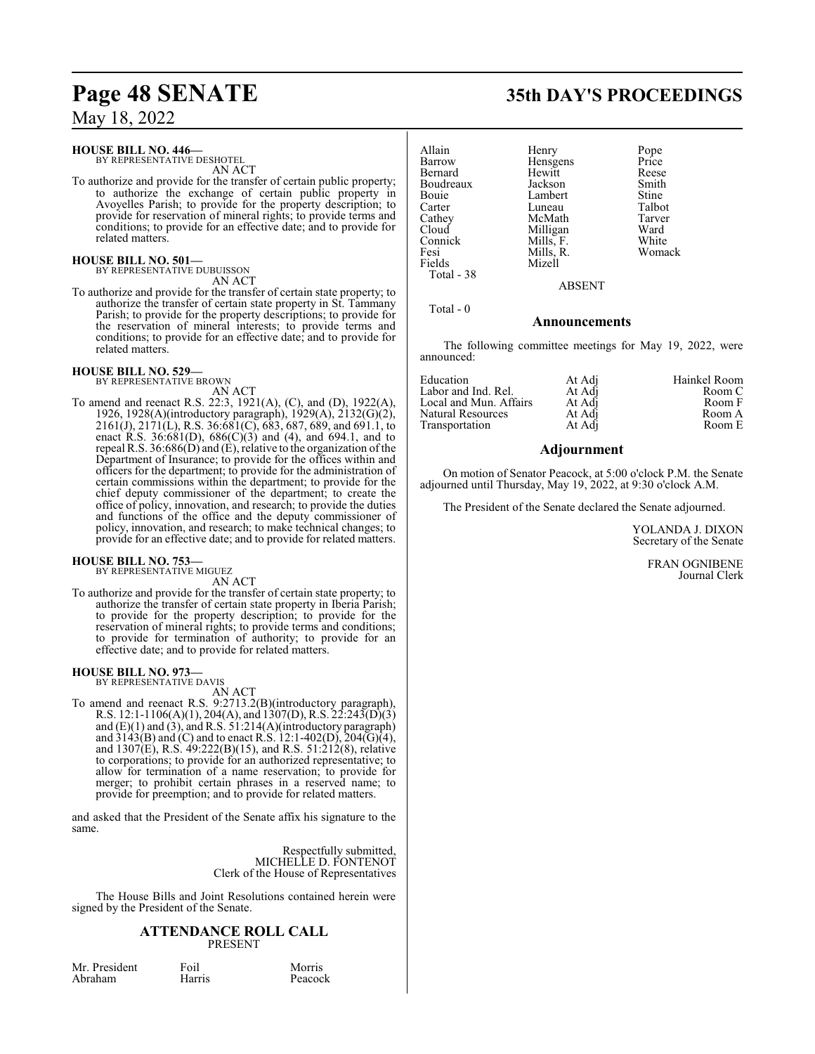**HOUSE BILL NO. 446—**
BY REPRESENTATIVE DESHOTEL

AN ACT

To authorize and provide for the transfer of certain public property; to authorize the exchange of certain public property in Avoyelles Parish; to provide for the property description; to provide for reservation of mineral rights; to provide terms and conditions; to provide for an effective date; and to provide for related matters.

**HOUSE BILL NO. 501—**
BY REPRESENTATIVE DUBUISSON

AN ACT

To authorize and provide for the transfer of certain state property; to authorize the transfer of certain state property in St. Tammany Parish; to provide for the property descriptions; to provide for the reservation of mineral interests; to provide terms and conditions; to provide for an effective date; and to provide for related matters.

**HOUSE BILL NO. 529—**
BY REPRESENTATIVE BROWN

AN ACT

To amend and reenact R.S. 22:3, 1921(A), (C), and (D), 1922(A), 1926, 1928(A)(introductory paragraph), 1929(A), 2132(G)(2), 2161(J), 2171(L), R.S. 36:681(C), 683, 687, 689, and 691.1, to enact R.S. 36:681(D), 686(C)(3) and (4), and 694.1, and to repeal R.S. 36:686(D) and (E), relative to the organization of the Department of Insurance; to provide for the offices within and officers for the department; to provide for the administration of certain commissions within the department; to provide for the chief deputy commissioner of the department; to create the office of policy, innovation, and research; to provide the duties and functions of the office and the deputy commissioner of policy, innovation, and research; to make technical changes; to provide for an effective date; and to provide for related matters.

**HOUSE BILL NO. 753—**
BY REPRESENTATIVE MIGUEZ

AN ACT

To authorize and provide for the transfer of certain state property; to authorize the transfer of certain state property in Iberia Parish; to provide for the property description; to provide for the reservation of mineral rights; to provide terms and conditions; to provide for termination of authority; to provide for an effective date; and to provide for related matters.

**HOUSE BILL NO. 973—**
BY REPRESENTATIVE DAVIS

AN ACT

To amend and reenact R.S. 9:2713.2(B)(introductory paragraph), R.S. 12:1-1106(A)(1), 204(A), and 1307(D), R.S. 22:243(D)(3) and (E)(1) and (3), and R.S. 51:214(A)(introductory paragraph) and 3143(B) and (C) and to enact R.S. 12:1-402(D), 204(G)(4), and 1307(E), R.S. 49:222(B)(15), and R.S. 51:212(8), relative to corporations; to provide for an authorized representative; to allow for termination of a name reservation; to provide for merger; to prohibit certain phrases in a reserved name; to provide for preemption; and to provide for related matters.

and asked that the President of the Senate affix his signature to the same.

Respectfully submitted,
MICHELLE D. FONTENOT
Clerk of the House of Representatives

The House Bills and Joint Resolutions contained herein were signed by the President of the Senate.

## ATTENDANCE ROLL CALL

PRESENT

| | | |
|---|---|---|
| Mr. President | Foil | Morris |
| Abraham | Harris | Peacock |
| Allain | Henry | Pope |
| Barrow | Hensgens | Price |
| Bernard | Hewitt | Reese |
| Boudreaux | Jackson | Smith |
| Bouie | Lambert | Stine |
| Carter | Luneau | Talbot |
| Cathey | McMath | Tarver |
| Cloud | Milligan | Ward |
| Connick | Mills, F. | White |
| Fesi | Mills, R. | Womack |
| Fields | Mizell | |

Total - 38

ABSENT

Total - 0

## Announcements

The following committee meetings for May 19, 2022, were announced:

| | | |
|---|---|---|
| Education | At Adj | Hainkel Room |
| Labor and Ind. Rel. | At Adj | Room C |
| Local and Mun. Affairs | At Adj | Room F |
| Natural Resources | At Adj | Room A |
| Transportation | At Adj | Room E |

## Adjournment

On motion of Senator Peacock, at 5:00 o'clock P.M. the Senate adjourned until Thursday, May 19, 2022, at 9:30 o'clock A.M.

The President of the Senate declared the Senate adjourned.

YOLANDA J. DIXON
Secretary of the Senate

FRAN OGNIBENE
Journal Clerk